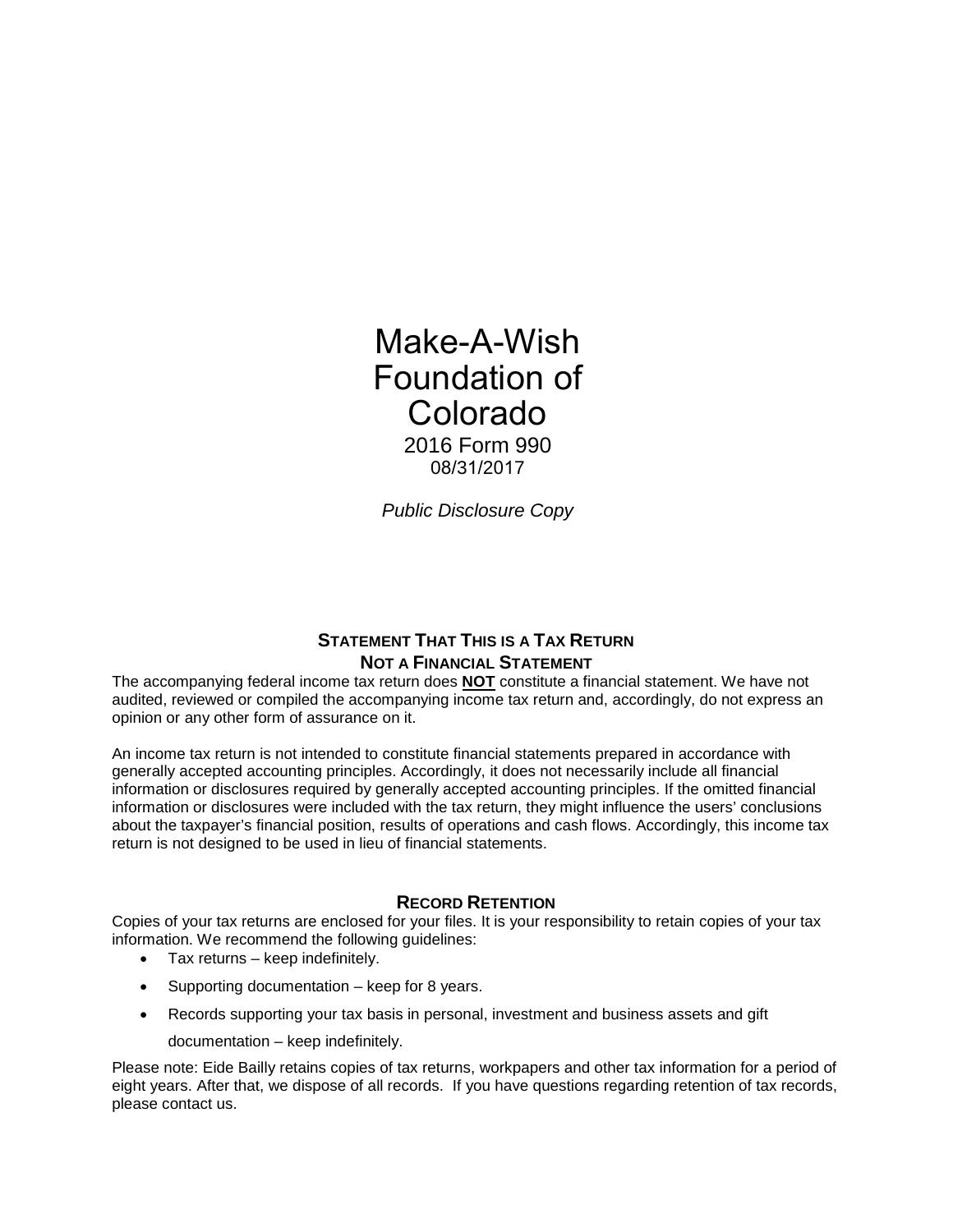# Make-A-Wish Foundation of Colorado

2016 Form 990

08/31/2017

*Public Disclosure Copy*

## STATEMENT THAT THIS IS A TAX RETURN NOT A FINANCIAL STATEMENT

The accompanying federal income tax return does **NOT** constitute a financial statement. We have not audited, reviewed or compiled the accompanying income tax return and, accordingly, do not express an opinion or any other form of assurance on it.

An income tax return is not intended to constitute financial statements prepared in accordance with generally accepted accounting principles. Accordingly, it does not necessarily include all financial information or disclosures required by generally accepted accounting principles. If the omitted financial information or disclosures were included with the tax return, they might influence the users' conclusions about the taxpayer's financial position, results of operations and cash flows. Accordingly, this income tax return is not designed to be used in lieu of financial statements.

## RECORD RETENTION

Copies of your tax returns are enclosed for your files. It is your responsibility to retain copies of your tax information. We recommend the following guidelines:

- Tax returns – keep indefinitely.
- Supporting documentation – keep for 8 years.
- Records supporting your tax basis in personal, investment and business assets and gift documentation – keep indefinitely.

Please note: Eide Bailly retains copies of tax returns, workpapers and other tax information for a period of eight years. After that, we dispose of all records. If you have questions regarding retention of tax records, please contact us.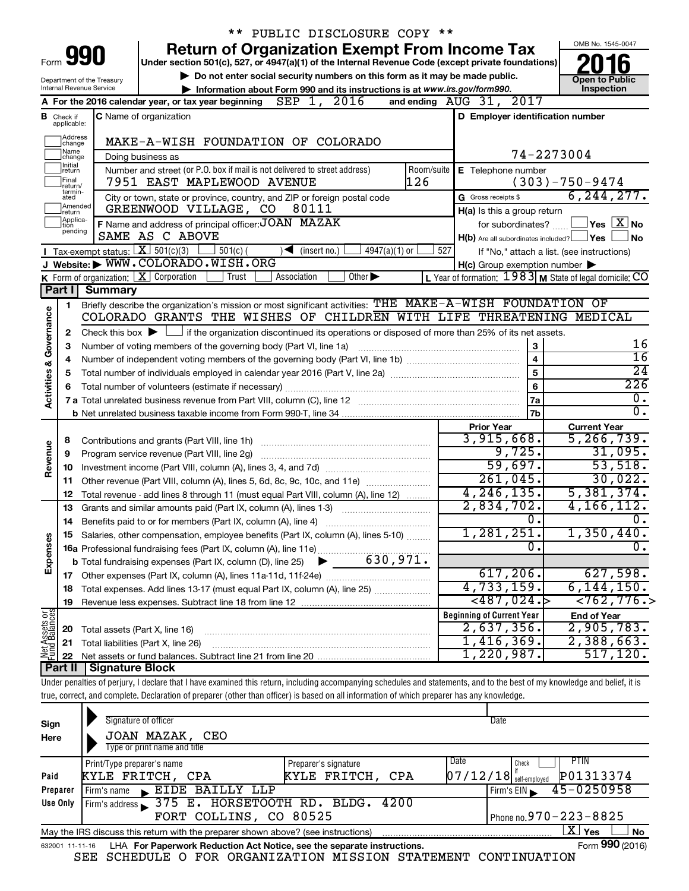\*\* PUBLIC DISCLOSURE COPY \*\*

# Form 990 — Return of Organization Exempt From Income Tax

Under section 501(c), 527, or 4947(a)(1) of the Internal Revenue Code (except private foundations)

▶ Do not enter social security numbers on this form as it may be made public.

▶ Information about Form 990 and its instructions is at www.irs.gov/form990.

Department of the Treasury
Internal Revenue Service

OMB No. 1545-0047

**2016**

**Open to Public Inspection**

**A** For the 2016 calendar year, or tax year beginning SEP 1, 2016 and ending AUG 31, 2017

**B** Check if applicable: Address change, Name change, Initial return, Final return/terminated, Amended return, Application pending

**C** Name of organization: MAKE-A-WISH FOUNDATION OF COLORADO

Doing business as

Number and street (or P.O. box if mail is not delivered to street address): 7951 EAST MAPLEWOOD AVENUE — Room/suite: 126

City or town, state or province, country, and ZIP or foreign postal code: GREENWOOD VILLAGE, CO 80111

**D** Employer identification number: 74-2273004

**E** Telephone number: (303)-750-9474

**G** Gross receipts $ 6,244,277.

**F** Name and address of principal officer: JOAN MAZAK, SAME AS C ABOVE

**H(a)** Is this a group return for subordinates? ☐ Yes ☒ No

**H(b)** Are all subordinates included? ☐ Yes ☐ No — If "No," attach a list. (see instructions)

**H(c)** Group exemption number ▶

**I** Tax-exempt status: ☒ 501(c)(3) ☐ 501(c) ( ) ◀ (insert no.) ☐ 4947(a)(1) or ☐ 527

**J** Website: ▶ WWW.COLORADO.WISH.ORG

**K** Form of organization: ☒ Corporation ☐ Trust ☐ Association ☐ Other ▶

**L** Year of formation: 1983 **M** State of legal domicile: CO

## Part I Summary

**Activities & Governance**

1. Briefly describe the organization's mission or most significant activities: THE MAKE-A-WISH FOUNDATION OF COLORADO GRANTS THE WISHES OF CHILDREN WITH LIFE THREATENING MEDICAL
2. Check this box ▶ ☐ if the organization discontinued its operations or disposed of more than 25% of its net assets.

| | | | |
|---|---|---|---|
| 3 | Number of voting members of the governing body (Part VI, line 1a) | 3 | 16 |
| 4 | Number of independent voting members of the governing body (Part VI, line 1b) | 4 | 16 |
| 5 | Total number of individuals employed in calendar year 2016 (Part V, line 2a) | 5 | 24 |
| 6 | Total number of volunteers (estimate if necessary) | 6 | 226 |
| 7a | Total unrelated business revenue from Part VIII, column (C), line 12 | 7a | 0. |
| b | Net unrelated business taxable income from Form 990-T, line 34 | 7b | 0. |

| | | | Prior Year | Current Year |
|---|---|---|---|---|
| **Revenue** | 8 | Contributions and grants (Part VIII, line 1h) | 3,915,668. | 5,266,739. |
| | 9 | Program service revenue (Part VIII, line 2g) | 9,725. | 31,095. |
| | 10 | Investment income (Part VIII, column (A), lines 3, 4, and 7d) | 59,697. | 53,518. |
| | 11 | Other revenue (Part VIII, column (A), lines 5, 6d, 8c, 9c, 10c, and 11e) | 261,045. | 30,022. |
| | 12 | Total revenue - add lines 8 through 11 (must equal Part VIII, column (A), line 12) | 4,246,135. | 5,381,374. |
| **Expenses** | 13 | Grants and similar amounts paid (Part IX, column (A), lines 1-3) | 2,834,702. | 4,166,112. |
| | 14 | Benefits paid to or for members (Part IX, column (A), line 4) | 0. | 0. |
| | 15 | Salaries, other compensation, employee benefits (Part IX, column (A), lines 5-10) | 1,281,251. | 1,350,440. |
| | 16a | Professional fundraising fees (Part IX, column (A), line 11e) | 0. | 0. |
| | b | Total fundraising expenses (Part IX, column (D), line 25) ▶ 630,971. | | |
| | 17 | Other expenses (Part IX, column (A), lines 11a-11d, 11f-24e) | 617,206. | 627,598. |
| | 18 | Total expenses. Add lines 13-17 (must equal Part IX, column (A), line 25) | 4,733,159. | 6,144,150. |
| | 19 | Revenue less expenses. Subtract line 18 from line 12 | <487,024.> | <762,776.> |

| | | | Beginning of Current Year | End of Year |
|---|---|---|---|---|
| **Net Assets or Fund Balances** | 20 | Total assets (Part X, line 16) | 2,637,356. | 2,905,783. |
| | 21 | Total liabilities (Part X, line 26) | 1,416,369. | 2,388,663. |
| | 22 | Net assets or fund balances. Subtract line 21 from line 20 | 1,220,987. | 517,120. |

## Part II Signature Block

Under penalties of perjury, I declare that I have examined this return, including accompanying schedules and statements, and to the best of my knowledge and belief, it is true, correct, and complete. Declaration of preparer (other than officer) is based on all information of which preparer has any knowledge.

**Sign Here**

Signature of officer — Date

JOAN MAZAK, CEO
Type or print name and title

| **Paid Preparer Use Only** | | | | |
|---|---|---|---|---|
| Print/Type preparer's name | Preparer's signature | Date | Check ☐ if self-employed | PTIN |
| KYLE FRITCH, CPA | KYLE FRITCH, CPA | 07/12/18 | | P01313374 |
| Firm's name ▶ EIDE BAILLY LLP | | Firm's EIN ▶ 45-0250958 | | |
| Firm's address ▶ 375 E. HORSETOOTH RD. BLDG. 4200, FORT COLLINS, CO 80525 | | Phone no. 970-223-8825 | | |

May the IRS discuss this return with the preparer shown above? (see instructions) ☒ Yes ☐ No

632001 11-11-16 LHA For Paperwork Reduction Act Notice, see the separate instructions. Form **990** (2016)

SEE SCHEDULE O FOR ORGANIZATION MISSION STATEMENT CONTINUATION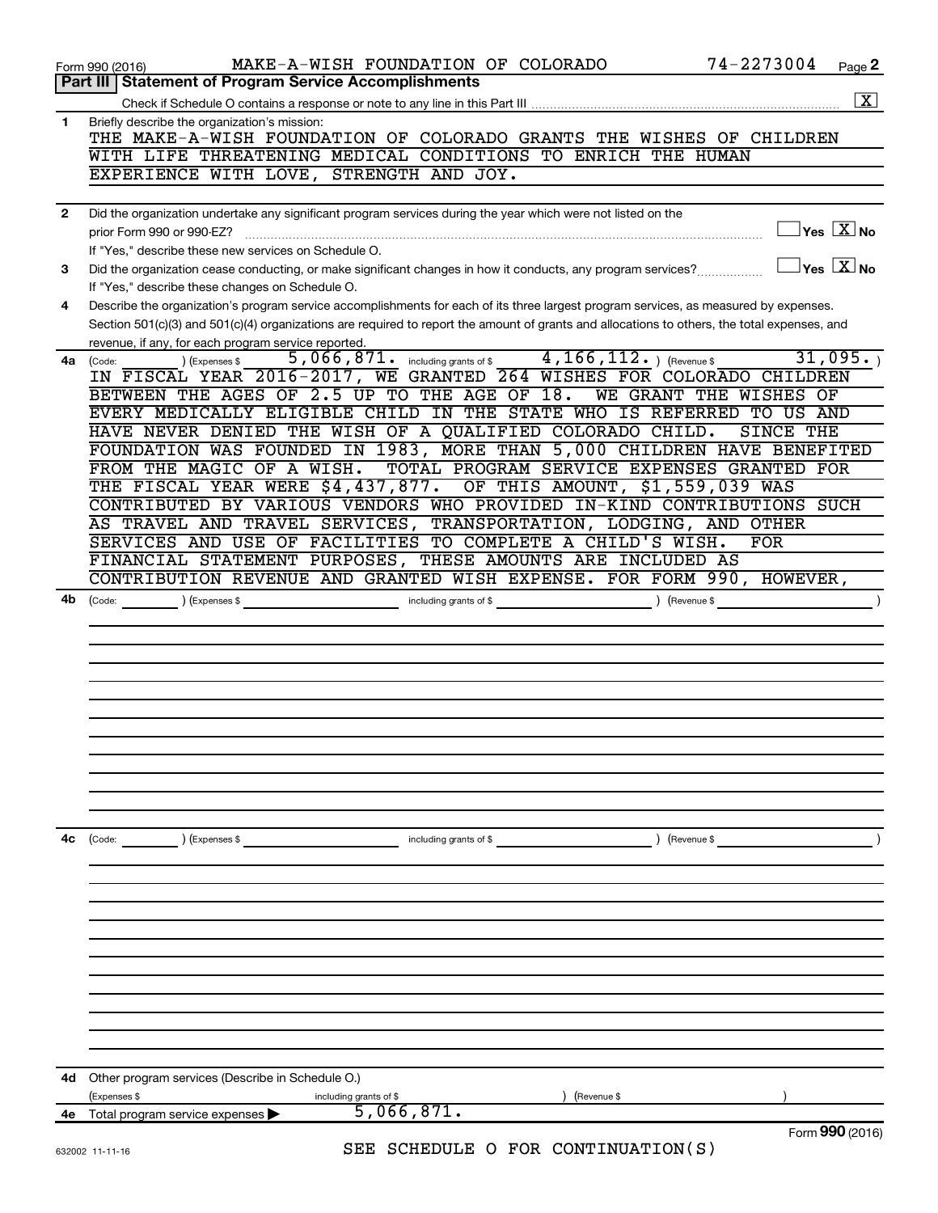Form 990 (2016) MAKE-A-WISH FOUNDATION OF COLORADO 74-2273004 Page **2**

## Part III | Statement of Program Service Accomplishments

Check if Schedule O contains a response or note to any line in this Part III ..... [X]

**1** Briefly describe the organization's mission:

THE MAKE-A-WISH FOUNDATION OF COLORADO GRANTS THE WISHES OF CHILDREN WITH LIFE THREATENING MEDICAL CONDITIONS TO ENRICH THE HUMAN EXPERIENCE WITH LOVE, STRENGTH AND JOY.

**2** Did the organization undertake any significant program services during the year which were not listed on the prior Form 990 or 990-EZ? ..... [ ] Yes [X] No

If "Yes," describe these new services on Schedule O.

**3** Did the organization cease conducting, or make significant changes in how it conducts, any program services? ..... [ ] Yes [X] No

If "Yes," describe these changes on Schedule O.

**4** Describe the organization's program service accomplishments for each of its three largest program services, as measured by expenses. Section 501(c)(3) and 501(c)(4) organizations are required to report the amount of grants and allocations to others, the total expenses, and revenue, if any, for each program service reported.

**4a** (Code: ) (Expenses $ 5,066,871. including grants of $ 4,166,112. ) (Revenue $ 31,095. )

IN FISCAL YEAR 2016-2017, WE GRANTED 264 WISHES FOR COLORADO CHILDREN BETWEEN THE AGES OF 2.5 UP TO THE AGE OF 18. WE GRANT THE WISHES OF EVERY MEDICALLY ELIGIBLE CHILD IN THE STATE WHO IS REFERRED TO US AND HAVE NEVER DENIED THE WISH OF A QUALIFIED COLORADO CHILD. SINCE THE FOUNDATION WAS FOUNDED IN 1983, MORE THAN 5,000 CHILDREN HAVE BENEFITED FROM THE MAGIC OF A WISH. TOTAL PROGRAM SERVICE EXPENSES GRANTED FOR THE FISCAL YEAR WERE $4,437,877. OF THIS AMOUNT, $1,559,039 WAS CONTRIBUTED BY VARIOUS VENDORS WHO PROVIDED IN-KIND CONTRIBUTIONS SUCH AS TRAVEL AND TRAVEL SERVICES, TRANSPORTATION, LODGING, AND OTHER SERVICES AND USE OF FACILITIES TO COMPLETE A CHILD'S WISH. FOR FINANCIAL STATEMENT PURPOSES, THESE AMOUNTS ARE INCLUDED AS CONTRIBUTION REVENUE AND GRANTED WISH EXPENSE. FOR FORM 990, HOWEVER,

**4b** (Code: ) (Expenses $ including grants of $ ) (Revenue $ )

**4c** (Code: ) (Expenses $ including grants of $ ) (Revenue $ )

**4d** Other program services (Describe in Schedule O.)

(Expenses $ including grants of $ ) (Revenue $ )

**4e** Total program service expenses ▶ 5,066,871.

SEE SCHEDULE O FOR CONTINUATION(S)

Form **990** (2016)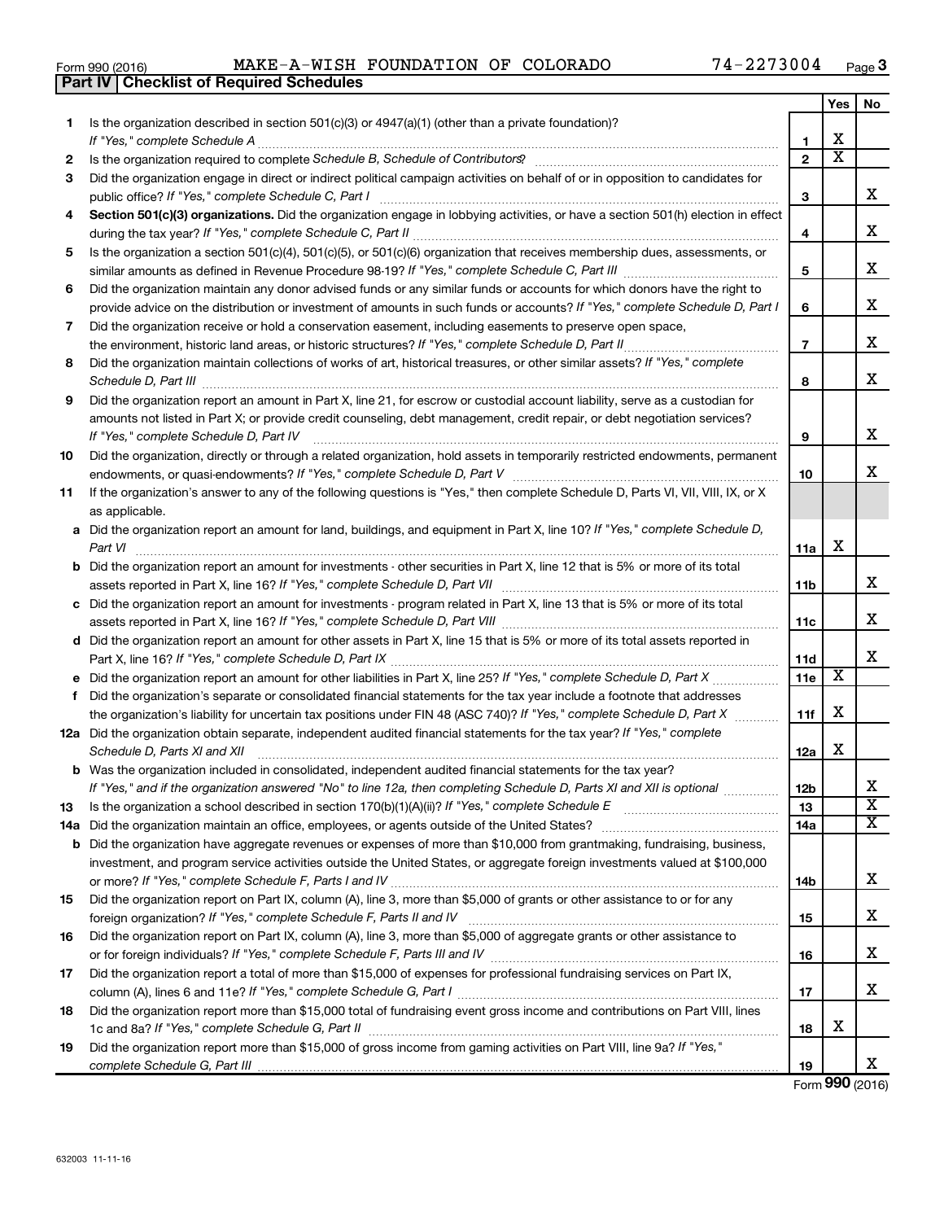Form 990 (2016) MAKE-A-WISH FOUNDATION OF COLORADO 74-2273004 Page 3

## Part IV | Checklist of Required Schedules

| | | | Yes | No |
|---|---|---|---|---|
| 1 | Is the organization described in section 501(c)(3) or 4947(a)(1) (other than a private foundation)? *If "Yes," complete Schedule A* | 1 | X | |
| 2 | Is the organization required to complete *Schedule B, Schedule of Contributors*? | 2 | X | |
| 3 | Did the organization engage in direct or indirect political campaign activities on behalf of or in opposition to candidates for public office? *If "Yes," complete Schedule C, Part I* | 3 | | X |
| 4 | **Section 501(c)(3) organizations.** Did the organization engage in lobbying activities, or have a section 501(h) election in effect during the tax year? *If "Yes," complete Schedule C, Part II* | 4 | | X |
| 5 | Is the organization a section 501(c)(4), 501(c)(5), or 501(c)(6) organization that receives membership dues, assessments, or similar amounts as defined in Revenue Procedure 98-19? *If "Yes," complete Schedule C, Part III* | 5 | | X |
| 6 | Did the organization maintain any donor advised funds or any similar funds or accounts for which donors have the right to provide advice on the distribution or investment of amounts in such funds or accounts? *If "Yes," complete Schedule D, Part I* | 6 | | X |
| 7 | Did the organization receive or hold a conservation easement, including easements to preserve open space, the environment, historic land areas, or historic structures? *If "Yes," complete Schedule D, Part II* | 7 | | X |
| 8 | Did the organization maintain collections of works of art, historical treasures, or other similar assets? *If "Yes," complete Schedule D, Part III* | 8 | | X |
| 9 | Did the organization report an amount in Part X, line 21, for escrow or custodial account liability, serve as a custodian for amounts not listed in Part X; or provide credit counseling, debt management, credit repair, or debt negotiation services? *If "Yes," complete Schedule D, Part IV* | 9 | | X |
| 10 | Did the organization, directly or through a related organization, hold assets in temporarily restricted endowments, permanent endowments, or quasi-endowments? *If "Yes," complete Schedule D, Part V* | 10 | | X |
| 11 | If the organization's answer to any of the following questions is "Yes," then complete Schedule D, Parts VI, VII, VIII, IX, or X as applicable. | | | |
| a | Did the organization report an amount for land, buildings, and equipment in Part X, line 10? *If "Yes," complete Schedule D, Part VI* | 11a | X | |
| b | Did the organization report an amount for investments - other securities in Part X, line 12 that is 5% or more of its total assets reported in Part X, line 16? *If "Yes," complete Schedule D, Part VII* | 11b | | X |
| c | Did the organization report an amount for investments - program related in Part X, line 13 that is 5% or more of its total assets reported in Part X, line 16? *If "Yes," complete Schedule D, Part VIII* | 11c | | X |
| d | Did the organization report an amount for other assets in Part X, line 15 that is 5% or more of its total assets reported in Part X, line 16? *If "Yes," complete Schedule D, Part IX* | 11d | | X |
| e | Did the organization report an amount for other liabilities in Part X, line 25? *If "Yes," complete Schedule D, Part X* | 11e | X | |
| f | Did the organization's separate or consolidated financial statements for the tax year include a footnote that addresses the organization's liability for uncertain tax positions under FIN 48 (ASC 740)? *If "Yes," complete Schedule D, Part X* | 11f | X | |
| 12a | Did the organization obtain separate, independent audited financial statements for the tax year? *If "Yes," complete Schedule D, Parts XI and XII* | 12a | X | |
| b | Was the organization included in consolidated, independent audited financial statements for the tax year? *If "Yes," and if the organization answered "No" to line 12a, then completing Schedule D, Parts XI and XII is optional* | 12b | | X |
| 13 | Is the organization a school described in section 170(b)(1)(A)(ii)? *If "Yes," complete Schedule E* | 13 | | X |
| 14a | Did the organization maintain an office, employees, or agents outside of the United States? | 14a | | X |
| b | Did the organization have aggregate revenues or expenses of more than $10,000 from grantmaking, fundraising, business, investment, and program service activities outside the United States, or aggregate foreign investments valued at $100,000 or more? *If "Yes," complete Schedule F, Parts I and IV* | 14b | | X |
| 15 | Did the organization report on Part IX, column (A), line 3, more than $5,000 of grants or other assistance to or for any foreign organization? *If "Yes," complete Schedule F, Parts II and IV* | 15 | | X |
| 16 | Did the organization report on Part IX, column (A), line 3, more than $5,000 of aggregate grants or other assistance to or for foreign individuals? *If "Yes," complete Schedule F, Parts III and IV* | 16 | | X |
| 17 | Did the organization report a total of more than $15,000 of expenses for professional fundraising services on Part IX, column (A), lines 6 and 11e? *If "Yes," complete Schedule G, Part I* | 17 | | X |
| 18 | Did the organization report more than $15,000 total of fundraising event gross income and contributions on Part VIII, lines 1c and 8a? *If "Yes," complete Schedule G, Part II* | 18 | X | |
| 19 | Did the organization report more than $15,000 of gross income from gaming activities on Part VIII, line 9a? *If "Yes," complete Schedule G, Part III* | 19 | | X |

Form **990** (2016)

632003 11-11-16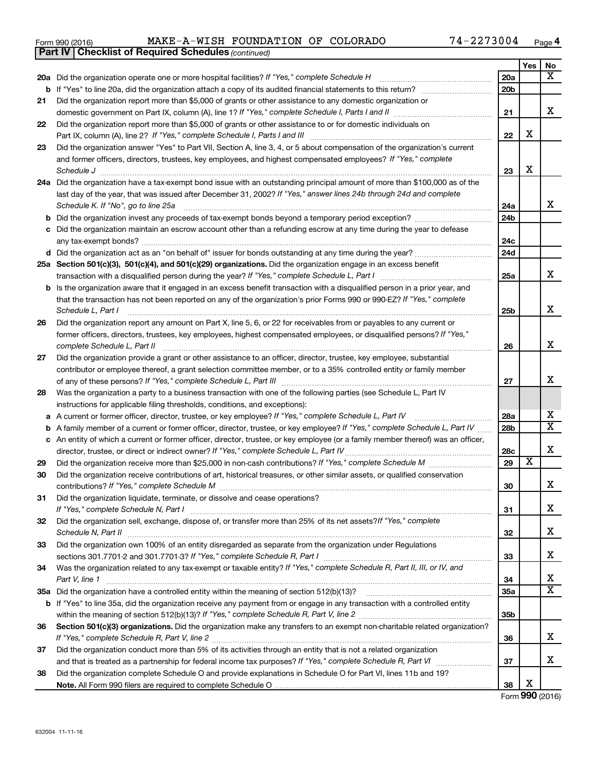Form 990 (2016) MAKE-A-WISH FOUNDATION OF COLORADO 74-2273004 Page 4

**Part IV | Checklist of Required Schedules** *(continued)*

| | | | Yes | No |
|---|---|---|---|---|
| **20a** | Did the organization operate one or more hospital facilities? *If "Yes," complete Schedule H* | 20a | | X |
| **b** | If "Yes" to line 20a, did the organization attach a copy of its audited financial statements to this return? | 20b | | |
| **21** | Did the organization report more than $5,000 of grants or other assistance to any domestic organization or domestic government on Part IX, column (A), line 1? *If "Yes," complete Schedule I, Parts I and II* | 21 | | X |
| **22** | Did the organization report more than $5,000 of grants or other assistance to or for domestic individuals on Part IX, column (A), line 2? *If "Yes," complete Schedule I, Parts I and III* | 22 | X | |
| **23** | Did the organization answer "Yes" to Part VII, Section A, line 3, 4, or 5 about compensation of the organization's current and former officers, directors, trustees, key employees, and highest compensated employees? *If "Yes," complete Schedule J* | 23 | X | |
| **24a** | Did the organization have a tax-exempt bond issue with an outstanding principal amount of more than $100,000 as of the last day of the year, that was issued after December 31, 2002? *If "Yes," answer lines 24b through 24d and complete Schedule K. If "No", go to line 25a* | 24a | | X |
| **b** | Did the organization invest any proceeds of tax-exempt bonds beyond a temporary period exception? | 24b | | |
| **c** | Did the organization maintain an escrow account other than a refunding escrow at any time during the year to defease any tax-exempt bonds? | 24c | | |
| **d** | Did the organization act as an "on behalf of" issuer for bonds outstanding at any time during the year? | 24d | | |
| **25a** | **Section 501(c)(3), 501(c)(4), and 501(c)(29) organizations.** Did the organization engage in an excess benefit transaction with a disqualified person during the year? *If "Yes," complete Schedule L, Part I* | 25a | | X |
| **b** | Is the organization aware that it engaged in an excess benefit transaction with a disqualified person in a prior year, and that the transaction has not been reported on any of the organization's prior Forms 990 or 990-EZ? *If "Yes," complete Schedule L, Part I* | 25b | | X |
| **26** | Did the organization report any amount on Part X, line 5, 6, or 22 for receivables from or payables to any current or former officers, directors, trustees, key employees, highest compensated employees, or disqualified persons? *If "Yes," complete Schedule L, Part II* | 26 | | X |
| **27** | Did the organization provide a grant or other assistance to an officer, director, trustee, key employee, substantial contributor or employee thereof, a grant selection committee member, or to a 35% controlled entity or family member of any of these persons? *If "Yes," complete Schedule L, Part III* | 27 | | X |
| **28** | Was the organization a party to a business transaction with one of the following parties (see Schedule L, Part IV instructions for applicable filing thresholds, conditions, and exceptions): | | | |
| **a** | A current or former officer, director, trustee, or key employee? *If "Yes," complete Schedule L, Part IV* | 28a | | X |
| **b** | A family member of a current or former officer, director, trustee, or key employee? *If "Yes," complete Schedule L, Part IV* | 28b | | X |
| **c** | An entity of which a current or former officer, director, trustee, or key employee (or a family member thereof) was an officer, director, trustee, or direct or indirect owner? *If "Yes," complete Schedule L, Part IV* | 28c | | X |
| **29** | Did the organization receive more than $25,000 in non-cash contributions? *If "Yes," complete Schedule M* | 29 | X | |
| **30** | Did the organization receive contributions of art, historical treasures, or other similar assets, or qualified conservation contributions? *If "Yes," complete Schedule M* | 30 | | X |
| **31** | Did the organization liquidate, terminate, or dissolve and cease operations? *If "Yes," complete Schedule N, Part I* | 31 | | X |
| **32** | Did the organization sell, exchange, dispose of, or transfer more than 25% of its net assets? *If "Yes," complete Schedule N, Part II* | 32 | | X |
| **33** | Did the organization own 100% of an entity disregarded as separate from the organization under Regulations sections 301.7701-2 and 301.7701-3? *If "Yes," complete Schedule R, Part I* | 33 | | X |
| **34** | Was the organization related to any tax-exempt or taxable entity? *If "Yes," complete Schedule R, Part II, III, or IV, and Part V, line 1* | 34 | | X |
| **35a** | Did the organization have a controlled entity within the meaning of section 512(b)(13)? | 35a | | X |
| **b** | If "Yes" to line 35a, did the organization receive any payment from or engage in any transaction with a controlled entity within the meaning of section 512(b)(13)? *If "Yes," complete Schedule R, Part V, line 2* | 35b | | |
| **36** | **Section 501(c)(3) organizations.** Did the organization make any transfers to an exempt non-charitable related organization? *If "Yes," complete Schedule R, Part V, line 2* | 36 | | X |
| **37** | Did the organization conduct more than 5% of its activities through an entity that is not a related organization and that is treated as a partnership for federal income tax purposes? *If "Yes," complete Schedule R, Part VI* | 37 | | X |
| **38** | Did the organization complete Schedule O and provide explanations in Schedule O for Part VI, lines 11b and 19? **Note.** All Form 990 filers are required to complete Schedule O | 38 | X | |

Form **990** (2016)

632004 11-11-16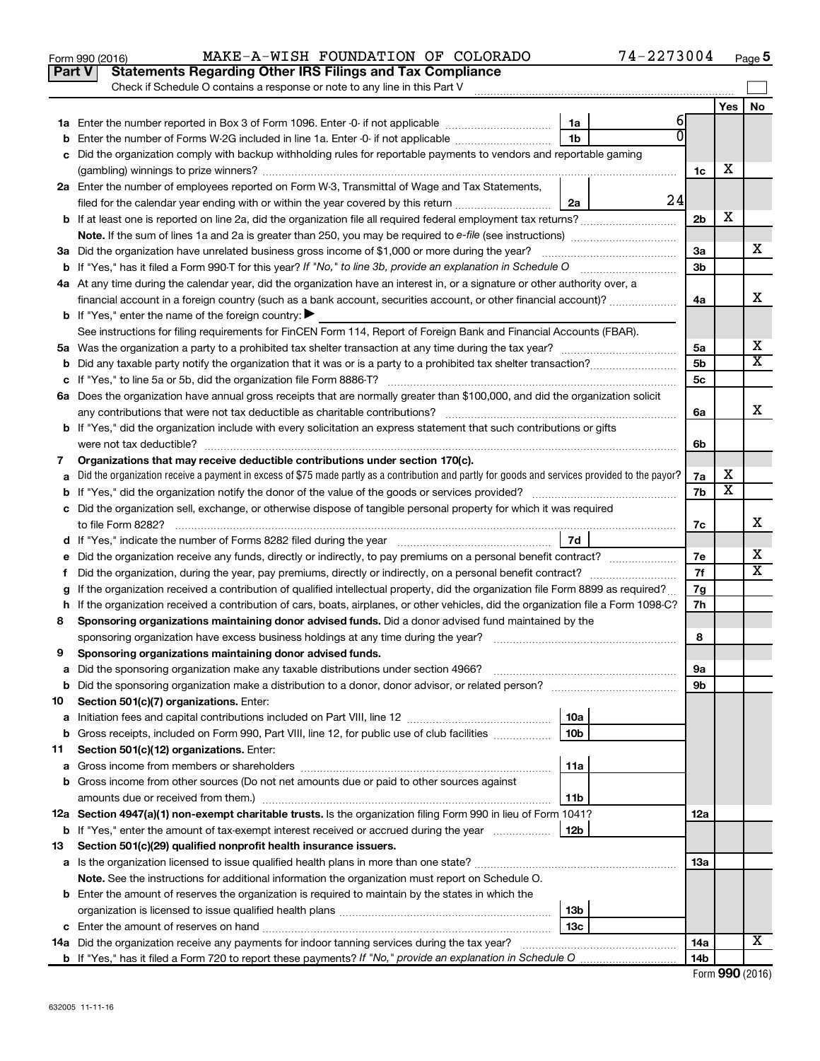Form 990 (2016) MAKE-A-WISH FOUNDATION OF COLORADO 74-2273004 Page 5

## Part V Statements Regarding Other IRS Filings and Tax Compliance

Check if Schedule O contains a response or note to any line in this Part V

| | | | | | Yes | No |
|---|---|---|---|---|---|---|
| **1a** | Enter the number reported in Box 3 of Form 1096. Enter -0- if not applicable | 1a | 6 | | | |
| **b** | Enter the number of Forms W-2G included in line 1a. Enter -0- if not applicable | 1b | 0 | | | |
| **c** | Did the organization comply with backup withholding rules for reportable payments to vendors and reportable gaming (gambling) winnings to prize winners? | | | 1c | X | |
| **2a** | Enter the number of employees reported on Form W-3, Transmittal of Wage and Tax Statements, filed for the calendar year ending with or within the year covered by this return | 2a | 24 | | | |
| **b** | If at least one is reported on line 2a, did the organization file all required federal employment tax returns? | | | 2b | X | |
| | **Note.** If the sum of lines 1a and 2a is greater than 250, you may be required to *e-file* (see instructions) | | | | | |
| **3a** | Did the organization have unrelated business gross income of $1,000 or more during the year? | | | 3a | | X |
| **b** | If "Yes," has it filed a Form 990-T for this year? *If "No," to line 3b, provide an explanation in Schedule O* | | | 3b | | |
| **4a** | At any time during the calendar year, did the organization have an interest in, or a signature or other authority over, a financial account in a foreign country (such as a bank account, securities account, or other financial account)? | | | 4a | | X |
| **b** | If "Yes," enter the name of the foreign country: ▶ | | | | | |
| | See instructions for filing requirements for FinCEN Form 114, Report of Foreign Bank and Financial Accounts (FBAR). | | | | | |
| **5a** | Was the organization a party to a prohibited tax shelter transaction at any time during the tax year? | | | 5a | | X |
| **b** | Did any taxable party notify the organization that it was or is a party to a prohibited tax shelter transaction? | | | 5b | | X |
| **c** | If "Yes," to line 5a or 5b, did the organization file Form 8886-T? | | | 5c | | |
| **6a** | Does the organization have annual gross receipts that are normally greater than $100,000, and did the organization solicit any contributions that were not tax deductible as charitable contributions? | | | 6a | | X |
| **b** | If "Yes," did the organization include with every solicitation an express statement that such contributions or gifts were not tax deductible? | | | 6b | | |
| **7** | **Organizations that may receive deductible contributions under section 170(c).** | | | | | |
| **a** | Did the organization receive a payment in excess of $75 made partly as a contribution and partly for goods and services provided to the payor? | | | 7a | X | |
| **b** | If "Yes," did the organization notify the donor of the value of the goods or services provided? | | | 7b | X | |
| **c** | Did the organization sell, exchange, or otherwise dispose of tangible personal property for which it was required to file Form 8282? | | | 7c | | X |
| **d** | If "Yes," indicate the number of Forms 8282 filed during the year | 7d | | | | |
| **e** | Did the organization receive any funds, directly or indirectly, to pay premiums on a personal benefit contract? | | | 7e | | X |
| **f** | Did the organization, during the year, pay premiums, directly or indirectly, on a personal benefit contract? | | | 7f | | X |
| **g** | If the organization received a contribution of qualified intellectual property, did the organization file Form 8899 as required? | | | 7g | | |
| **h** | If the organization received a contribution of cars, boats, airplanes, or other vehicles, did the organization file a Form 1098-C? | | | 7h | | |
| **8** | **Sponsoring organizations maintaining donor advised funds.** Did a donor advised fund maintained by the sponsoring organization have excess business holdings at any time during the year? | | | 8 | | |
| **9** | **Sponsoring organizations maintaining donor advised funds.** | | | | | |
| **a** | Did the sponsoring organization make any taxable distributions under section 4966? | | | 9a | | |
| **b** | Did the sponsoring organization make a distribution to a donor, donor advisor, or related person? | | | 9b | | |
| **10** | **Section 501(c)(7) organizations.** Enter: | | | | | |
| **a** | Initiation fees and capital contributions included on Part VIII, line 12 | 10a | | | | |
| **b** | Gross receipts, included on Form 990, Part VIII, line 12, for public use of club facilities | 10b | | | | |
| **11** | **Section 501(c)(12) organizations.** Enter: | | | | | |
| **a** | Gross income from members or shareholders | 11a | | | | |
| **b** | Gross income from other sources (Do not net amounts due or paid to other sources against amounts due or received from them.) | 11b | | | | |
| **12a** | **Section 4947(a)(1) non-exempt charitable trusts.** Is the organization filing Form 990 in lieu of Form 1041? | | | 12a | | |
| **b** | If "Yes," enter the amount of tax-exempt interest received or accrued during the year | 12b | | | | |
| **13** | **Section 501(c)(29) qualified nonprofit health insurance issuers.** | | | | | |
| **a** | Is the organization licensed to issue qualified health plans in more than one state? | | | 13a | | |
| | **Note.** See the instructions for additional information the organization must report on Schedule O. | | | | | |
| **b** | Enter the amount of reserves the organization is required to maintain by the states in which the organization is licensed to issue qualified health plans | 13b | | | | |
| **c** | Enter the amount of reserves on hand | 13c | | | | |
| **14a** | Did the organization receive any payments for indoor tanning services during the tax year? | | | 14a | | X |
| **b** | If "Yes," has it filed a Form 720 to report these payments? *If "No," provide an explanation in Schedule O* | | | 14b | | |

Form **990** (2016)

632005 11-11-16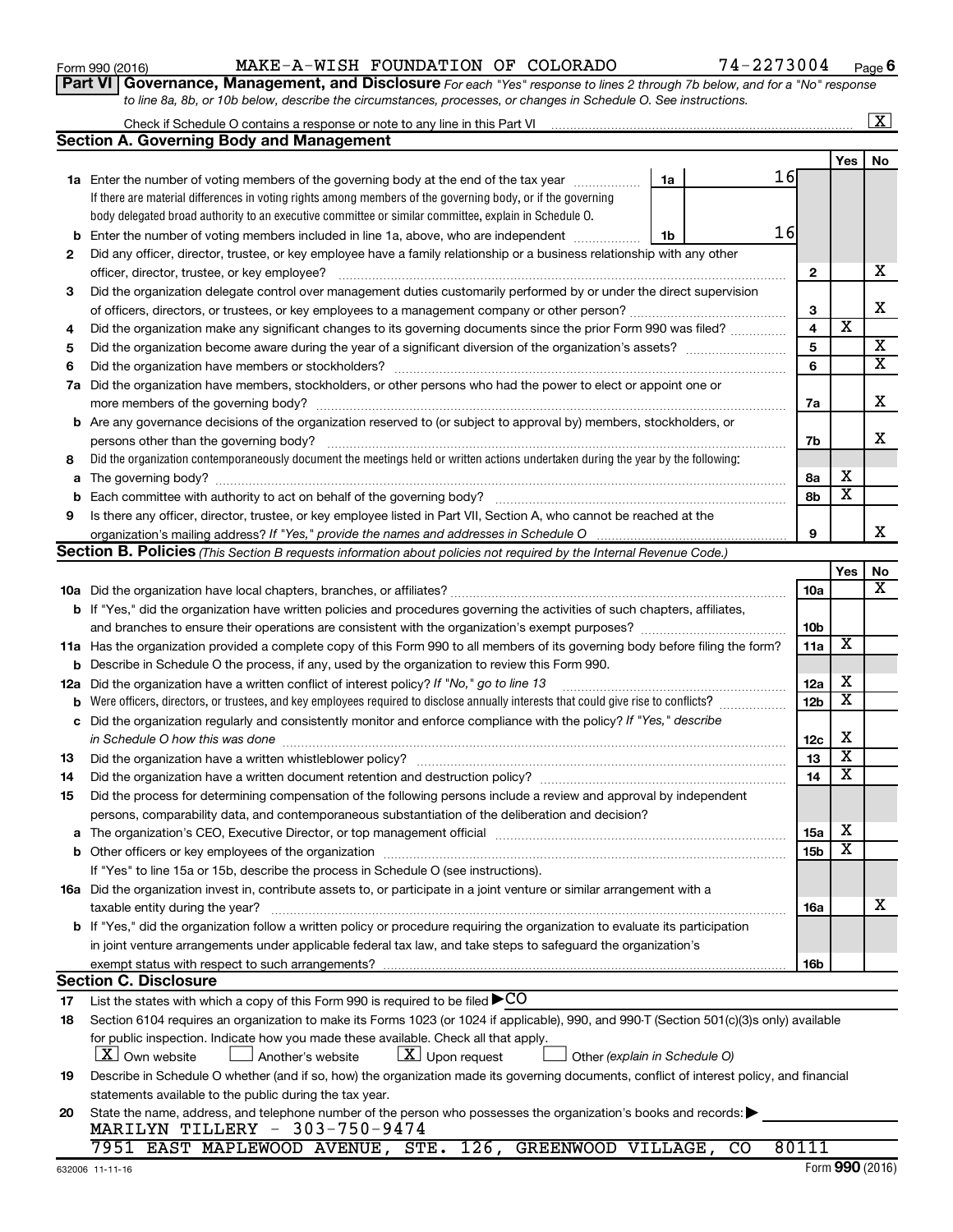Form 990 (2016) MAKE-A-WISH FOUNDATION OF COLORADO 74-2273004 Page 6

**Part VI Governance, Management, and Disclosure** *For each "Yes" response to lines 2 through 7b below, and for a "No" response to line 8a, 8b, or 10b below, describe the circumstances, processes, or changes in Schedule O. See instructions.*

Check if Schedule O contains a response or note to any line in this Part VI ... [X]

## Section A. Governing Body and Management

| | | | Yes | No |
|---|---|---|---|---|
| **1a** | Enter the number of voting members of the governing body at the end of the tax year ... **1a** 16. If there are material differences in voting rights among members of the governing body, or if the governing body delegated broad authority to an executive committee or similar committee, explain in Schedule O. | | | |
| **b** | Enter the number of voting members included in line 1a, above, who are independent ... **1b** 16 | | | |
| **2** | Did any officer, director, trustee, or key employee have a family relationship or a business relationship with any other officer, director, trustee, or key employee? | 2 | | X |
| **3** | Did the organization delegate control over management duties customarily performed by or under the direct supervision of officers, directors, or trustees, or key employees to a management company or other person? | 3 | | X |
| **4** | Did the organization make any significant changes to its governing documents since the prior Form 990 was filed? | 4 | X | |
| **5** | Did the organization become aware during the year of a significant diversion of the organization's assets? | 5 | | X |
| **6** | Did the organization have members or stockholders? | 6 | | X |
| **7a** | Did the organization have members, stockholders, or other persons who had the power to elect or appoint one or more members of the governing body? | 7a | | X |
| **b** | Are any governance decisions of the organization reserved to (or subject to approval by) members, stockholders, or persons other than the governing body? | 7b | | X |
| **8** | Did the organization contemporaneously document the meetings held or written actions undertaken during the year by the following: | | | |
| **a** | The governing body? | 8a | X | |
| **b** | Each committee with authority to act on behalf of the governing body? | 8b | X | |
| **9** | Is there any officer, director, trustee, or key employee listed in Part VII, Section A, who cannot be reached at the organization's mailing address? *If "Yes," provide the names and addresses in Schedule O* | 9 | | X |

## Section B. Policies *(This Section B requests information about policies not required by the Internal Revenue Code.)*

| | | | Yes | No |
|---|---|---|---|---|
| **10a** | Did the organization have local chapters, branches, or affiliates? | 10a | | X |
| **b** | If "Yes," did the organization have written policies and procedures governing the activities of such chapters, affiliates, and branches to ensure their operations are consistent with the organization's exempt purposes? | 10b | | |
| **11a** | Has the organization provided a complete copy of this Form 990 to all members of its governing body before filing the form? | 11a | X | |
| **b** | Describe in Schedule O the process, if any, used by the organization to review this Form 990. | | | |
| **12a** | Did the organization have a written conflict of interest policy? *If "No," go to line 13* | 12a | X | |
| **b** | Were officers, directors, or trustees, and key employees required to disclose annually interests that could give rise to conflicts? | 12b | X | |
| **c** | Did the organization regularly and consistently monitor and enforce compliance with the policy? *If "Yes," describe in Schedule O how this was done* | 12c | X | |
| **13** | Did the organization have a written whistleblower policy? | 13 | X | |
| **14** | Did the organization have a written document retention and destruction policy? | 14 | X | |
| **15** | Did the process for determining compensation of the following persons include a review and approval by independent persons, comparability data, and contemporaneous substantiation of the deliberation and decision? | | | |
| **a** | The organization's CEO, Executive Director, or top management official | 15a | X | |
| **b** | Other officers or key employees of the organization | 15b | X | |
| | If "Yes" to line 15a or 15b, describe the process in Schedule O (see instructions). | | | |
| **16a** | Did the organization invest in, contribute assets to, or participate in a joint venture or similar arrangement with a taxable entity during the year? | 16a | | X |
| **b** | If "Yes," did the organization follow a written policy or procedure requiring the organization to evaluate its participation in joint venture arrangements under applicable federal tax law, and take steps to safeguard the organization's exempt status with respect to such arrangements? | 16b | | |

## Section C. Disclosure

**17** List the states with which a copy of this Form 990 is required to be filed ▶ CO

**18** Section 6104 requires an organization to make its Forms 1023 (or 1024 if applicable), 990, and 990-T (Section 501(c)(3)s only) available for public inspection. Indicate how you made these available. Check all that apply.

[X] Own website [ ] Another's website [X] Upon request [ ] Other *(explain in Schedule O)*

**19** Describe in Schedule O whether (and if so, how) the organization made its governing documents, conflict of interest policy, and financial statements available to the public during the tax year.

**20** State the name, address, and telephone number of the person who possesses the organization's books and records: ▶

MARILYN TILLERY - 303-750-9474
7951 EAST MAPLEWOOD AVENUE, STE. 126, GREENWOOD VILLAGE, CO 80111

632006 11-11-16 Form **990** (2016)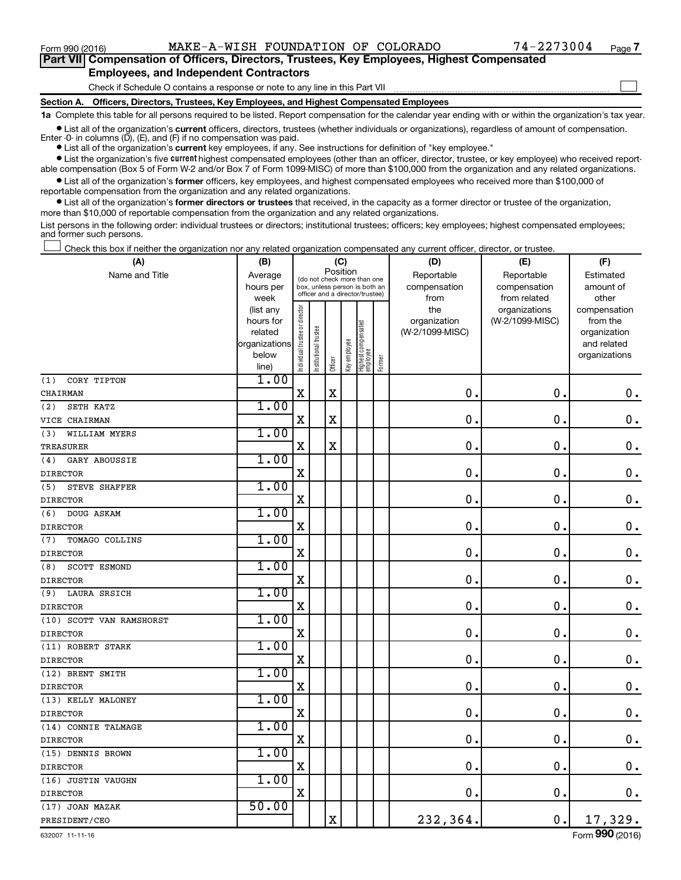Form 990 (2016) MAKE-A-WISH FOUNDATION OF COLORADO 74-2273004 Page 7

**Part VII Compensation of Officers, Directors, Trustees, Key Employees, Highest Compensated Employees, and Independent Contractors**

Check if Schedule O contains a response or note to any line in this Part VII ☐

**Section A. Officers, Directors, Trustees, Key Employees, and Highest Compensated Employees**

**1a** Complete this table for all persons required to be listed. Report compensation for the calendar year ending with or within the organization's tax year.

- List all of the organization's **current** officers, directors, trustees (whether individuals or organizations), regardless of amount of compensation. Enter -0- in columns (D), (E), and (F) if no compensation was paid.
- List all of the organization's **current** key employees, if any. See instructions for definition of "key employee."
- List the organization's five **current** highest compensated employees (other than an officer, director, trustee, or key employee) who received reportable compensation (Box 5 of Form W-2 and/or Box 7 of Form 1099-MISC) of more than $100,000 from the organization and any related organizations.
- List all of the organization's **former** officers, key employees, and highest compensated employees who received more than $100,000 of reportable compensation from the organization and any related organizations.
- List all of the organization's **former directors or trustees** that received, in the capacity as a former director or trustee of the organization, more than $10,000 of reportable compensation from the organization and any related organizations.

List persons in the following order: individual trustees or directors; institutional trustees; officers; key employees; highest compensated employees; and former such persons.

☐ Check this box if neither the organization nor any related organization compensated any current officer, director, or trustee.

| (A) Name and Title | (B) Average hours per week (list any hours for related organizations below line) | (C) Position: Individual trustee or director | Institutional trustee | Officer | Key employee | Highest compensated employee | Former | (D) Reportable compensation from the organization (W-2/1099-MISC) | (E) Reportable compensation from related organizations (W-2/1099-MISC) | (F) Estimated amount of other compensation from the organization and related organizations |
|---|---|---|---|---|---|---|---|---|---|---|
| (1) CORY TIPTON<br>CHAIRMAN | 1.00 | X | | X | | | | 0. | 0. | 0. |
| (2) SETH KATZ<br>VICE CHAIRMAN | 1.00 | X | | X | | | | 0. | 0. | 0. |
| (3) WILLIAM MYERS<br>TREASURER | 1.00 | X | | X | | | | 0. | 0. | 0. |
| (4) GARY ABOUSSIE<br>DIRECTOR | 1.00 | X | | | | | | 0. | 0. | 0. |
| (5) STEVE SHAFFER<br>DIRECTOR | 1.00 | X | | | | | | 0. | 0. | 0. |
| (6) DOUG ASKAM<br>DIRECTOR | 1.00 | X | | | | | | 0. | 0. | 0. |
| (7) TOMAGO COLLINS<br>DIRECTOR | 1.00 | X | | | | | | 0. | 0. | 0. |
| (8) SCOTT ESMOND<br>DIRECTOR | 1.00 | X | | | | | | 0. | 0. | 0. |
| (9) LAURA SRSICH<br>DIRECTOR | 1.00 | X | | | | | | 0. | 0. | 0. |
| (10) SCOTT VAN RAMSHORST<br>DIRECTOR | 1.00 | X | | | | | | 0. | 0. | 0. |
| (11) ROBERT STARK<br>DIRECTOR | 1.00 | X | | | | | | 0. | 0. | 0. |
| (12) BRENT SMITH<br>DIRECTOR | 1.00 | X | | | | | | 0. | 0. | 0. |
| (13) KELLY MALONEY<br>DIRECTOR | 1.00 | X | | | | | | 0. | 0. | 0. |
| (14) CONNIE TALMAGE<br>DIRECTOR | 1.00 | X | | | | | | 0. | 0. | 0. |
| (15) DENNIS BROWN<br>DIRECTOR | 1.00 | X | | | | | | 0. | 0. | 0. |
| (16) JUSTIN VAUGHN<br>DIRECTOR | 1.00 | X | | | | | | 0. | 0. | 0. |
| (17) JOAN MAZAK<br>PRESIDENT/CEO | 50.00 | | | X | | | | 232,364. | 0. | 17,329. |

632007 11-11-16 Form **990** (2016)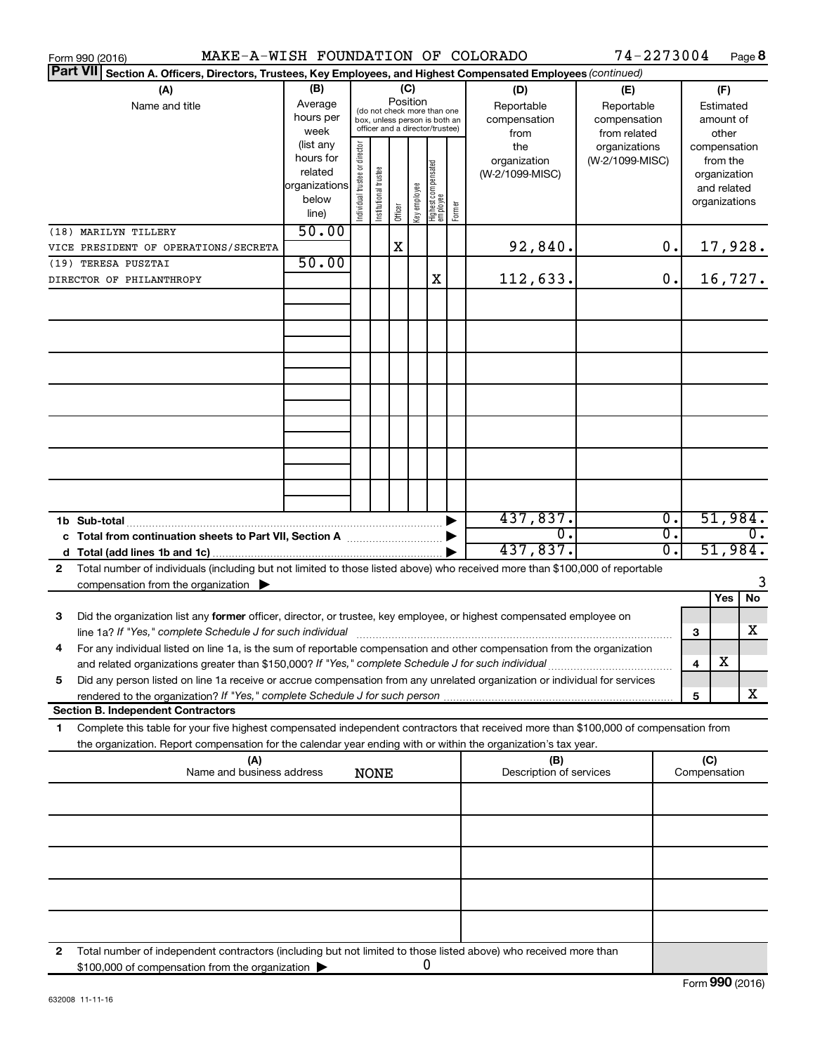Form 990 (2016) MAKE-A-WISH FOUNDATION OF COLORADO 74-2273004 Page 8

**Part VII** Section A. Officers, Directors, Trustees, Key Employees, and Highest Compensated Employees *(continued)*

| (A) Name and title | (B) Average hours per week (list any hours for related organizations below line) | (C) Position: Individual trustee or director | Institutional trustee | Officer | Key employee | Highest compensated employee | Former | (D) Reportable compensation from the organization (W-2/1099-MISC) | (E) Reportable compensation from related organizations (W-2/1099-MISC) | (F) Estimated amount of other compensation from the organization and related organizations |
|---|---|---|---|---|---|---|---|---|---|---|
| (18) MARILYN TILLERY<br>VICE PRESIDENT OF OPERATIONS/SECRETA | 50.00 | | | X | | | | 92,840. | 0. | 17,928. |
| (19) TERESA PUSZTAI<br>DIRECTOR OF PHILANTHROPY | 50.00 | | | | | X | | 112,633. | 0. | 16,727. |
| 1b Sub-total | | | | | | | | 437,837. | 0. | 51,984. |
| c Total from continuation sheets to Part VII, Section A | | | | | | | | 0. | 0. | 0. |
| d Total (add lines 1b and 1c) | | | | | | | | 437,837. | 0. | 51,984. |

2 Total number of individuals (including but not limited to those listed above) who received more than $100,000 of reportable compensation from the organization ▶ 3

| | | | Yes | No |
|---|---|---|---|---|
| 3 | Did the organization list any **former** officer, director, or trustee, key employee, or highest compensated employee on line 1a? *If "Yes," complete Schedule J for such individual* | 3 | | X |
| 4 | For any individual listed on line 1a, is the sum of reportable compensation and other compensation from the organization and related organizations greater than $150,000? *If "Yes," complete Schedule J for such individual* | 4 | X | |
| 5 | Did any person listed on line 1a receive or accrue compensation from any unrelated organization or individual for services rendered to the organization? *If "Yes," complete Schedule J for such person* | 5 | | X |

**Section B. Independent Contractors**

1 Complete this table for your five highest compensated independent contractors that received more than $100,000 of compensation from the organization. Report compensation for the calendar year ending with or within the organization's tax year.

| (A) Name and business address | (B) Description of services | (C) Compensation |
|---|---|---|
| NONE | | |
| | | |
| | | |
| | | |
| | | |

2 Total number of independent contractors (including but not limited to those listed above) who received more than $100,000 of compensation from the organization ▶ 0

Form **990** (2016)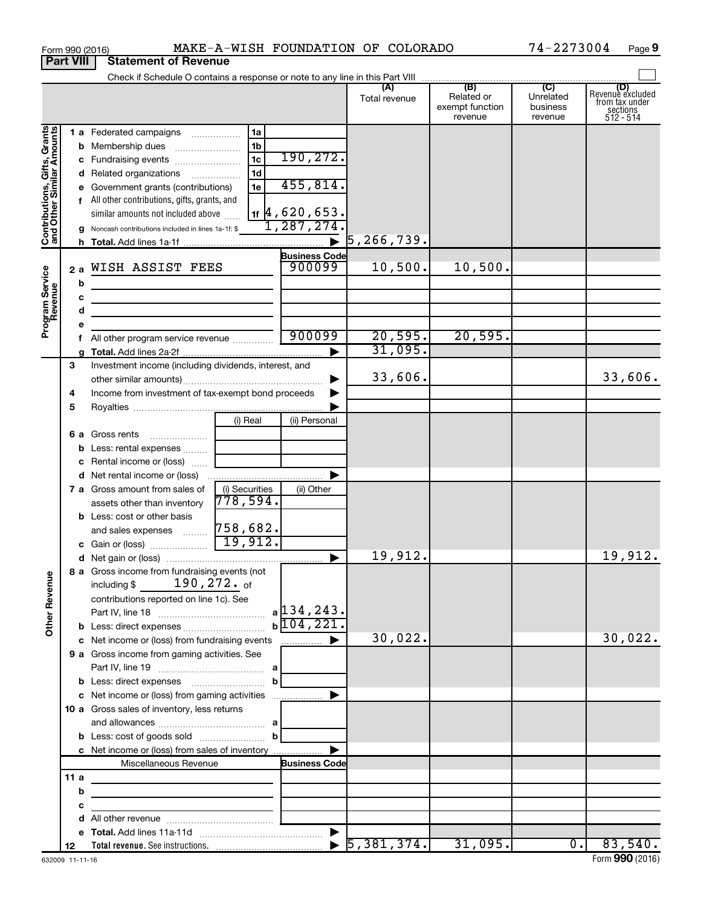Form 990 (2016) MAKE-A-WISH FOUNDATION OF COLORADO 74-2273004 Page 9

**Part VIII Statement of Revenue**

Check if Schedule O contains a response or note to any line in this Part VIII

| | | | | (A) Total revenue | (B) Related or exempt function revenue | (C) Unrelated business revenue | (D) Revenue excluded from tax under sections 512 - 514 |
|---|---|---|---|---|---|---|---|
| **Contributions, Gifts, Grants and Other Similar Amounts** | 1 a Federated campaigns | 1a | | | | | |
| | b Membership dues | 1b | | | | | |
| | c Fundraising events | 1c | 190,272. | | | | |
| | d Related organizations | 1d | | | | | |
| | e Government grants (contributions) | 1e | 455,814. | | | | |
| | f All other contributions, gifts, grants, and similar amounts not included above | 1f | 4,620,653. | | | | |
| | g Noncash contributions included in lines 1a-1f: $ | | 1,287,274. | | | | |
| | h **Total.** Add lines 1a-1f | | ▶ | 5,266,739. | | | |
| **Program Service Revenue** | | | **Business Code** | | | | |
| | 2 a WISH ASSIST FEES | | 900099 | 10,500. | 10,500. | | |
| | b | | | | | | |
| | c | | | | | | |
| | d | | | | | | |
| | e | | | | | | |
| | f All other program service revenue | | 900099 | 20,595. | 20,595. | | |
| | g **Total.** Add lines 2a-2f | | ▶ | 31,095. | | | |
| | 3 Investment income (including dividends, interest, and other similar amounts) | | ▶ | 33,606. | | | 33,606. |
| | 4 Income from investment of tax-exempt bond proceeds | | ▶ | | | | |
| | 5 Royalties | | ▶ | | | | |
| | | (i) Real | (ii) Personal | | | | |
| | 6 a Gross rents | | | | | | |
| | b Less: rental expenses | | | | | | |
| | c Rental income or (loss) | | | | | | |
| | d Net rental income or (loss) | | ▶ | | | | |
| | 7 a Gross amount from sales of assets other than inventory | (i) Securities 778,594. | (ii) Other | | | | |
| | b Less: cost or other basis and sales expenses | 758,682. | | | | | |
| | c Gain or (loss) | 19,912. | | | | | |
| | d Net gain or (loss) | | ▶ | 19,912. | | | 19,912. |
| **Other Revenue** | 8 a Gross income from fundraising events (not including $ 190,272. of contributions reported on line 1c). See Part IV, line 18 | a | 134,243. | | | | |
| | b Less: direct expenses | b | 104,221. | | | | |
| | c Net income or (loss) from fundraising events | | ▶ | 30,022. | | | 30,022. |
| | 9 a Gross income from gaming activities. See Part IV, line 19 | a | | | | | |
| | b Less: direct expenses | b | | | | | |
| | c Net income or (loss) from gaming activities | | ▶ | | | | |
| | 10 a Gross sales of inventory, less returns and allowances | a | | | | | |
| | b Less: cost of goods sold | b | | | | | |
| | c Net income or (loss) from sales of inventory | | ▶ | | | | |
| | Miscellaneous Revenue | | **Business Code** | | | | |
| | 11 a | | | | | | |
| | b | | | | | | |
| | c | | | | | | |
| | d All other revenue | | | | | | |
| | e **Total.** Add lines 11a-11d | | ▶ | | | | |
| | 12 **Total revenue.** See instructions. | | ▶ | 5,381,374. | 31,095. | 0. | 83,540. |

632009 11-11-16 Form **990** (2016)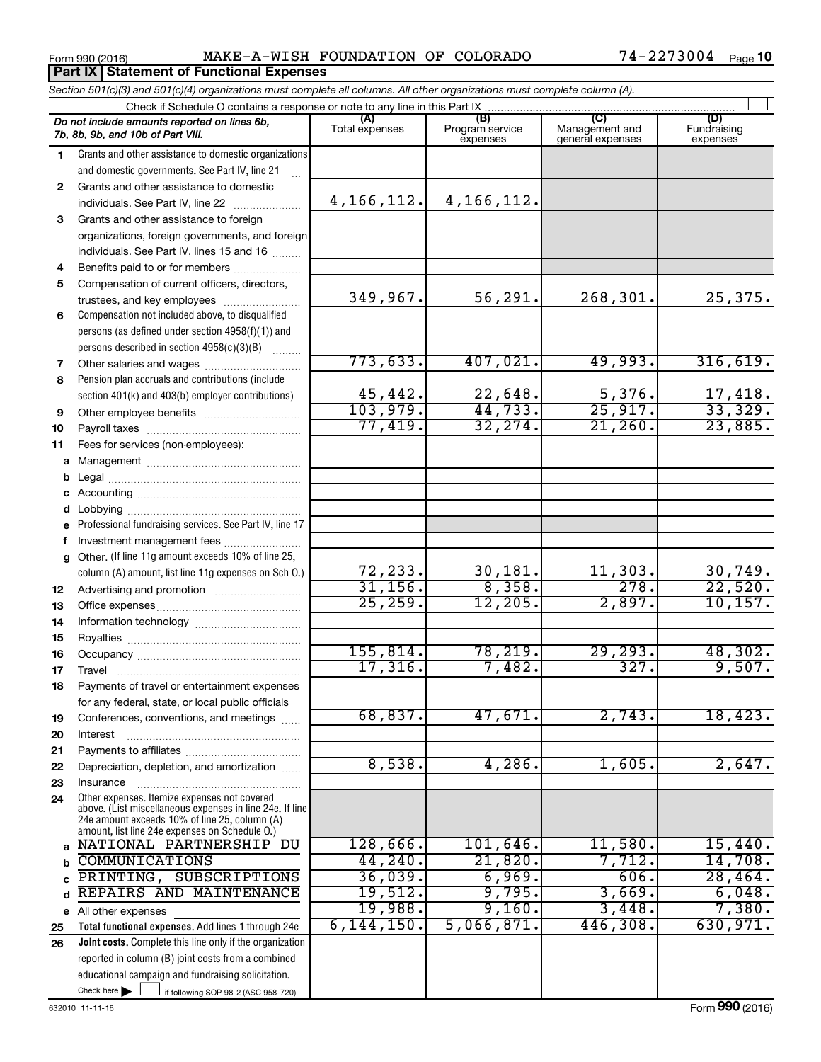Form 990 (2016) MAKE-A-WISH FOUNDATION OF COLORADO 74-2273004

## Part IX Statement of Functional Expenses

*Section 501(c)(3) and 501(c)(4) organizations must complete all columns. All other organizations must complete column (A).*

Check if Schedule O contains a response or note to any line in this Part IX ☐

| | *Do not include amounts reported on lines 6b, 7b, 8b, 9b, and 10b of Part VIII.* | (A) Total expenses | (B) Program service expenses | (C) Management and general expenses | (D) Fundraising expenses |
|---|---|---|---|---|---|
| 1 | Grants and other assistance to domestic organizations and domestic governments. See Part IV, line 21 | | | | |
| 2 | Grants and other assistance to domestic individuals. See Part IV, line 22 | 4,166,112. | 4,166,112. | | |
| 3 | Grants and other assistance to foreign organizations, foreign governments, and foreign individuals. See Part IV, lines 15 and 16 | | | | |
| 4 | Benefits paid to or for members | | | | |
| 5 | Compensation of current officers, directors, trustees, and key employees | 349,967. | 56,291. | 268,301. | 25,375. |
| 6 | Compensation not included above, to disqualified persons (as defined under section 4958(f)(1)) and persons described in section 4958(c)(3)(B) | | | | |
| 7 | Other salaries and wages | 773,633. | 407,021. | 49,993. | 316,619. |
| 8 | Pension plan accruals and contributions (include section 401(k) and 403(b) employer contributions) | 45,442. | 22,648. | 5,376. | 17,418. |
| 9 | Other employee benefits | 103,979. | 44,733. | 25,917. | 33,329. |
| 10 | Payroll taxes | 77,419. | 32,274. | 21,260. | 23,885. |
| 11 | Fees for services (non-employees): | | | | |
| a | Management | | | | |
| b | Legal | | | | |
| c | Accounting | | | | |
| d | Lobbying | | | | |
| e | Professional fundraising services. See Part IV, line 17 | | | | |
| f | Investment management fees | | | | |
| g | Other. (If line 11g amount exceeds 10% of line 25, column (A) amount, list line 11g expenses on Sch O.) | 72,233. | 30,181. | 11,303. | 30,749. |
| 12 | Advertising and promotion | 31,156. | 8,358. | 278. | 22,520. |
| 13 | Office expenses | 25,259. | 12,205. | 2,897. | 10,157. |
| 14 | Information technology | | | | |
| 15 | Royalties | | | | |
| 16 | Occupancy | 155,814. | 78,219. | 29,293. | 48,302. |
| 17 | Travel | 17,316. | 7,482. | 327. | 9,507. |
| 18 | Payments of travel or entertainment expenses for any federal, state, or local public officials | | | | |
| 19 | Conferences, conventions, and meetings | 68,837. | 47,671. | 2,743. | 18,423. |
| 20 | Interest | | | | |
| 21 | Payments to affiliates | | | | |
| 22 | Depreciation, depletion, and amortization | 8,538. | 4,286. | 1,605. | 2,647. |
| 23 | Insurance | | | | |
| 24 | Other expenses. Itemize expenses not covered above. (List miscellaneous expenses in line 24e. If line 24e amount exceeds 10% of line 25, column (A) amount, list line 24e expenses on Schedule O.) | | | | |
| a | NATIONAL PARTNERSHIP DU | 128,666. | 101,646. | 11,580. | 15,440. |
| b | COMMUNICATIONS | 44,240. | 21,820. | 7,712. | 14,708. |
| c | PRINTING, SUBSCRIPTIONS | 36,039. | 6,969. | 606. | 28,464. |
| d | REPAIRS AND MAINTENANCE | 19,512. | 9,795. | 3,669. | 6,048. |
| e | All other expenses | 19,988. | 9,160. | 3,448. | 7,380. |
| 25 | **Total functional expenses.** Add lines 1 through 24e | 6,144,150. | 5,066,871. | 446,308. | 630,971. |
| 26 | **Joint costs.** Complete this line only if the organization reported in column (B) joint costs from a combined educational campaign and fundraising solicitation. Check here ☐ if following SOP 98-2 (ASC 958-720) | | | | |

632010 11-11-16 Form **990** (2016)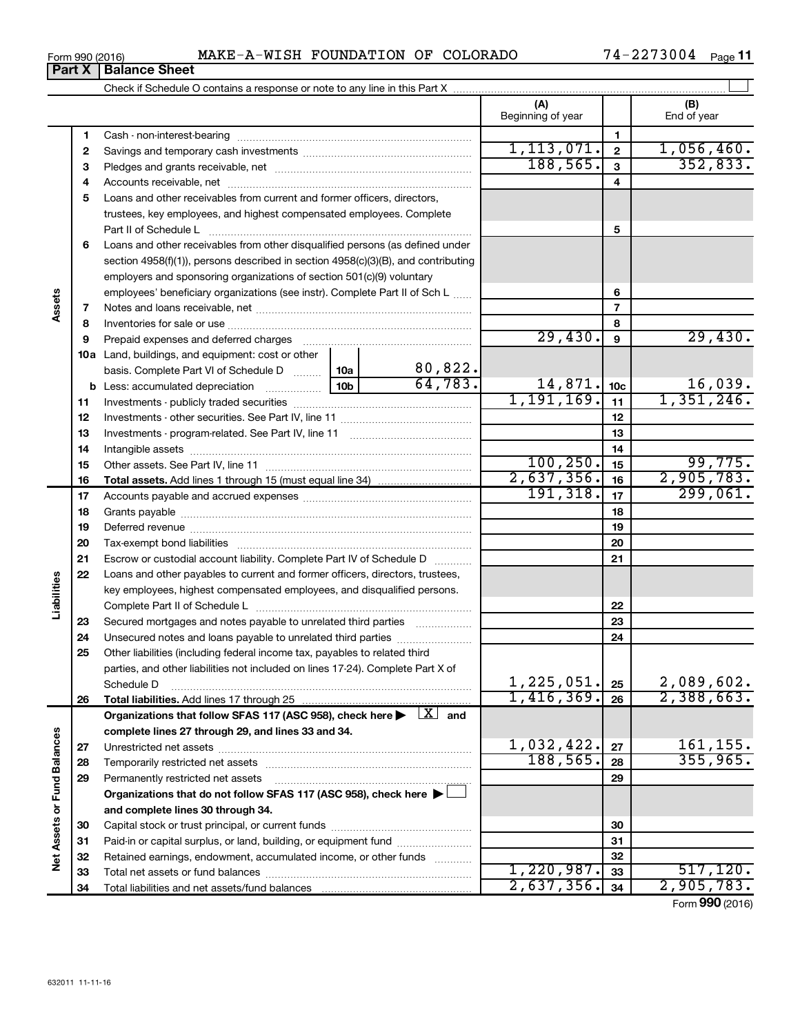Form 990 (2016) MAKE-A-WISH FOUNDATION OF COLORADO 74-2273004

## Part X Balance Sheet

Check if Schedule O contains a response or note to any line in this Part X

| | | | | | (A) Beginning of year | | (B) End of year |
|---|---|---|---|---|---|---|---|
| **Assets** | 1 | Cash - non-interest-bearing | | | | 1 | |
| | 2 | Savings and temporary cash investments | | | 1,113,071. | 2 | 1,056,460. |
| | 3 | Pledges and grants receivable, net | | | 188,565. | 3 | 352,833. |
| | 4 | Accounts receivable, net | | | | 4 | |
| | 5 | Loans and other receivables from current and former officers, directors, trustees, key employees, and highest compensated employees. Complete Part II of Schedule L | | | | 5 | |
| | 6 | Loans and other receivables from other disqualified persons (as defined under section 4958(f)(1)), persons described in section 4958(c)(3)(B), and contributing employers and sponsoring organizations of section 501(c)(9) voluntary employees' beneficiary organizations (see instr). Complete Part II of Sch L | | | | 6 | |
| | 7 | Notes and loans receivable, net | | | | 7 | |
| | 8 | Inventories for sale or use | | | | 8 | |
| | 9 | Prepaid expenses and deferred charges | | | 29,430. | 9 | 29,430. |
| | 10a | Land, buildings, and equipment: cost or other basis. Complete Part VI of Schedule D | 10a | 80,822. | | | |
| | b | Less: accumulated depreciation | 10b | 64,783. | 14,871. | 10c | 16,039. |
| | 11 | Investments - publicly traded securities | | | 1,191,169. | 11 | 1,351,246. |
| | 12 | Investments - other securities. See Part IV, line 11 | | | | 12 | |
| | 13 | Investments - program-related. See Part IV, line 11 | | | | 13 | |
| | 14 | Intangible assets | | | | 14 | |
| | 15 | Other assets. See Part IV, line 11 | | | 100,250. | 15 | 99,775. |
| | 16 | **Total assets.** Add lines 1 through 15 (must equal line 34) | | | 2,637,356. | 16 | 2,905,783. |
| **Liabilities** | 17 | Accounts payable and accrued expenses | | | 191,318. | 17 | 299,061. |
| | 18 | Grants payable | | | | 18 | |
| | 19 | Deferred revenue | | | | 19 | |
| | 20 | Tax-exempt bond liabilities | | | | 20 | |
| | 21 | Escrow or custodial account liability. Complete Part IV of Schedule D | | | | 21 | |
| | 22 | Loans and other payables to current and former officers, directors, trustees, key employees, highest compensated employees, and disqualified persons. Complete Part II of Schedule L | | | | 22 | |
| | 23 | Secured mortgages and notes payable to unrelated third parties | | | | 23 | |
| | 24 | Unsecured notes and loans payable to unrelated third parties | | | | 24 | |
| | 25 | Other liabilities (including federal income tax, payables to related third parties, and other liabilities not included on lines 17-24). Complete Part X of Schedule D | | | 1,225,051. | 25 | 2,089,602. |
| | 26 | **Total liabilities.** Add lines 17 through 25 | | | 1,416,369. | 26 | 2,388,663. |
| **Net Assets or Fund Balances** | | **Organizations that follow SFAS 117 (ASC 958), check here ▶ [X] and complete lines 27 through 29, and lines 33 and 34.** | | | | | |
| | 27 | Unrestricted net assets | | | 1,032,422. | 27 | 161,155. |
| | 28 | Temporarily restricted net assets | | | 188,565. | 28 | 355,965. |
| | 29 | Permanently restricted net assets | | | | 29 | |
| | | **Organizations that do not follow SFAS 117 (ASC 958), check here ▶ [ ] and complete lines 30 through 34.** | | | | | |
| | 30 | Capital stock or trust principal, or current funds | | | | 30 | |
| | 31 | Paid-in or capital surplus, or land, building, or equipment fund | | | | 31 | |
| | 32 | Retained earnings, endowment, accumulated income, or other funds | | | | 32 | |
| | 33 | Total net assets or fund balances | | | 1,220,987. | 33 | 517,120. |
| | 34 | Total liabilities and net assets/fund balances | | | 2,637,356. | 34 | 2,905,783. |

Form **990** (2016)

632011 11-11-16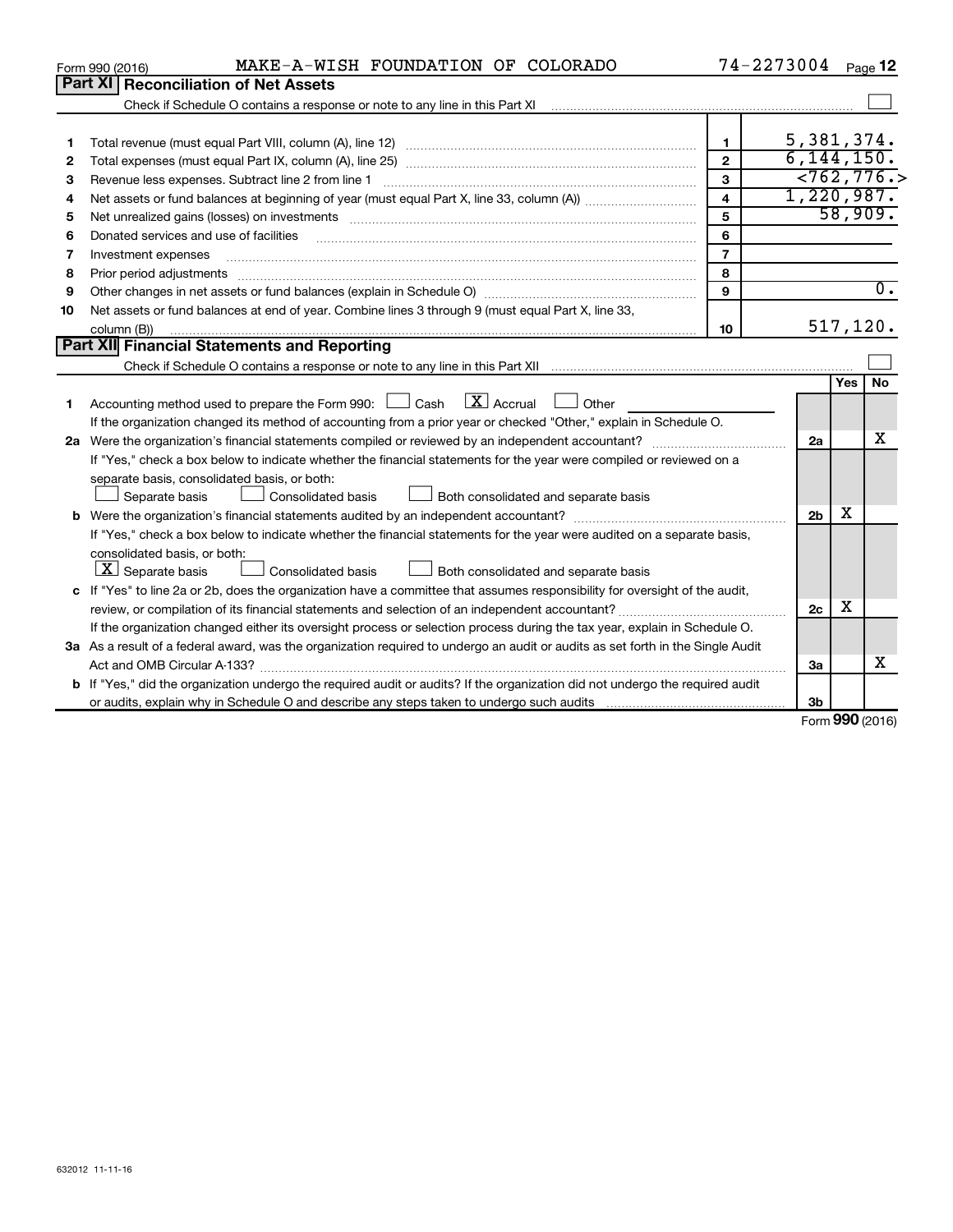Form 990 (2016) MAKE-A-WISH FOUNDATION OF COLORADO 74-2273004 Page 12

## Part XI Reconciliation of Net Assets

Check if Schedule O contains a response or note to any line in this Part XI ☐

| | | | |
|---|---|---|---|
| 1 | Total revenue (must equal Part VIII, column (A), line 12) | 1 | 5,381,374. |
| 2 | Total expenses (must equal Part IX, column (A), line 25) | 2 | 6,144,150. |
| 3 | Revenue less expenses. Subtract line 2 from line 1 | 3 | <762,776.> |
| 4 | Net assets or fund balances at beginning of year (must equal Part X, line 33, column (A)) | 4 | 1,220,987. |
| 5 | Net unrealized gains (losses) on investments | 5 | 58,909. |
| 6 | Donated services and use of facilities | 6 | |
| 7 | Investment expenses | 7 | |
| 8 | Prior period adjustments | 8 | |
| 9 | Other changes in net assets or fund balances (explain in Schedule O) | 9 | 0. |
| 10 | Net assets or fund balances at end of year. Combine lines 3 through 9 (must equal Part X, line 33, column (B)) | 10 | 517,120. |

## Part XII Financial Statements and Reporting

Check if Schedule O contains a response or note to any line in this Part XII ☐

| | | | Yes | No |
|---|---|---|---|---|
| 1 | Accounting method used to prepare the Form 990: ☐ Cash ☒ Accrual ☐ Other<br>If the organization changed its method of accounting from a prior year or checked "Other," explain in Schedule O. | | | |
| 2a | Were the organization's financial statements compiled or reviewed by an independent accountant?<br>If "Yes," check a box below to indicate whether the financial statements for the year were compiled or reviewed on a separate basis, consolidated basis, or both:<br>☐ Separate basis ☐ Consolidated basis ☐ Both consolidated and separate basis | 2a | | X |
| b | Were the organization's financial statements audited by an independent accountant?<br>If "Yes," check a box below to indicate whether the financial statements for the year were audited on a separate basis, consolidated basis, or both:<br>☒ Separate basis ☐ Consolidated basis ☐ Both consolidated and separate basis | 2b | X | |
| c | If "Yes" to line 2a or 2b, does the organization have a committee that assumes responsibility for oversight of the audit, review, or compilation of its financial statements and selection of an independent accountant?<br>If the organization changed either its oversight process or selection process during the tax year, explain in Schedule O. | 2c | X | |
| 3a | As a result of a federal award, was the organization required to undergo an audit or audits as set forth in the Single Audit Act and OMB Circular A-133? | 3a | | X |
| b | If "Yes," did the organization undergo the required audit or audits? If the organization did not undergo the required audit or audits, explain why in Schedule O and describe any steps taken to undergo such audits | 3b | | |

Form 990 (2016)

632012 11-11-16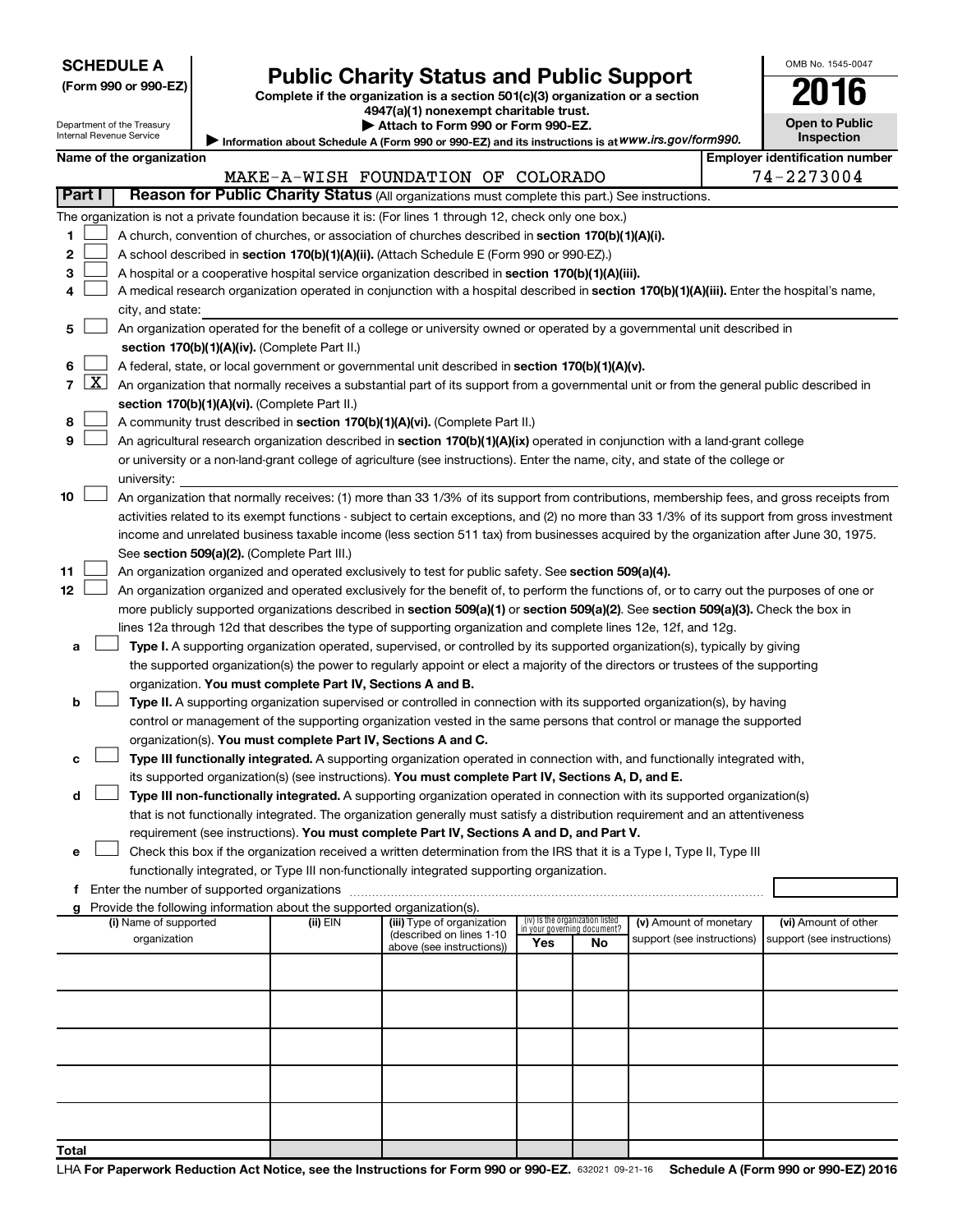**SCHEDULE A**
**(Form 990 or 990-EZ)**

Department of the Treasury
Internal Revenue Service

# Public Charity Status and Public Support

**Complete if the organization is a section 501(c)(3) organization or a section 4947(a)(1) nonexempt charitable trust.**
**▶ Attach to Form 990 or Form 990-EZ.**
**▶ Information about Schedule A (Form 990 or 990-EZ) and its instructions is at www.irs.gov/form990.**

OMB No. 1545-0047
**2016**
**Open to Public Inspection**

**Name of the organization:** MAKE-A-WISH FOUNDATION OF COLORADO
**Employer identification number:** 74-2273004

## Part I Reason for Public Charity Status (All organizations must complete this part.) See instructions.

The organization is not a private foundation because it is: (For lines 1 through 12, check only one box.)

1. [ ] A church, convention of churches, or association of churches described in **section 170(b)(1)(A)(i).**
2. [ ] A school described in **section 170(b)(1)(A)(ii).** (Attach Schedule E (Form 990 or 990-EZ).)
3. [ ] A hospital or a cooperative hospital service organization described in **section 170(b)(1)(A)(iii).**
4. [ ] A medical research organization operated in conjunction with a hospital described in **section 170(b)(1)(A)(iii).** Enter the hospital's name, city, and state: ____
5. [ ] An organization operated for the benefit of a college or university owned or operated by a governmental unit described in **section 170(b)(1)(A)(iv).** (Complete Part II.)
6. [ ] A federal, state, or local government or governmental unit described in **section 170(b)(1)(A)(v).**
7. [X] An organization that normally receives a substantial part of its support from a governmental unit or from the general public described in **section 170(b)(1)(A)(vi).** (Complete Part II.)
8. [ ] A community trust described in **section 170(b)(1)(A)(vi).** (Complete Part II.)
9. [ ] An agricultural research organization described in **section 170(b)(1)(A)(ix)** operated in conjunction with a land-grant college or university or a non-land-grant college of agriculture (see instructions). Enter the name, city, and state of the college or university: ____
10. [ ] An organization that normally receives: (1) more than 33 1/3% of its support from contributions, membership fees, and gross receipts from activities related to its exempt functions - subject to certain exceptions, and (2) no more than 33 1/3% of its support from gross investment income and unrelated business taxable income (less section 511 tax) from businesses acquired by the organization after June 30, 1975. See **section 509(a)(2).** (Complete Part III.)
11. [ ] An organization organized and operated exclusively to test for public safety. See **section 509(a)(4).**
12. [ ] An organization organized and operated exclusively for the benefit of, to perform the functions of, or to carry out the purposes of one or more publicly supported organizations described in **section 509(a)(1)** or **section 509(a)(2).** See **section 509(a)(3).** Check the box in lines 12a through 12d that describes the type of supporting organization and complete lines 12e, 12f, and 12g.
   - **a** [ ] **Type I.** A supporting organization operated, supervised, or controlled by its supported organization(s), typically by giving the supported organization(s) the power to regularly appoint or elect a majority of the directors or trustees of the supporting organization. **You must complete Part IV, Sections A and B.**
   - **b** [ ] **Type II.** A supporting organization supervised or controlled in connection with its supported organization(s), by having control or management of the supporting organization vested in the same persons that control or manage the supported organization(s). **You must complete Part IV, Sections A and C.**
   - **c** [ ] **Type III functionally integrated.** A supporting organization operated in connection with, and functionally integrated with, its supported organization(s) (see instructions). **You must complete Part IV, Sections A, D, and E.**
   - **d** [ ] **Type III non-functionally integrated.** A supporting organization operated in connection with its supported organization(s) that is not functionally integrated. The organization generally must satisfy a distribution requirement and an attentiveness requirement (see instructions). **You must complete Part IV, Sections A and D, and Part V.**
   - **e** [ ] Check this box if the organization received a written determination from the IRS that it is a Type I, Type II, Type III functionally integrated, or Type III non-functionally integrated supporting organization.
   - **f** Enter the number of supported organizations ____
   - **g** Provide the following information about the supported organization(s).

| (i) Name of supported organization | (ii) EIN | (iii) Type of organization (described on lines 1-10 above (see instructions)) | (iv) Is the organization listed in your governing document? Yes | No | (v) Amount of monetary support (see instructions) | (vi) Amount of other support (see instructions) |
|---|---|---|---|---|---|---|
| | | | | | | |
| | | | | | | |
| | | | | | | |
| | | | | | | |
| | | | | | | |
| **Total** | | | | | | |

LHA **For Paperwork Reduction Act Notice, see the Instructions for Form 990 or 990-EZ.** 632021 09-21-16 **Schedule A (Form 990 or 990-EZ) 2016**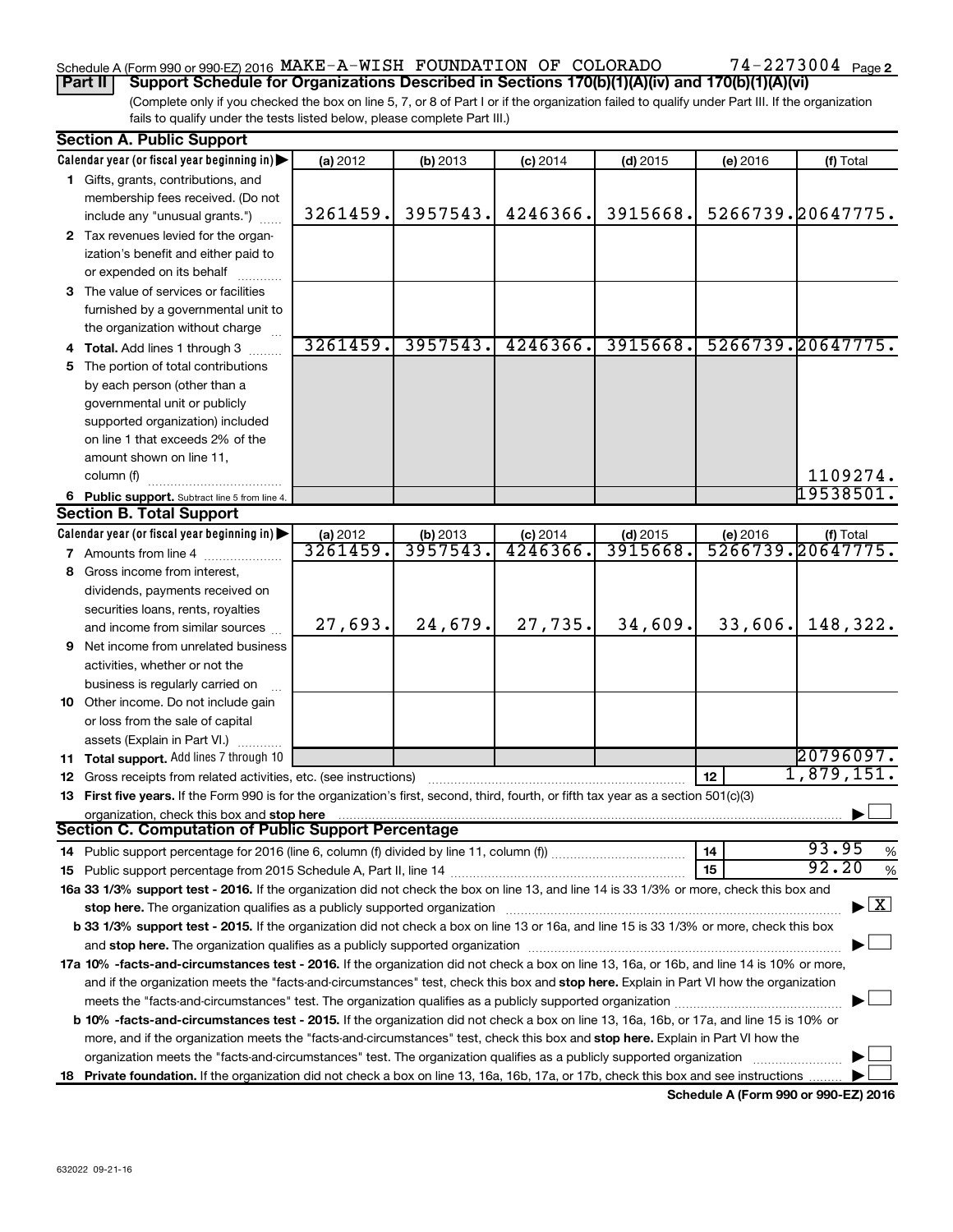Schedule A (Form 990 or 990-EZ) 2016 MAKE-A-WISH FOUNDATION OF COLORADO 74-2273004 Page 2

**Part II** **Support Schedule for Organizations Described in Sections 170(b)(1)(A)(iv) and 170(b)(1)(A)(vi)**

(Complete only if you checked the box on line 5, 7, or 8 of Part I or if the organization failed to qualify under Part III. If the organization fails to qualify under the tests listed below, please complete Part III.)

**Section A. Public Support**

| Calendar year (or fiscal year beginning in) | (a) 2012 | (b) 2013 | (c) 2014 | (d) 2015 | (e) 2016 | (f) Total |
|---|---|---|---|---|---|---|
| **1** Gifts, grants, contributions, and membership fees received. (Do not include any "unusual grants.") | 3261459. | 3957543. | 4246366. | 3915668. | 5266739. | 20647775. |
| **2** Tax revenues levied for the organization's benefit and either paid to or expended on its behalf | | | | | | |
| **3** The value of services or facilities furnished by a governmental unit to the organization without charge | | | | | | |
| **4** **Total.** Add lines 1 through 3 | 3261459. | 3957543. | 4246366. | 3915668. | 5266739. | 20647775. |
| **5** The portion of total contributions by each person (other than a governmental unit or publicly supported organization) included on line 1 that exceeds 2% of the amount shown on line 11, column (f) | | | | | | 1109274. |
| **6** **Public support.** Subtract line 5 from line 4. | | | | | | 19538501. |

**Section B. Total Support**

| Calendar year (or fiscal year beginning in) | (a) 2012 | (b) 2013 | (c) 2014 | (d) 2015 | (e) 2016 | (f) Total |
|---|---|---|---|---|---|---|
| **7** Amounts from line 4 | 3261459. | 3957543. | 4246366. | 3915668. | 5266739. | 20647775. |
| **8** Gross income from interest, dividends, payments received on securities loans, rents, royalties and income from similar sources | 27,693. | 24,679. | 27,735. | 34,609. | 33,606. | 148,322. |
| **9** Net income from unrelated business activities, whether or not the business is regularly carried on | | | | | | |
| **10** Other income. Do not include gain or loss from the sale of capital assets (Explain in Part VI.) | | | | | | |
| **11** **Total support.** Add lines 7 through 10 | | | | | | 20796097. |
| **12** Gross receipts from related activities, etc. (see instructions) | | | | | **12** | 1,879,151. |

**13** **First five years.** If the Form 990 is for the organization's first, second, third, fourth, or fifth tax year as a section 501(c)(3) organization, check this box and **stop here** ☐

**Section C. Computation of Public Support Percentage**

**14** Public support percentage for 2016 (line 6, column (f) divided by line 11, column (f)) **14** 93.95 %

**15** Public support percentage from 2015 Schedule A, Part II, line 14 **15** 92.20 %

**16a 33 1/3% support test - 2016.** If the organization did not check the box on line 13, and line 14 is 33 1/3% or more, check this box and **stop here.** The organization qualifies as a publicly supported organization ☒

**b 33 1/3% support test - 2015.** If the organization did not check a box on line 13 or 16a, and line 15 is 33 1/3% or more, check this box and **stop here.** The organization qualifies as a publicly supported organization ☐

**17a 10% -facts-and-circumstances test - 2016.** If the organization did not check a box on line 13, 16a, or 16b, and line 14 is 10% or more, and if the organization meets the "facts-and-circumstances" test, check this box and **stop here.** Explain in Part VI how the organization meets the "facts-and-circumstances" test. The organization qualifies as a publicly supported organization ☐

**b 10% -facts-and-circumstances test - 2015.** If the organization did not check a box on line 13, 16a, 16b, or 17a, and line 15 is 10% or more, and if the organization meets the "facts-and-circumstances" test, check this box and **stop here.** Explain in Part VI how the organization meets the "facts-and-circumstances" test. The organization qualifies as a publicly supported organization ☐

**18** **Private foundation.** If the organization did not check a box on line 13, 16a, 16b, 17a, or 17b, check this box and see instructions ☐

**Schedule A (Form 990 or 990-EZ) 2016**

632022 09-21-16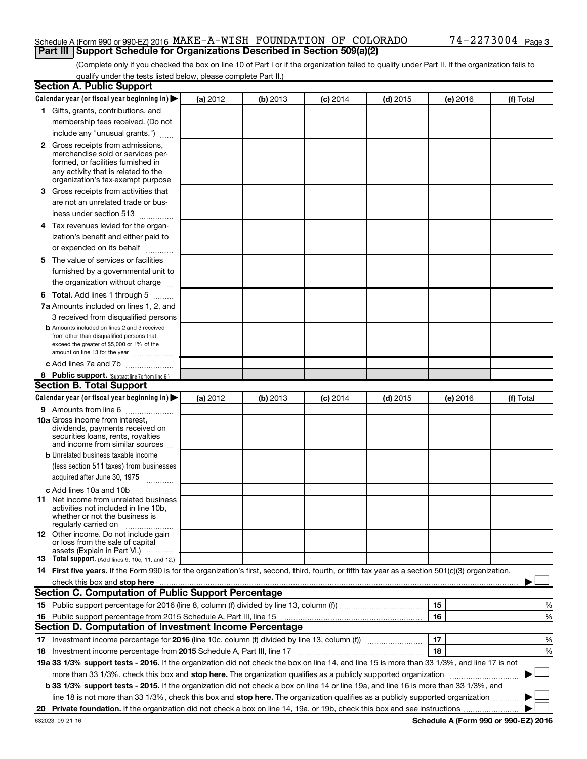Schedule A (Form 990 or 990-EZ) 2016 MAKE-A-WISH FOUNDATION OF COLORADO 74-2273004 Page 3

## Part III Support Schedule for Organizations Described in Section 509(a)(2)

(Complete only if you checked the box on line 10 of Part I or if the organization failed to qualify under Part II. If the organization fails to qualify under the tests listed below, please complete Part II.)

### Section A. Public Support

| Calendar year (or fiscal year beginning in) ▶ | (a) 2012 | (b) 2013 | (c) 2014 | (d) 2015 | (e) 2016 | (f) Total |
|---|---|---|---|---|---|---|
| **1** Gifts, grants, contributions, and membership fees received. (Do not include any "unusual grants.") | | | | | | |
| **2** Gross receipts from admissions, merchandise sold or services performed, or facilities furnished in any activity that is related to the organization's tax-exempt purpose | | | | | | |
| **3** Gross receipts from activities that are not an unrelated trade or business under section 513 | | | | | | |
| **4** Tax revenues levied for the organization's benefit and either paid to or expended on its behalf | | | | | | |
| **5** The value of services or facilities furnished by a governmental unit to the organization without charge | | | | | | |
| **6 Total.** Add lines 1 through 5 | | | | | | |
| **7a** Amounts included on lines 1, 2, and 3 received from disqualified persons | | | | | | |
| **b** Amounts included on lines 2 and 3 received from other than disqualified persons that exceed the greater of $5,000 or 1% of the amount on line 13 for the year | | | | | | |
| **c** Add lines 7a and 7b | | | | | | |
| **8 Public support.** (Subtract line 7c from line 6.) | | | | | | |

### Section B. Total Support

| Calendar year (or fiscal year beginning in) ▶ | (a) 2012 | (b) 2013 | (c) 2014 | (d) 2015 | (e) 2016 | (f) Total |
|---|---|---|---|---|---|---|
| **9** Amounts from line 6 | | | | | | |
| **10a** Gross income from interest, dividends, payments received on securities loans, rents, royalties and income from similar sources | | | | | | |
| **b** Unrelated business taxable income (less section 511 taxes) from businesses acquired after June 30, 1975 | | | | | | |
| **c** Add lines 10a and 10b | | | | | | |
| **11** Net income from unrelated business activities not included in line 10b, whether or not the business is regularly carried on | | | | | | |
| **12** Other income. Do not include gain or loss from the sale of capital assets (Explain in Part VI.) | | | | | | |
| **13 Total support.** (Add lines 9, 10c, 11, and 12.) | | | | | | |

**14 First five years.** If the Form 990 is for the organization's first, second, third, fourth, or fifth tax year as a section 501(c)(3) organization, check this box and **stop here** ▶ ☐

### Section C. Computation of Public Support Percentage

| | | | |
|---|---|---|---|
| **15** | Public support percentage for 2016 (line 8, column (f) divided by line 13, column (f)) | 15 | % |
| **16** | Public support percentage from 2015 Schedule A, Part III, line 15 | 16 | % |

### Section D. Computation of Investment Income Percentage

| | | | |
|---|---|---|---|
| **17** | Investment income percentage for **2016** (line 10c, column (f) divided by line 13, column (f)) | 17 | % |
| **18** | Investment income percentage from **2015** Schedule A, Part III, line 17 | 18 | % |

**19a 33 1/3% support tests - 2016.** If the organization did not check the box on line 14, and line 15 is more than 33 1/3%, and line 17 is not more than 33 1/3%, check this box and **stop here.** The organization qualifies as a publicly supported organization ▶ ☐

**b 33 1/3% support tests - 2015.** If the organization did not check a box on line 14 or line 19a, and line 16 is more than 33 1/3%, and line 18 is not more than 33 1/3%, check this box and **stop here.** The organization qualifies as a publicly supported organization ▶ ☐

**20 Private foundation.** If the organization did not check a box on line 14, 19a, or 19b, check this box and see instructions ▶ ☐

632023 09-21-16 **Schedule A (Form 990 or 990-EZ) 2016**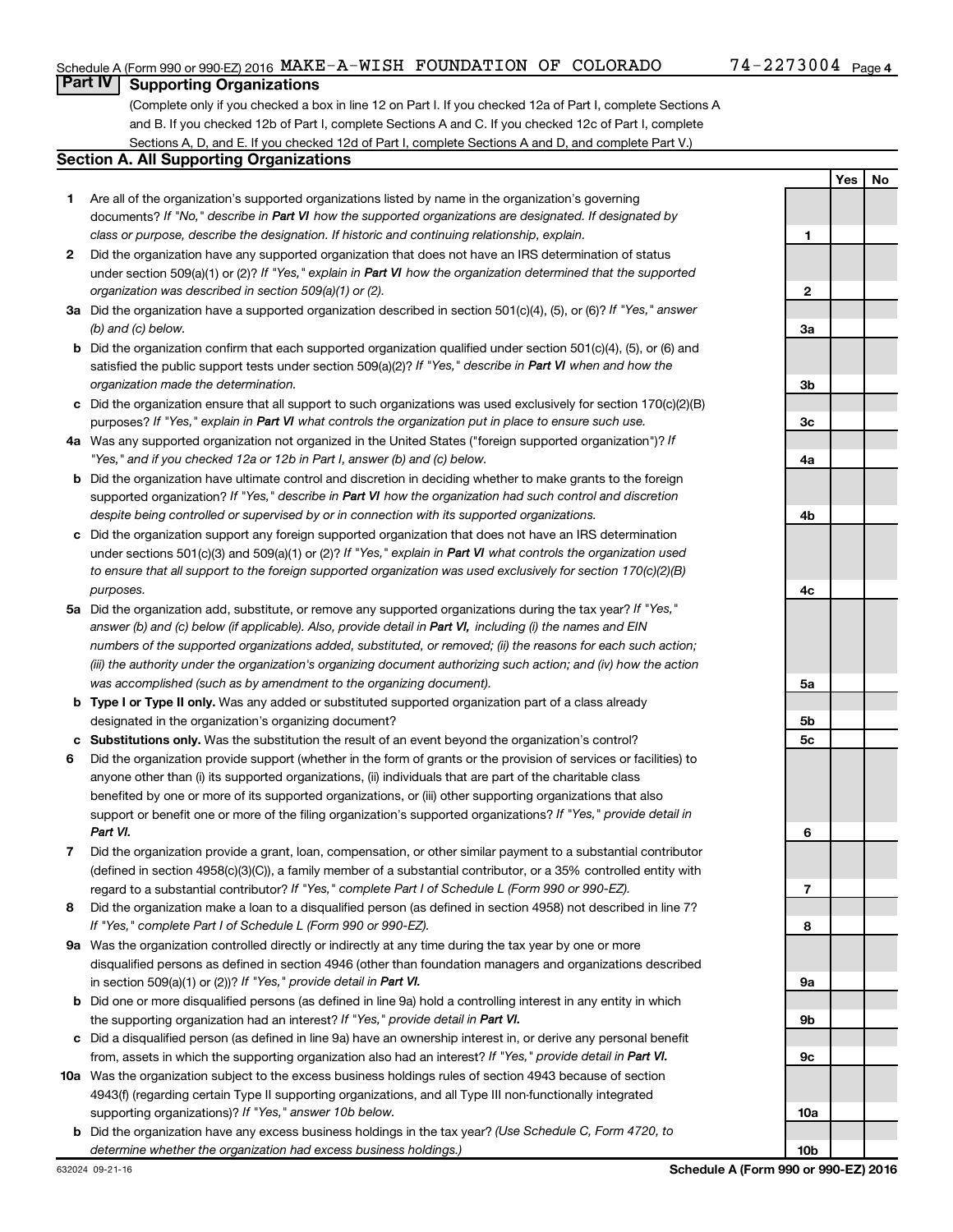Schedule A (Form 990 or 990-EZ) 2016 MAKE-A-WISH FOUNDATION OF COLORADO 74-2273004 Page 4

## Part IV Supporting Organizations

(Complete only if you checked a box in line 12 on Part I. If you checked 12a of Part I, complete Sections A and B. If you checked 12b of Part I, complete Sections A and C. If you checked 12c of Part I, complete Sections A, D, and E. If you checked 12d of Part I, complete Sections A and D, and complete Part V.)

### Section A. All Supporting Organizations

| | | | Yes | No |
|---|---|---|---|---|
| **1** | Are all of the organization's supported organizations listed by name in the organization's governing documents? *If "No," describe in **Part VI** how the supported organizations are designated. If designated by class or purpose, describe the designation. If historic and continuing relationship, explain.* | 1 | | |
| **2** | Did the organization have any supported organization that does not have an IRS determination of status under section 509(a)(1) or (2)? *If "Yes," explain in **Part VI** how the organization determined that the supported organization was described in section 509(a)(1) or (2).* | 2 | | |
| **3a** | Did the organization have a supported organization described in section 501(c)(4), (5), or (6)? *If "Yes," answer (b) and (c) below.* | 3a | | |
| **b** | Did the organization confirm that each supported organization qualified under section 501(c)(4), (5), or (6) and satisfied the public support tests under section 509(a)(2)? *If "Yes," describe in **Part VI** when and how the organization made the determination.* | 3b | | |
| **c** | Did the organization ensure that all support to such organizations was used exclusively for section 170(c)(2)(B) purposes? *If "Yes," explain in **Part VI** what controls the organization put in place to ensure such use.* | 3c | | |
| **4a** | Was any supported organization not organized in the United States ("foreign supported organization")? *If "Yes," and if you checked 12a or 12b in Part I, answer (b) and (c) below.* | 4a | | |
| **b** | Did the organization have ultimate control and discretion in deciding whether to make grants to the foreign supported organization? *If "Yes," describe in **Part VI** how the organization had such control and discretion despite being controlled or supervised by or in connection with its supported organizations.* | 4b | | |
| **c** | Did the organization support any foreign supported organization that does not have an IRS determination under sections 501(c)(3) and 509(a)(1) or (2)? *If "Yes," explain in **Part VI** what controls the organization used to ensure that all support to the foreign supported organization was used exclusively for section 170(c)(2)(B) purposes.* | 4c | | |
| **5a** | Did the organization add, substitute, or remove any supported organizations during the tax year? *If "Yes," answer (b) and (c) below (if applicable). Also, provide detail in **Part VI,** including (i) the names and EIN numbers of the supported organizations added, substituted, or removed; (ii) the reasons for each such action; (iii) the authority under the organization's organizing document authorizing such action; and (iv) how the action was accomplished (such as by amendment to the organizing document).* | 5a | | |
| **b** | **Type I or Type II only.** Was any added or substituted supported organization part of a class already designated in the organization's organizing document? | 5b | | |
| **c** | **Substitutions only.** Was the substitution the result of an event beyond the organization's control? | 5c | | |
| **6** | Did the organization provide support (whether in the form of grants or the provision of services or facilities) to anyone other than (i) its supported organizations, (ii) individuals that are part of the charitable class benefited by one or more of its supported organizations, or (iii) other supporting organizations that also support or benefit one or more of the filing organization's supported organizations? *If "Yes," provide detail in **Part VI.*** | 6 | | |
| **7** | Did the organization provide a grant, loan, compensation, or other similar payment to a substantial contributor (defined in section 4958(c)(3)(C)), a family member of a substantial contributor, or a 35% controlled entity with regard to a substantial contributor? *If "Yes," complete Part I of Schedule L (Form 990 or 990-EZ).* | 7 | | |
| **8** | Did the organization make a loan to a disqualified person (as defined in section 4958) not described in line 7? *If "Yes," complete Part I of Schedule L (Form 990 or 990-EZ).* | 8 | | |
| **9a** | Was the organization controlled directly or indirectly at any time during the tax year by one or more disqualified persons as defined in section 4946 (other than foundation managers and organizations described in section 509(a)(1) or (2))? *If "Yes," provide detail in **Part VI.*** | 9a | | |
| **b** | Did one or more disqualified persons (as defined in line 9a) hold a controlling interest in any entity in which the supporting organization had an interest? *If "Yes," provide detail in **Part VI.*** | 9b | | |
| **c** | Did a disqualified person (as defined in line 9a) have an ownership interest in, or derive any personal benefit from, assets in which the supporting organization also had an interest? *If "Yes," provide detail in **Part VI.*** | 9c | | |
| **10a** | Was the organization subject to the excess business holdings rules of section 4943 because of section 4943(f) (regarding certain Type II supporting organizations, and all Type III non-functionally integrated supporting organizations)? *If "Yes," answer 10b below.* | 10a | | |
| **b** | Did the organization have any excess business holdings in the tax year? *(Use Schedule C, Form 4720, to determine whether the organization had excess business holdings.)* | 10b | | |

632024 09-21-16 **Schedule A (Form 990 or 990-EZ) 2016**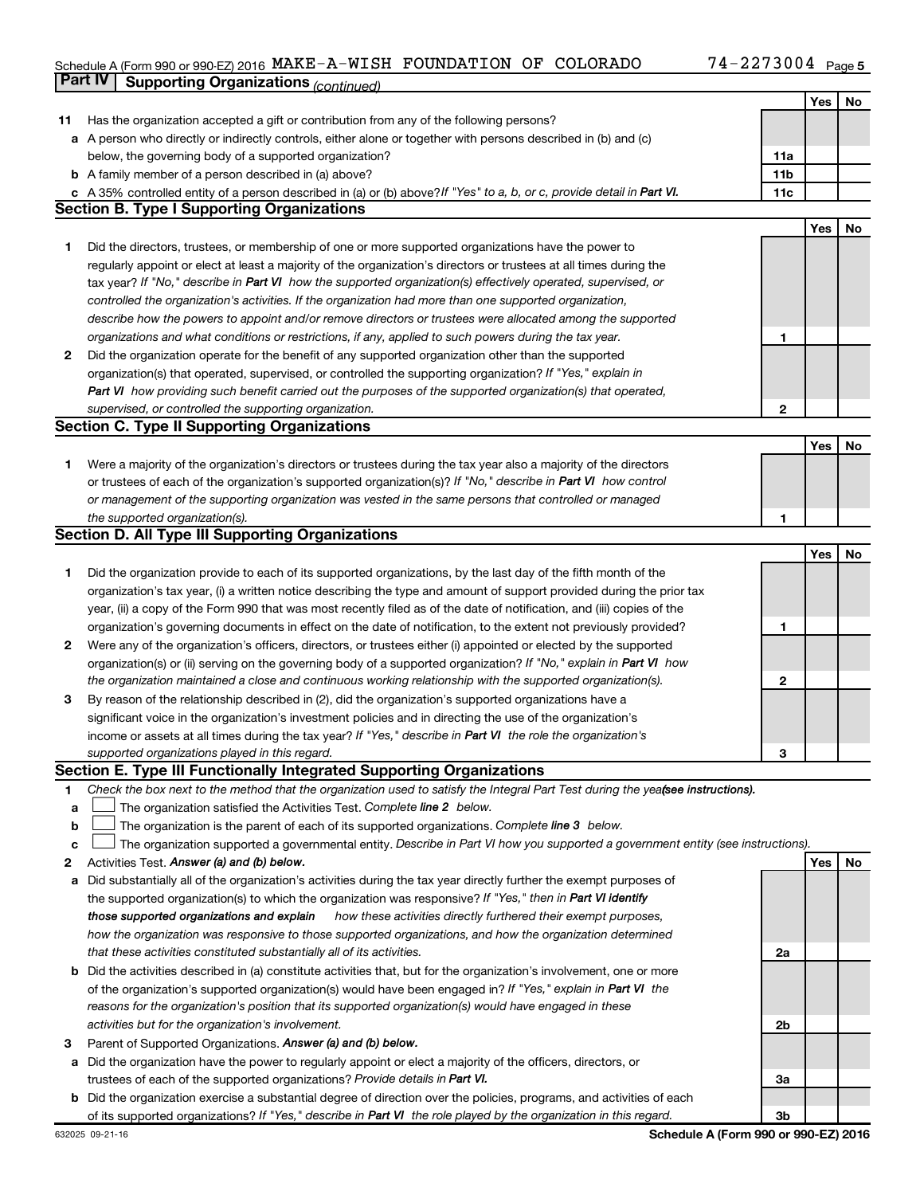Schedule A (Form 990 or 990-EZ) 2016 MAKE-A-WISH FOUNDATION OF COLORADO 74-2273004 Page 5

**Part IV Supporting Organizations** *(continued)*

| | | | Yes | No |
|---|---|---|---|---|
| **11** | Has the organization accepted a gift or contribution from any of the following persons? | | | |
| **a** | A person who directly or indirectly controls, either alone or together with persons described in (b) and (c) below, the governing body of a supported organization? | **11a** | | |
| **b** | A family member of a person described in (a) above? | **11b** | | |
| **c** | A 35% controlled entity of a person described in (a) or (b) above? *If "Yes" to a, b, or c, provide detail in* ***Part VI.*** | **11c** | | |

**Section B. Type I Supporting Organizations**

| | | | Yes | No |
|---|---|---|---|---|
| **1** | Did the directors, trustees, or membership of one or more supported organizations have the power to regularly appoint or elect at least a majority of the organization's directors or trustees at all times during the tax year? *If "No," describe in* ***Part VI*** *how the supported organization(s) effectively operated, supervised, or controlled the organization's activities. If the organization had more than one supported organization, describe how the powers to appoint and/or remove directors or trustees were allocated among the supported organizations and what conditions or restrictions, if any, applied to such powers during the tax year.* | **1** | | |
| **2** | Did the organization operate for the benefit of any supported organization other than the supported organization(s) that operated, supervised, or controlled the supporting organization? *If "Yes," explain in* ***Part VI*** *how providing such benefit carried out the purposes of the supported organization(s) that operated, supervised, or controlled the supporting organization.* | **2** | | |

**Section C. Type II Supporting Organizations**

| | | | Yes | No |
|---|---|---|---|---|
| **1** | Were a majority of the organization's directors or trustees during the tax year also a majority of the directors or trustees of each of the organization's supported organization(s)? *If "No," describe in* ***Part VI*** *how control or management of the supporting organization was vested in the same persons that controlled or managed the supported organization(s).* | **1** | | |

**Section D. All Type III Supporting Organizations**

| | | | Yes | No |
|---|---|---|---|---|
| **1** | Did the organization provide to each of its supported organizations, by the last day of the fifth month of the organization's tax year, (i) a written notice describing the type and amount of support provided during the prior tax year, (ii) a copy of the Form 990 that was most recently filed as of the date of notification, and (iii) copies of the organization's governing documents in effect on the date of notification, to the extent not previously provided? | **1** | | |
| **2** | Were any of the organization's officers, directors, or trustees either (i) appointed or elected by the supported organization(s) or (ii) serving on the governing body of a supported organization? *If "No," explain in* ***Part VI*** *how the organization maintained a close and continuous working relationship with the supported organization(s).* | **2** | | |
| **3** | By reason of the relationship described in (2), did the organization's supported organizations have a significant voice in the organization's investment policies and in directing the use of the organization's income or assets at all times during the tax year? *If "Yes," describe in* ***Part VI*** *the role the organization's supported organizations played in this regard.* | **3** | | |

**Section E. Type III Functionally Integrated Supporting Organizations**

**1** *Check the box next to the method that the organization used to satisfy the Integral Part Test during the year* ***(see instructions).***

- **a** ☐ The organization satisfied the Activities Test. *Complete* ***line 2*** *below.*
- **b** ☐ The organization is the parent of each of its supported organizations. *Complete* ***line 3*** *below.*
- **c** ☐ The organization supported a governmental entity. *Describe in Part VI how you supported a government entity (see instructions).*

| | | | Yes | No |
|---|---|---|---|---|
| **2** | Activities Test. ***Answer (a) and (b) below.*** | | | |
| **a** | Did substantially all of the organization's activities during the tax year directly further the exempt purposes of the supported organization(s) to which the organization was responsive? *If "Yes," then in* ***Part VI identify those supported organizations and explain*** *how these activities directly furthered their exempt purposes, how the organization was responsive to those supported organizations, and how the organization determined that these activities constituted substantially all of its activities.* | **2a** | | |
| **b** | Did the activities described in (a) constitute activities that, but for the organization's involvement, one or more of the organization's supported organization(s) would have been engaged in? *If "Yes," explain in* ***Part VI*** *the reasons for the organization's position that its supported organization(s) would have engaged in these activities but for the organization's involvement.* | **2b** | | |
| **3** | Parent of Supported Organizations. ***Answer (a) and (b) below.*** | | | |
| **a** | Did the organization have the power to regularly appoint or elect a majority of the officers, directors, or trustees of each of the supported organizations? *Provide details in* ***Part VI.*** | **3a** | | |
| **b** | Did the organization exercise a substantial degree of direction over the policies, programs, and activities of each of its supported organizations? *If "Yes," describe in* ***Part VI*** *the role played by the organization in this regard.* | **3b** | | |

632025 09-21-16 **Schedule A (Form 990 or 990-EZ) 2016**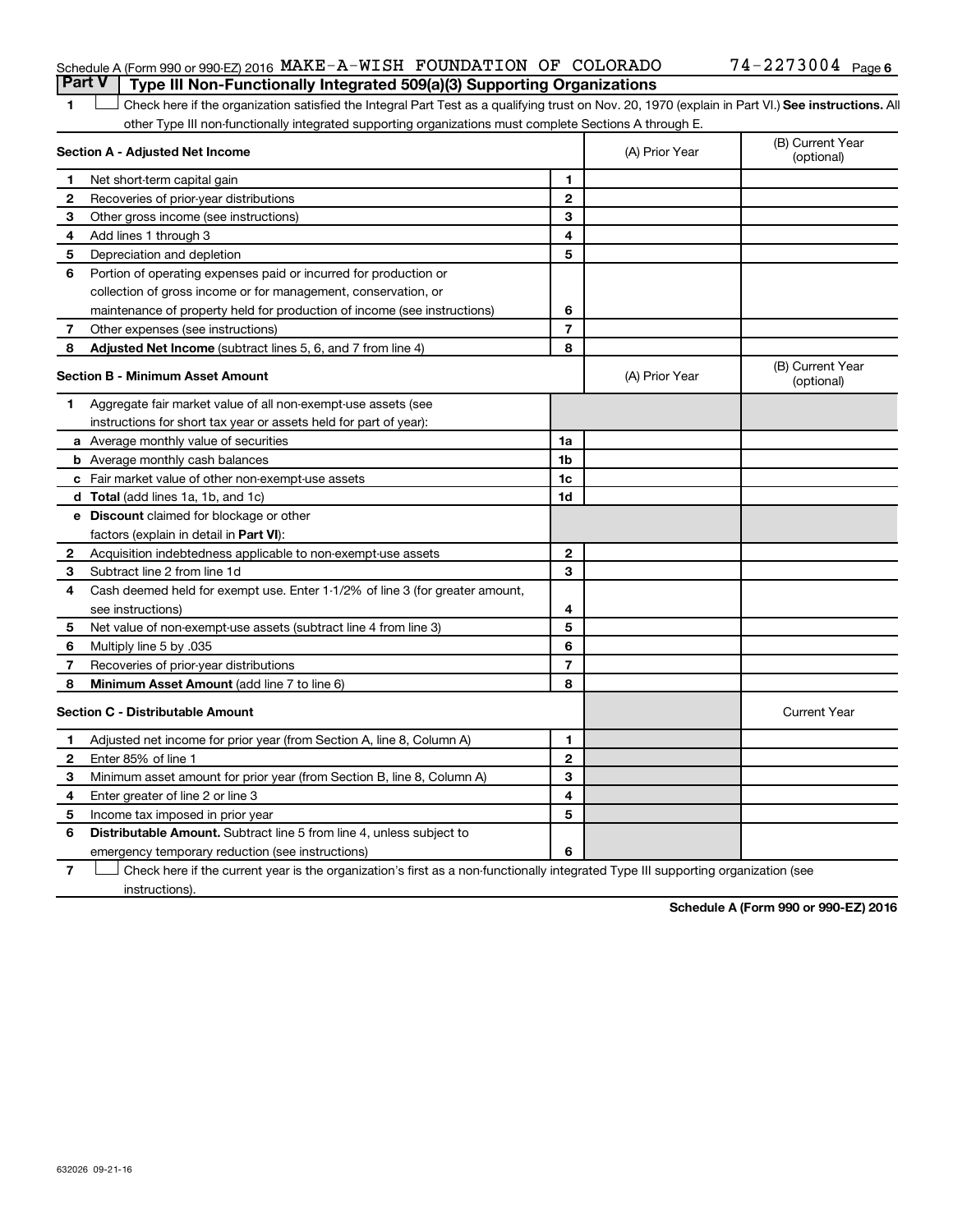Schedule A (Form 990 or 990-EZ) 2016 MAKE-A-WISH FOUNDATION OF COLORADO 74-2273004 Page 6

## Part V Type III Non-Functionally Integrated 509(a)(3) Supporting Organizations

1 ☐ Check here if the organization satisfied the Integral Part Test as a qualifying trust on Nov. 20, 1970 (explain in Part VI.) **See instructions.** All other Type III non-functionally integrated supporting organizations must complete Sections A through E.

| **Section A - Adjusted Net Income** | | | (A) Prior Year | (B) Current Year (optional) |
|---|---|---|---|---|
| 1 | Net short-term capital gain | 1 | | |
| 2 | Recoveries of prior-year distributions | 2 | | |
| 3 | Other gross income (see instructions) | 3 | | |
| 4 | Add lines 1 through 3 | 4 | | |
| 5 | Depreciation and depletion | 5 | | |
| 6 | Portion of operating expenses paid or incurred for production or collection of gross income or for management, conservation, or maintenance of property held for production of income (see instructions) | 6 | | |
| 7 | Other expenses (see instructions) | 7 | | |
| 8 | **Adjusted Net Income** (subtract lines 5, 6, and 7 from line 4) | 8 | | |

| **Section B - Minimum Asset Amount** | | | (A) Prior Year | (B) Current Year (optional) |
|---|---|---|---|---|
| 1 | Aggregate fair market value of all non-exempt-use assets (see instructions for short tax year or assets held for part of year): | | | |
| a | Average monthly value of securities | 1a | | |
| b | Average monthly cash balances | 1b | | |
| c | Fair market value of other non-exempt-use assets | 1c | | |
| d | **Total** (add lines 1a, 1b, and 1c) | 1d | | |
| e | **Discount** claimed for blockage or other factors (explain in detail in **Part VI**): | | | |
| 2 | Acquisition indebtedness applicable to non-exempt-use assets | 2 | | |
| 3 | Subtract line 2 from line 1d | 3 | | |
| 4 | Cash deemed held for exempt use. Enter 1-1/2% of line 3 (for greater amount, see instructions) | 4 | | |
| 5 | Net value of non-exempt-use assets (subtract line 4 from line 3) | 5 | | |
| 6 | Multiply line 5 by .035 | 6 | | |
| 7 | Recoveries of prior-year distributions | 7 | | |
| 8 | **Minimum Asset Amount** (add line 7 to line 6) | 8 | | |

| **Section C - Distributable Amount** | | | | Current Year |
|---|---|---|---|---|
| 1 | Adjusted net income for prior year (from Section A, line 8, Column A) | 1 | | |
| 2 | Enter 85% of line 1 | 2 | | |
| 3 | Minimum asset amount for prior year (from Section B, line 8, Column A) | 3 | | |
| 4 | Enter greater of line 2 or line 3 | 4 | | |
| 5 | Income tax imposed in prior year | 5 | | |
| 6 | **Distributable Amount.** Subtract line 5 from line 4, unless subject to emergency temporary reduction (see instructions) | 6 | | |

7 ☐ Check here if the current year is the organization's first as a non-functionally integrated Type III supporting organization (see instructions).

**Schedule A (Form 990 or 990-EZ) 2016**

632026 09-21-16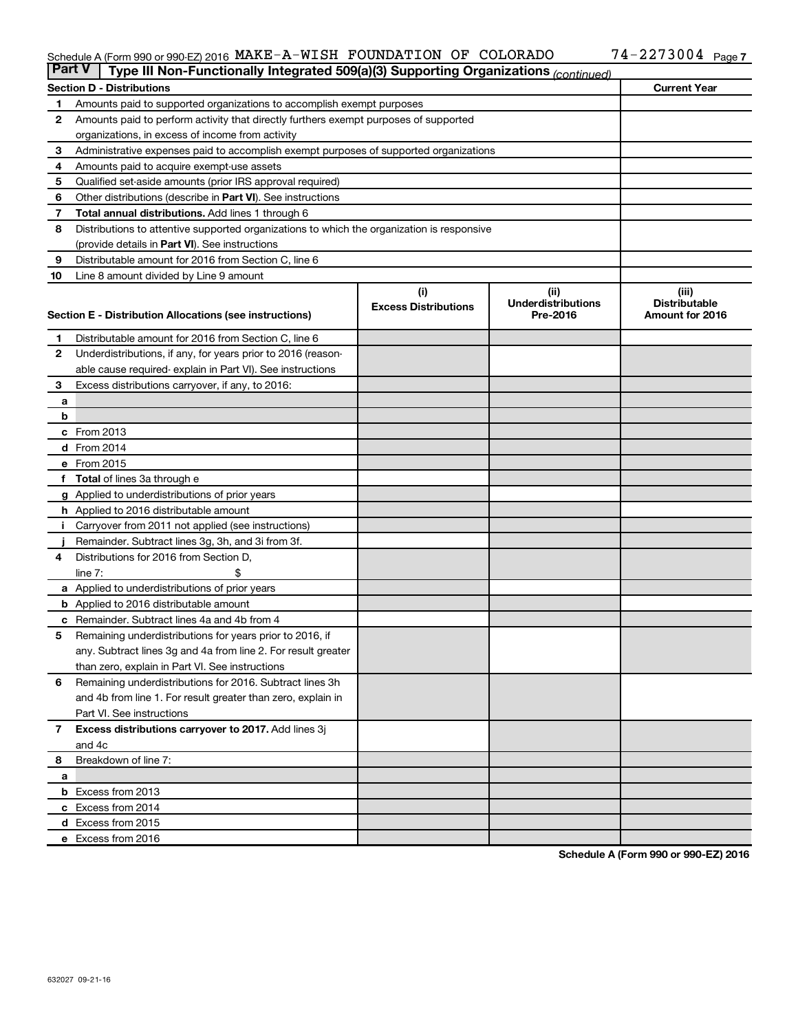Schedule A (Form 990 or 990-EZ) 2016 MAKE-A-WISH FOUNDATION OF COLORADO 74-2273004 Page 7

## Part V Type III Non-Functionally Integrated 509(a)(3) Supporting Organizations *(continued)*

| Section D - Distributions | | Current Year |
|---|---|---|
| 1 | Amounts paid to supported organizations to accomplish exempt purposes | |
| 2 | Amounts paid to perform activity that directly furthers exempt purposes of supported organizations, in excess of income from activity | |
| 3 | Administrative expenses paid to accomplish exempt purposes of supported organizations | |
| 4 | Amounts paid to acquire exempt-use assets | |
| 5 | Qualified set-aside amounts (prior IRS approval required) | |
| 6 | Other distributions (describe in **Part VI**). See instructions | |
| 7 | **Total annual distributions.** Add lines 1 through 6 | |
| 8 | Distributions to attentive supported organizations to which the organization is responsive (provide details in **Part VI**). See instructions | |
| 9 | Distributable amount for 2016 from Section C, line 6 | |
| 10 | Line 8 amount divided by Line 9 amount | |

| Section E - Distribution Allocations (see instructions) | | (i) Excess Distributions | (ii) Underdistributions Pre-2016 | (iii) Distributable Amount for 2016 |
|---|---|---|---|---|
| 1 | Distributable amount for 2016 from Section C, line 6 | | | |
| 2 | Underdistributions, if any, for years prior to 2016 (reasonable cause required- explain in Part VI). See instructions | | | |
| 3 | Excess distributions carryover, if any, to 2016: | | | |
| a | | | | |
| b | | | | |
| c | From 2013 | | | |
| d | From 2014 | | | |
| e | From 2015 | | | |
| f | **Total** of lines 3a through e | | | |
| g | Applied to underdistributions of prior years | | | |
| h | Applied to 2016 distributable amount | | | |
| i | Carryover from 2011 not applied (see instructions) | | | |
| j | Remainder. Subtract lines 3g, 3h, and 3i from 3f. | | | |
| 4 | Distributions for 2016 from Section D, line 7: $ | | | |
| a | Applied to underdistributions of prior years | | | |
| b | Applied to 2016 distributable amount | | | |
| c | Remainder. Subtract lines 4a and 4b from 4 | | | |
| 5 | Remaining underdistributions for years prior to 2016, if any. Subtract lines 3g and 4a from line 2. For result greater than zero, explain in Part VI. See instructions | | | |
| 6 | Remaining underdistributions for 2016. Subtract lines 3h and 4b from line 1. For result greater than zero, explain in Part VI. See instructions | | | |
| 7 | **Excess distributions carryover to 2017.** Add lines 3j and 4c | | | |
| 8 | Breakdown of line 7: | | | |
| a | | | | |
| b | Excess from 2013 | | | |
| c | Excess from 2014 | | | |
| d | Excess from 2015 | | | |
| e | Excess from 2016 | | | |

Schedule A (Form 990 or 990-EZ) 2016

632027 09-21-16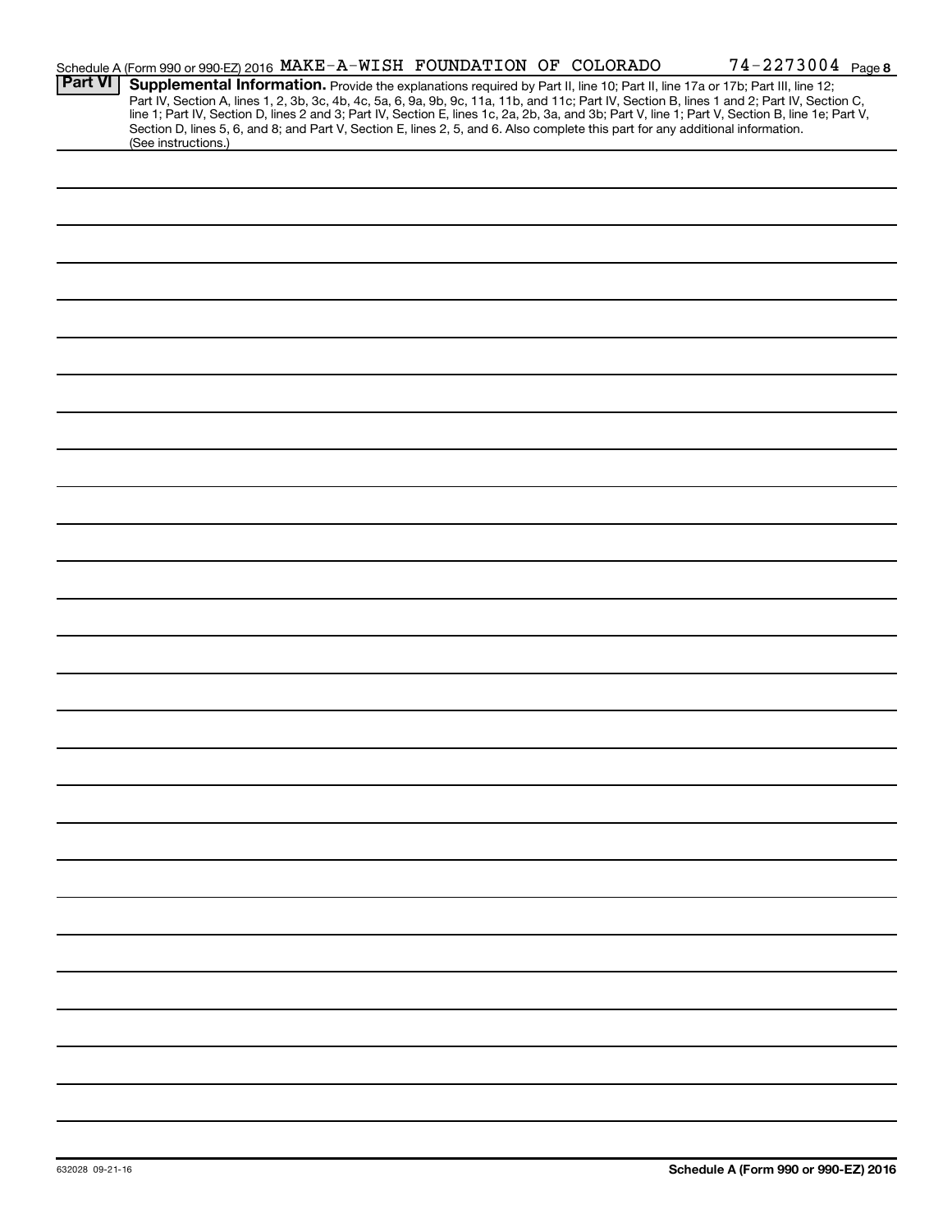Schedule A (Form 990 or 990-EZ) 2016 MAKE-A-WISH FOUNDATION OF COLORADO 74-2273004 Page 8

**Part VI** **Supplemental Information.** Provide the explanations required by Part II, line 10; Part II, line 17a or 17b; Part III, line 12; Part IV, Section A, lines 1, 2, 3b, 3c, 4b, 4c, 5a, 6, 9a, 9b, 9c, 11a, 11b, and 11c; Part IV, Section B, lines 1 and 2; Part IV, Section C, line 1; Part IV, Section D, lines 2 and 3; Part IV, Section E, lines 1c, 2a, 2b, 3a, and 3b; Part V, line 1; Part V, Section B, line 1e; Part V, Section D, lines 5, 6, and 8; and Part V, Section E, lines 2, 5, and 6. Also complete this part for any additional information. (See instructions.)

632028 09-21-16

**Schedule A (Form 990 or 990-EZ) 2016**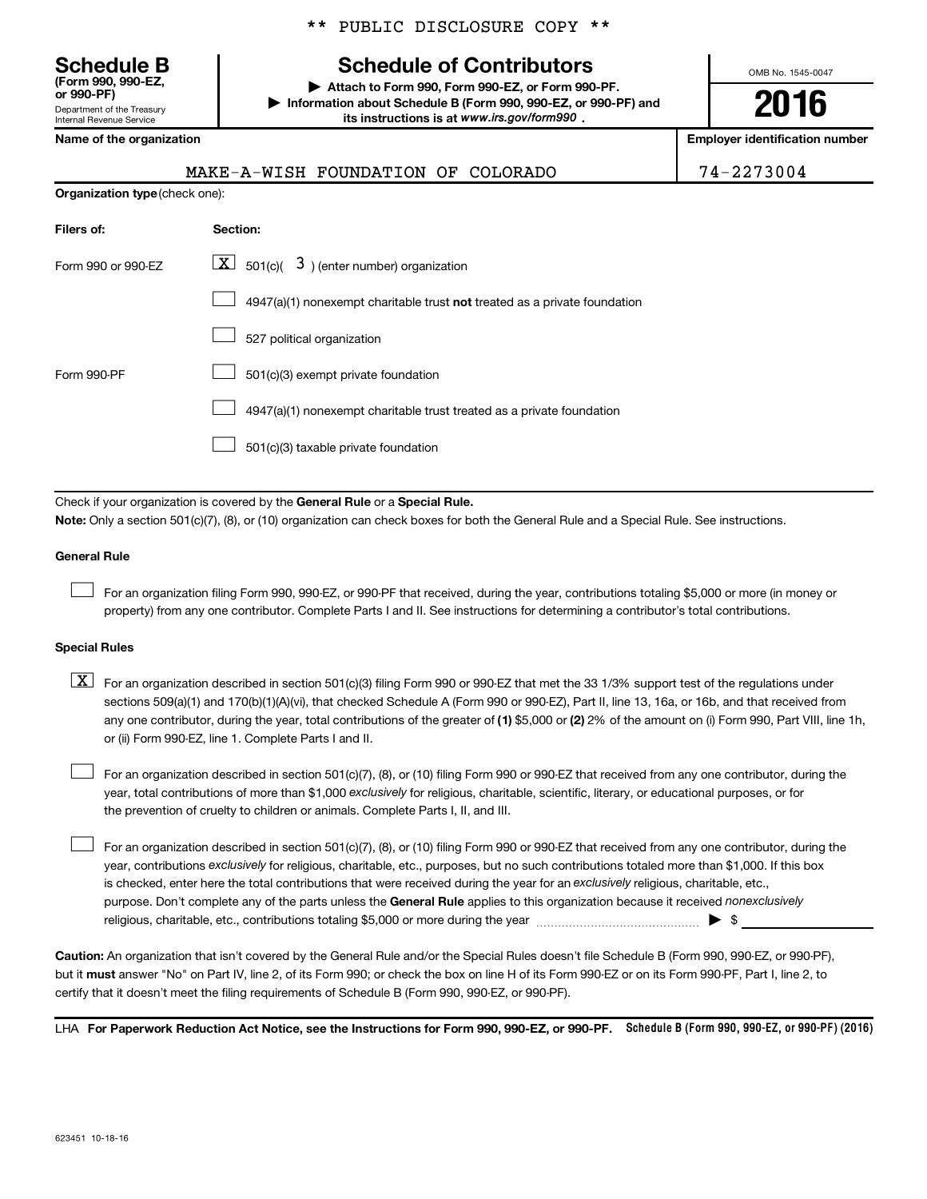\*\* PUBLIC DISCLOSURE COPY \*\*

**Schedule B**
**(Form 990, 990-EZ, or 990-PF)**
Department of the Treasury
Internal Revenue Service

# Schedule of Contributors

▶ **Attach to Form 990, Form 990-EZ, or Form 990-PF.**
▶ **Information about Schedule B (Form 990, 990-EZ, or 990-PF) and its instructions is at** ***www.irs.gov/form990*** **.**

OMB No. 1545-0047

**2016**

**Name of the organization**

MAKE-A-WISH FOUNDATION OF COLORADO

**Employer identification number**

74-2273004

**Organization type** (check one):

| Filers of: | Section: |
|---|---|
| Form 990 or 990-EZ | [X] 501(c)( 3 ) (enter number) organization |
| | [ ] 4947(a)(1) nonexempt charitable trust **not** treated as a private foundation |
| | [ ] 527 political organization |
| Form 990-PF | [ ] 501(c)(3) exempt private foundation |
| | [ ] 4947(a)(1) nonexempt charitable trust treated as a private foundation |
| | [ ] 501(c)(3) taxable private foundation |

Check if your organization is covered by the **General Rule** or a **Special Rule.**

**Note:** Only a section 501(c)(7), (8), or (10) organization can check boxes for both the General Rule and a Special Rule. See instructions.

**General Rule**

[ ] For an organization filing Form 990, 990-EZ, or 990-PF that received, during the year, contributions totaling $5,000 or more (in money or property) from any one contributor. Complete Parts I and II. See instructions for determining a contributor's total contributions.

**Special Rules**

[X] For an organization described in section 501(c)(3) filing Form 990 or 990-EZ that met the 33 1/3% support test of the regulations under sections 509(a)(1) and 170(b)(1)(A)(vi), that checked Schedule A (Form 990 or 990-EZ), Part II, line 13, 16a, or 16b, and that received from any one contributor, during the year, total contributions of the greater of **(1)** $5,000 or **(2)** 2% of the amount on (i) Form 990, Part VIII, line 1h, or (ii) Form 990-EZ, line 1. Complete Parts I and II.

[ ] For an organization described in section 501(c)(7), (8), or (10) filing Form 990 or 990-EZ that received from any one contributor, during the year, total contributions of more than $1,000 *exclusively* for religious, charitable, scientific, literary, or educational purposes, or for the prevention of cruelty to children or animals. Complete Parts I, II, and III.

[ ] For an organization described in section 501(c)(7), (8), or (10) filing Form 990 or 990-EZ that received from any one contributor, during the year, contributions *exclusively* for religious, charitable, etc., purposes, but no such contributions totaled more than $1,000. If this box is checked, enter here the total contributions that were received during the year for an *exclusively* religious, charitable, etc., purpose. Don't complete any of the parts unless the **General Rule** applies to this organization because it received *nonexclusively* religious, charitable, etc., contributions totaling $5,000 or more during the year ▶ $ \_\_\_\_\_\_\_\_\_\_

**Caution:** An organization that isn't covered by the General Rule and/or the Special Rules doesn't file Schedule B (Form 990, 990-EZ, or 990-PF), but it **must** answer "No" on Part IV, line 2, of its Form 990; or check the box on line H of its Form 990-EZ or on its Form 990-PF, Part I, line 2, to certify that it doesn't meet the filing requirements of Schedule B (Form 990, 990-EZ, or 990-PF).

LHA **For Paperwork Reduction Act Notice, see the Instructions for Form 990, 990-EZ, or 990-PF.** **Schedule B (Form 990, 990-EZ, or 990-PF) (2016)**

623451 10-18-16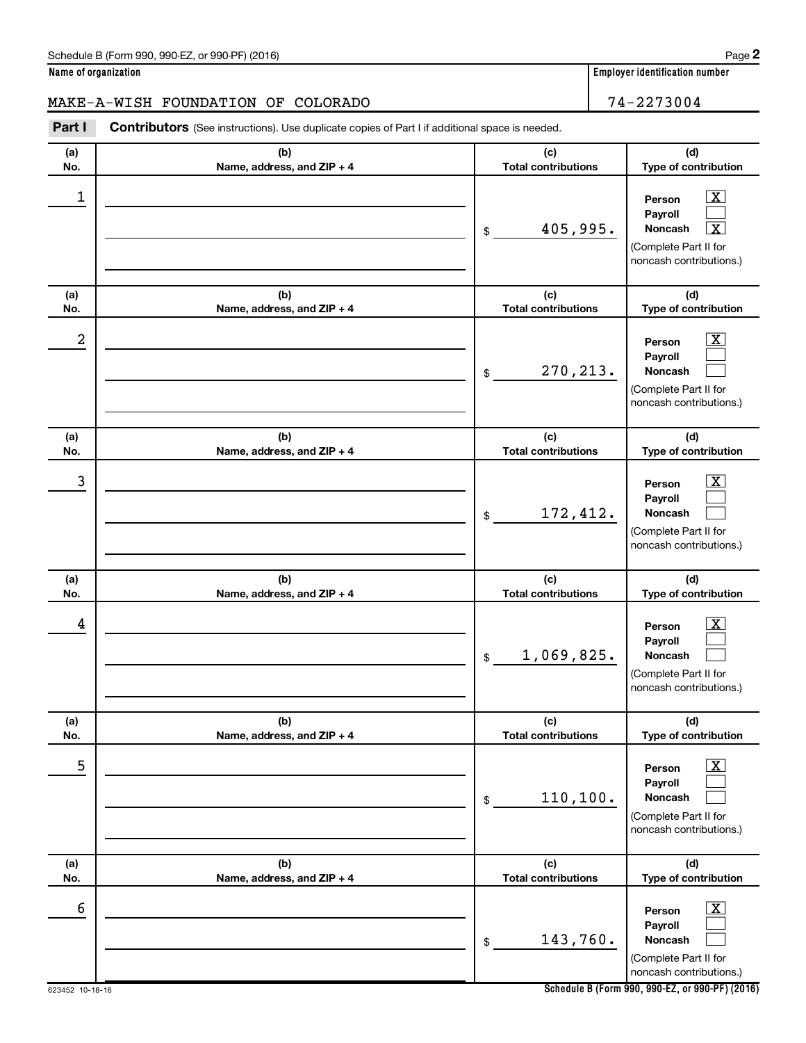Schedule B (Form 990, 990-EZ, or 990-PF) (2016)

**Name of organization**

MAKE-A-WISH FOUNDATION OF COLORADO

**Employer identification number**

74-2273004

**Part I** **Contributors** (See instructions). Use duplicate copies of Part I if additional space is needed.

| (a) No. | (b) Name, address, and ZIP + 4 | (c) Total contributions | (d) Type of contribution |
|---|---|---|---|
| 1 | | $ 405,995. | Person [X] Payroll [ ] Noncash [X] (Complete Part II for noncash contributions.) |
| 2 | | $ 270,213. | Person [X] Payroll [ ] Noncash [ ] (Complete Part II for noncash contributions.) |
| 3 | | $ 172,412. | Person [X] Payroll [ ] Noncash [ ] (Complete Part II for noncash contributions.) |
| 4 | | $ 1,069,825. | Person [X] Payroll [ ] Noncash [ ] (Complete Part II for noncash contributions.) |
| 5 | | $ 110,100. | Person [X] Payroll [ ] Noncash [ ] (Complete Part II for noncash contributions.) |
| 6 | | $ 143,760. | Person [X] Payroll [ ] Noncash [ ] (Complete Part II for noncash contributions.) |

623452 10-18-16

**Schedule B (Form 990, 990-EZ, or 990-PF) (2016)**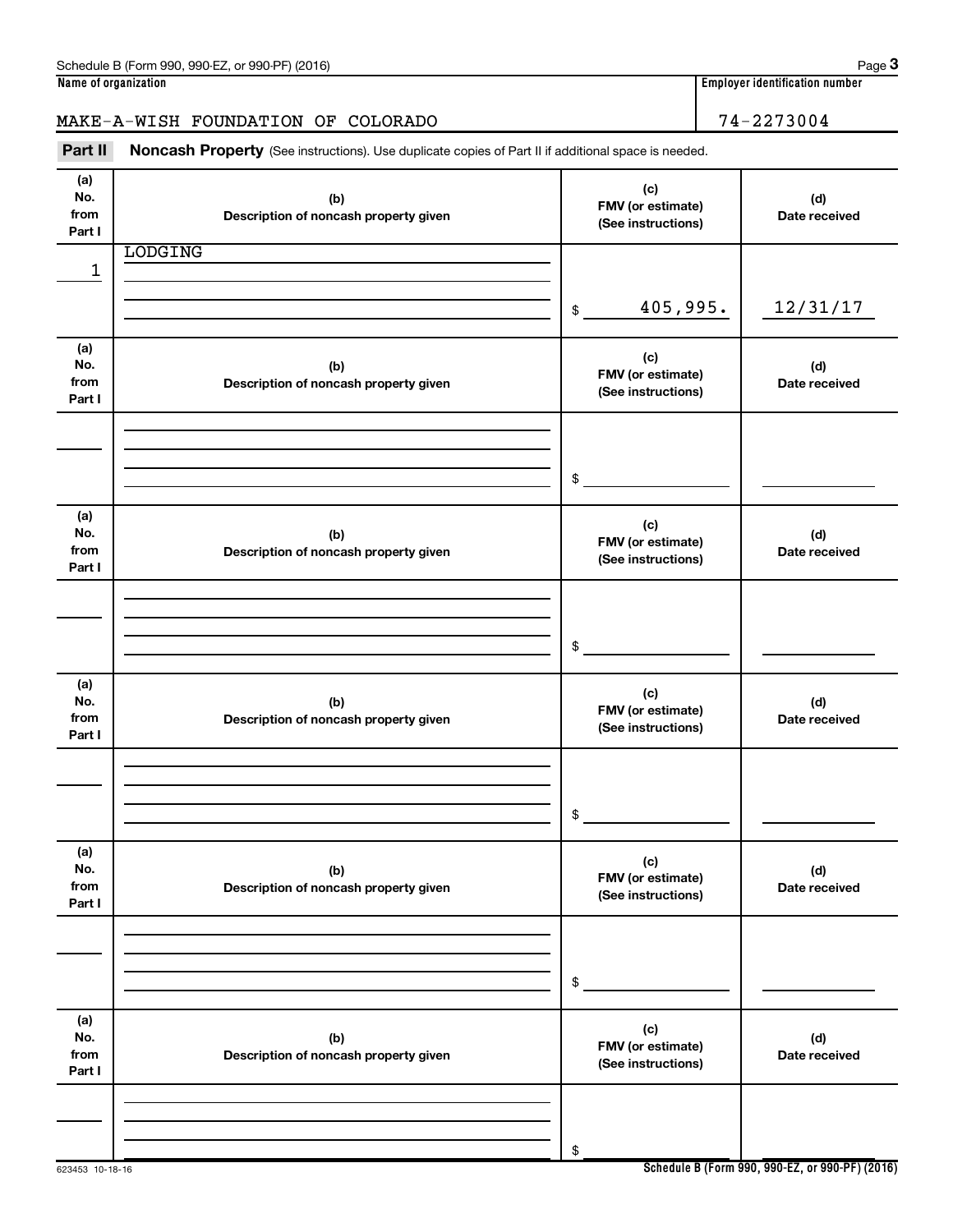Schedule B (Form 990, 990-EZ, or 990-PF) (2016)

| Name of organization | Employer identification number |
|---|---|
| MAKE-A-WISH FOUNDATION OF COLORADO | 74-2273004 |

**Part II** **Noncash Property** (See instructions). Use duplicate copies of Part II if additional space is needed.

| (a) No. from Part I | (b) Description of noncash property given | (c) FMV (or estimate) (See instructions) | (d) Date received |
|---|---|---|---|
| 1 | LODGING | $ 405,995. | 12/31/17 |
| | | $ | |
| | | $ | |
| | | $ | |
| | | $ | |
| | | $ | |

623453 10-18-16

Schedule B (Form 990, 990-EZ, or 990-PF) (2016)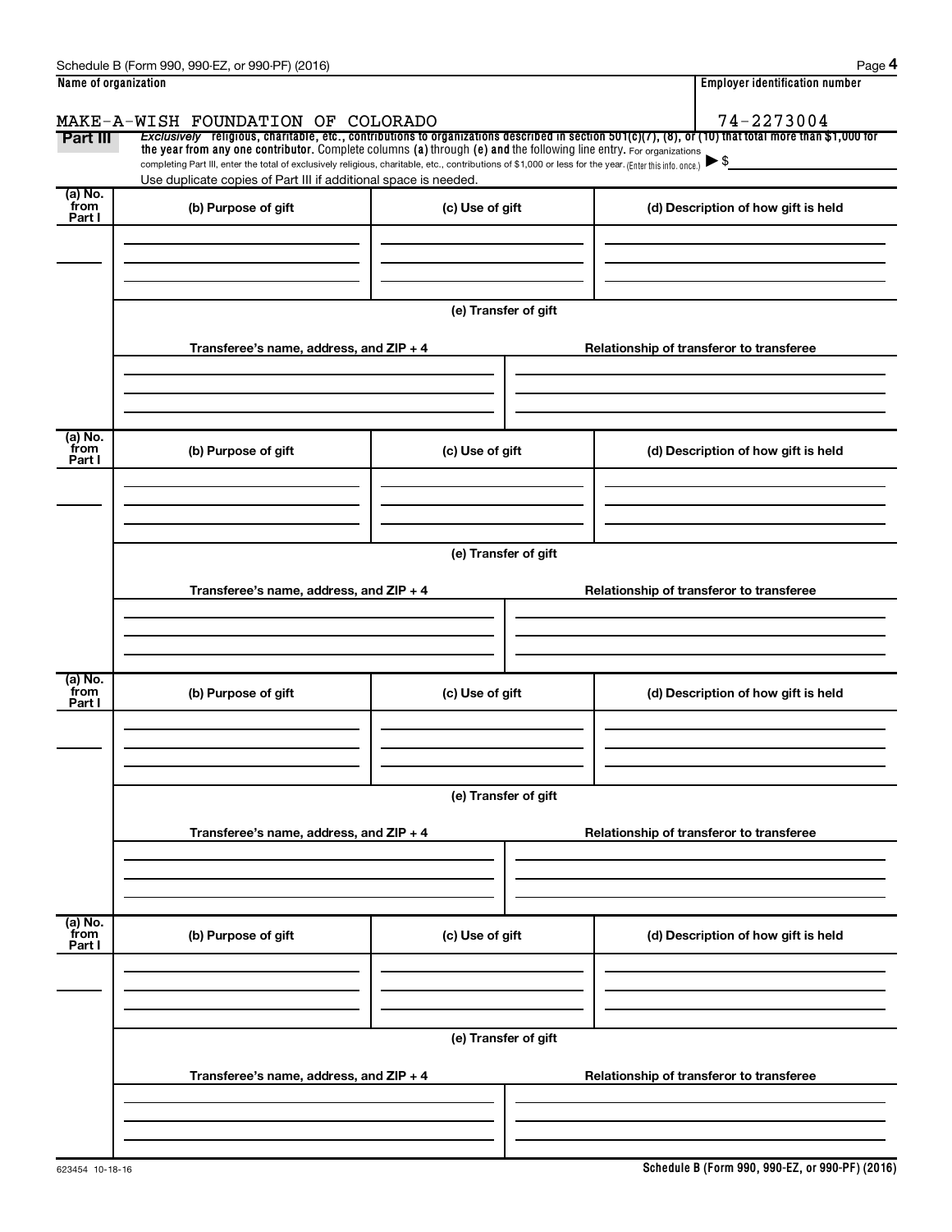**Name of organization**

MAKE-A-WISH FOUNDATION OF COLORADO

**Employer identification number**

74-2273004

**Part III** *Exclusively* religious, charitable, etc., contributions to organizations described in section 501(c)(7), (8), or (10) that total more than $1,000 for the year from any one contributor. Complete columns (a) through (e) and the following line entry. For organizations completing Part III, enter the total of exclusively religious, charitable, etc., contributions of $1,000 or less for the year. (Enter this info. once.) ▶ $

Use duplicate copies of Part III if additional space is needed.

| (a) No. from Part I | (b) Purpose of gift | (c) Use of gift | (d) Description of how gift is held |
| --- | --- | --- | --- |
| | | | |

(e) Transfer of gift

| Transferee's name, address, and ZIP + 4 | Relationship of transferor to transferee |
| --- | --- |
| | |

| (a) No. from Part I | (b) Purpose of gift | (c) Use of gift | (d) Description of how gift is held |
| --- | --- | --- | --- |
| | | | |

(e) Transfer of gift

| Transferee's name, address, and ZIP + 4 | Relationship of transferor to transferee |
| --- | --- |
| | |

| (a) No. from Part I | (b) Purpose of gift | (c) Use of gift | (d) Description of how gift is held |
| --- | --- | --- | --- |
| | | | |

(e) Transfer of gift

| Transferee's name, address, and ZIP + 4 | Relationship of transferor to transferee |
| --- | --- |
| | |

| (a) No. from Part I | (b) Purpose of gift | (c) Use of gift | (d) Description of how gift is held |
| --- | --- | --- | --- |
| | | | |

(e) Transfer of gift

| Transferee's name, address, and ZIP + 4 | Relationship of transferor to transferee |
| --- | --- |
| | |

623454 10-18-16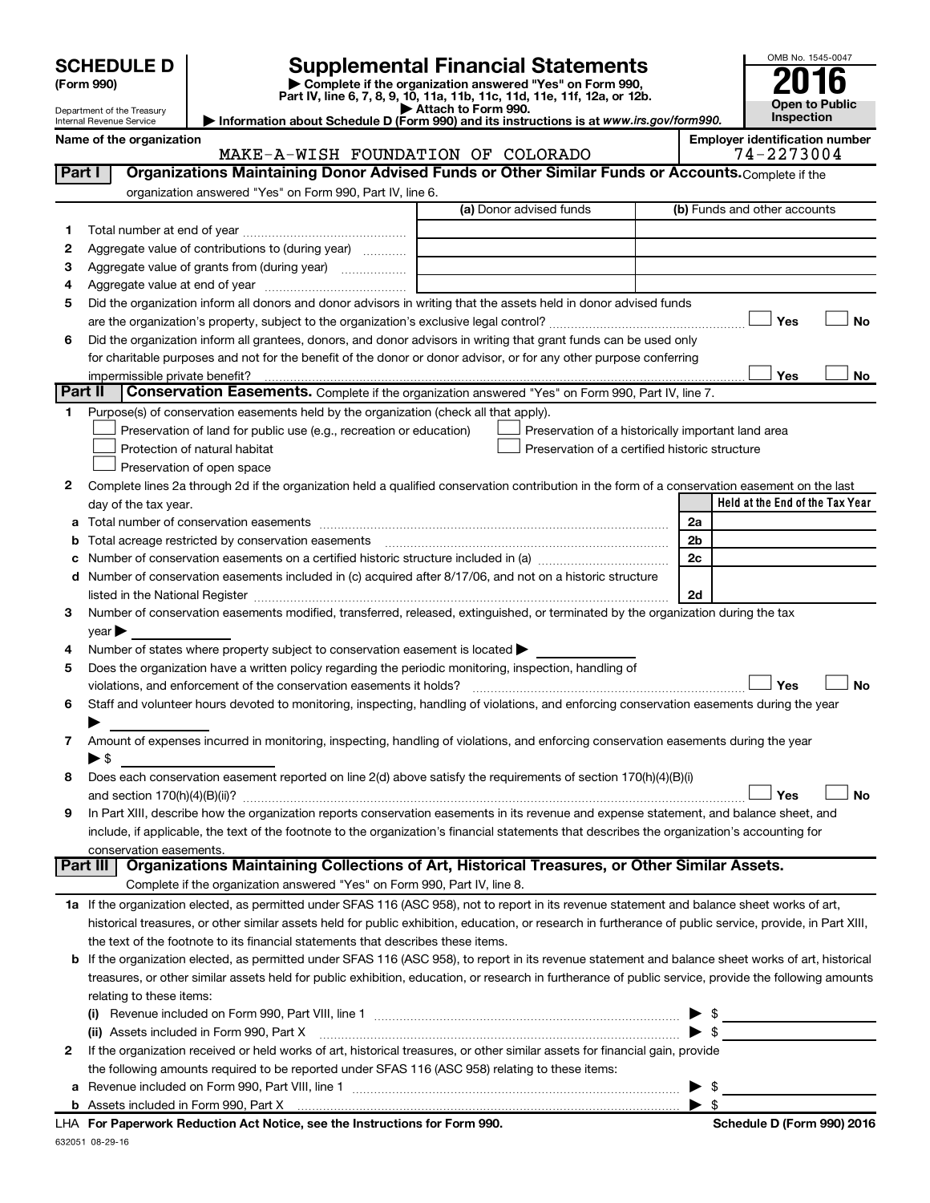# SCHEDULE D (Form 990)

Department of the Treasury
Internal Revenue Service

# Supplemental Financial Statements

▶ Complete if the organization answered "Yes" on Form 990, Part IV, line 6, 7, 8, 9, 10, 11a, 11b, 11c, 11d, 11e, 11f, 12a, or 12b.
▶ Attach to Form 990.
▶ Information about Schedule D (Form 990) and its instructions is at *www.irs.gov/form990.*

OMB No. 1545-0047

**2016**

**Open to Public Inspection**

**Name of the organization:** MAKE-A-WISH FOUNDATION OF COLORADO

**Employer identification number:** 74-2273004

## Part I Organizations Maintaining Donor Advised Funds or Other Similar Funds or Accounts.

Complete if the organization answered "Yes" on Form 990, Part IV, line 6.

| | | (a) Donor advised funds | (b) Funds and other accounts |
|---|---|---|---|
| 1 | Total number at end of year | | |
| 2 | Aggregate value of contributions to (during year) | | |
| 3 | Aggregate value of grants from (during year) | | |
| 4 | Aggregate value at end of year | | |

5 Did the organization inform all donors and donor advisors in writing that the assets held in donor advised funds are the organization's property, subject to the organization's exclusive legal control? ☐ Yes ☐ No

6 Did the organization inform all grantees, donors, and donor advisors in writing that grant funds can be used only for charitable purposes and not for the benefit of the donor or donor advisor, or for any other purpose conferring impermissible private benefit? ☐ Yes ☐ No

## Part II Conservation Easements.

Complete if the organization answered "Yes" on Form 990, Part IV, line 7.

1 Purpose(s) of conservation easements held by the organization (check all that apply).

- ☐ Preservation of land for public use (e.g., recreation or education)
- ☐ Protection of natural habitat
- ☐ Preservation of open space
- ☐ Preservation of a historically important land area
- ☐ Preservation of a certified historic structure

2 Complete lines 2a through 2d if the organization held a qualified conservation contribution in the form of a conservation easement on the last day of the tax year.

| | | | Held at the End of the Tax Year |
|---|---|---|---|
| a | Total number of conservation easements | 2a | |
| b | Total acreage restricted by conservation easements | 2b | |
| c | Number of conservation easements on a certified historic structure included in (a) | 2c | |
| d | Number of conservation easements included in (c) acquired after 8/17/06, and not on a historic structure listed in the National Register | 2d | |

3 Number of conservation easements modified, transferred, released, extinguished, or terminated by the organization during the tax year ▶

4 Number of states where property subject to conservation easement is located ▶

5 Does the organization have a written policy regarding the periodic monitoring, inspection, handling of violations, and enforcement of the conservation easements it holds? ☐ Yes ☐ No

6 Staff and volunteer hours devoted to monitoring, inspecting, handling of violations, and enforcing conservation easements during the year ▶

7 Amount of expenses incurred in monitoring, inspecting, handling of violations, and enforcing conservation easements during the year ▶ $

8 Does each conservation easement reported on line 2(d) above satisfy the requirements of section 170(h)(4)(B)(i) and section 170(h)(4)(B)(ii)? ☐ Yes ☐ No

9 In Part XIII, describe how the organization reports conservation easements in its revenue and expense statement, and balance sheet, and include, if applicable, the text of the footnote to the organization's financial statements that describes the organization's accounting for conservation easements.

## Part III Organizations Maintaining Collections of Art, Historical Treasures, or Other Similar Assets.

Complete if the organization answered "Yes" on Form 990, Part IV, line 8.

1a If the organization elected, as permitted under SFAS 116 (ASC 958), not to report in its revenue statement and balance sheet works of art, historical treasures, or other similar assets held for public exhibition, education, or research in furtherance of public service, provide, in Part XIII, the text of the footnote to its financial statements that describes these items.

b If the organization elected, as permitted under SFAS 116 (ASC 958), to report in its revenue statement and balance sheet works of art, historical treasures, or other similar assets held for public exhibition, education, or research in furtherance of public service, provide the following amounts relating to these items:

(i) Revenue included on Form 990, Part VIII, line 1 ▶ $

(ii) Assets included in Form 990, Part X ▶ $

2 If the organization received or held works of art, historical treasures, or other similar assets for financial gain, provide the following amounts required to be reported under SFAS 116 (ASC 958) relating to these items:

a Revenue included on Form 990, Part VIII, line 1 ▶ $

b Assets included in Form 990, Part X ▶ $

LHA **For Paperwork Reduction Act Notice, see the Instructions for Form 990.** **Schedule D (Form 990) 2016**

632051 08-29-16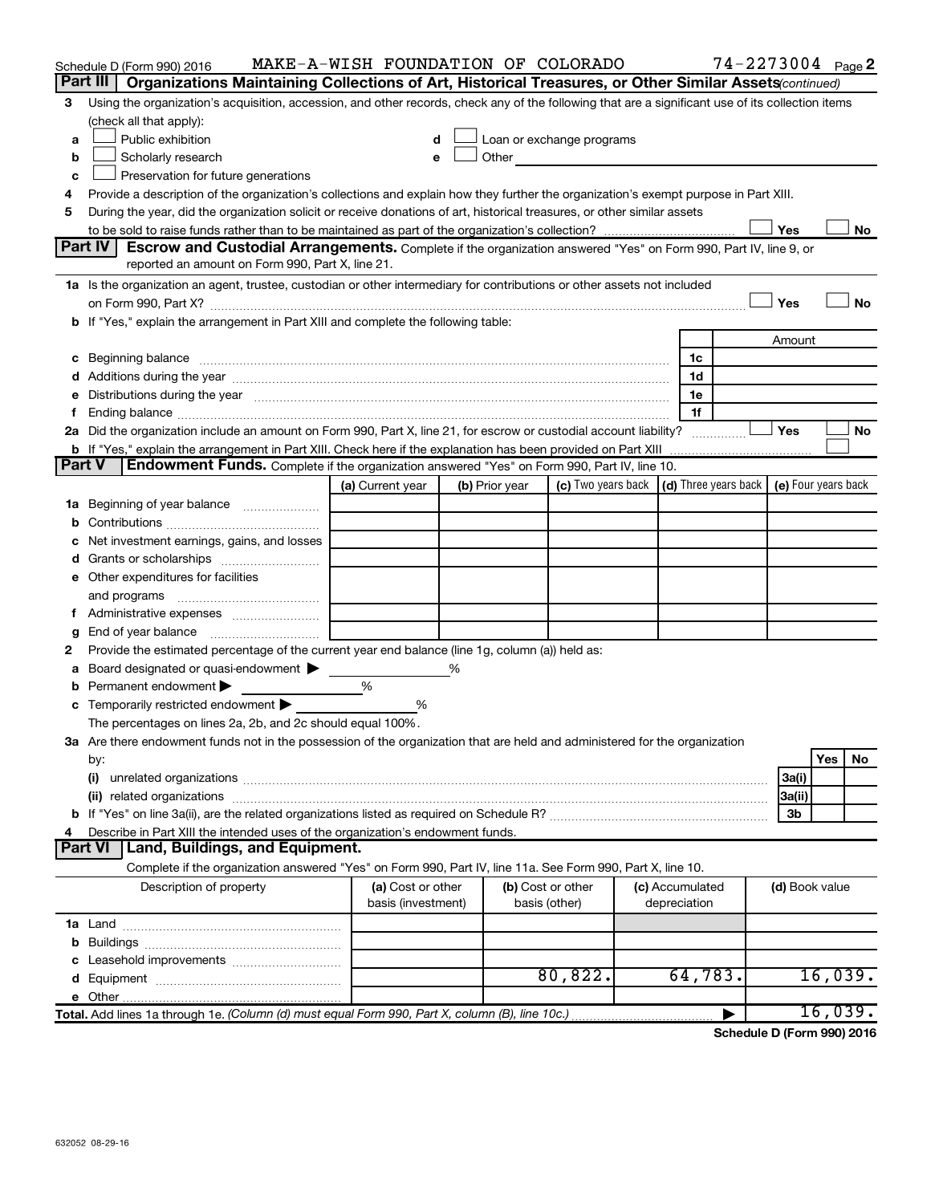Schedule D (Form 990) 2016 MAKE-A-WISH FOUNDATION OF COLORADO 74-2273004 Page 2

## Part III Organizations Maintaining Collections of Art, Historical Treasures, or Other Similar Assets *(continued)*

3 Using the organization's acquisition, accession, and other records, check any of the following that are a significant use of its collection items (check all that apply):

- a ☐ Public exhibition
- b ☐ Scholarly research
- c ☐ Preservation for future generations
- d ☐ Loan or exchange programs
- e ☐ Other

4 Provide a description of the organization's collections and explain how they further the organization's exempt purpose in Part XIII.

5 During the year, did the organization solicit or receive donations of art, historical treasures, or other similar assets to be sold to raise funds rather than to be maintained as part of the organization's collection? ☐ Yes ☐ No

## Part IV Escrow and Custodial Arrangements.

Complete if the organization answered "Yes" on Form 990, Part IV, line 9, or reported an amount on Form 990, Part X, line 21.

1a Is the organization an agent, trustee, custodian or other intermediary for contributions or other assets not included on Form 990, Part X? ☐ Yes ☐ No

b If "Yes," explain the arrangement in Part XIII and complete the following table:

| | | Amount |
|---|---|---|
| c Beginning balance | 1c | |
| d Additions during the year | 1d | |
| e Distributions during the year | 1e | |
| f Ending balance | 1f | |

2a Did the organization include an amount on Form 990, Part X, line 21, for escrow or custodial account liability? ☐ Yes ☐ No

b If "Yes," explain the arrangement in Part XIII. Check here if the explanation has been provided on Part XIII ☐

## Part V Endowment Funds.

Complete if the organization answered "Yes" on Form 990, Part IV, line 10.

| | (a) Current year | (b) Prior year | (c) Two years back | (d) Three years back | (e) Four years back |
|---|---|---|---|---|---|
| 1a Beginning of year balance | | | | | |
| b Contributions | | | | | |
| c Net investment earnings, gains, and losses | | | | | |
| d Grants or scholarships | | | | | |
| e Other expenditures for facilities and programs | | | | | |
| f Administrative expenses | | | | | |
| g End of year balance | | | | | |

2 Provide the estimated percentage of the current year end balance (line 1g, column (a)) held as:

- a Board designated or quasi-endowment ▶ %
- b Permanent endowment ▶ %
- c Temporarily restricted endowment ▶ %

The percentages on lines 2a, 2b, and 2c should equal 100%.

3a Are there endowment funds not in the possession of the organization that are held and administered for the organization by:

| | | Yes | No |
|---|---|---|---|
| (i) unrelated organizations | 3a(i) | | |
| (ii) related organizations | 3a(ii) | | |
| b If "Yes" on line 3a(ii), are the related organizations listed as required on Schedule R? | 3b | | |

4 Describe in Part XIII the intended uses of the organization's endowment funds.

## Part VI Land, Buildings, and Equipment.

Complete if the organization answered "Yes" on Form 990, Part IV, line 11a. See Form 990, Part X, line 10.

| Description of property | (a) Cost or other basis (investment) | (b) Cost or other basis (other) | (c) Accumulated depreciation | (d) Book value |
|---|---|---|---|---|
| 1a Land | | | | |
| b Buildings | | | | |
| c Leasehold improvements | | | | |
| d Equipment | | 80,822. | 64,783. | 16,039. |
| e Other | | | | |
| **Total.** Add lines 1a through 1e. *(Column (d) must equal Form 990, Part X, column (B), line 10c.)* | | | ▶ | 16,039. |

**Schedule D (Form 990) 2016**

632052 08-29-16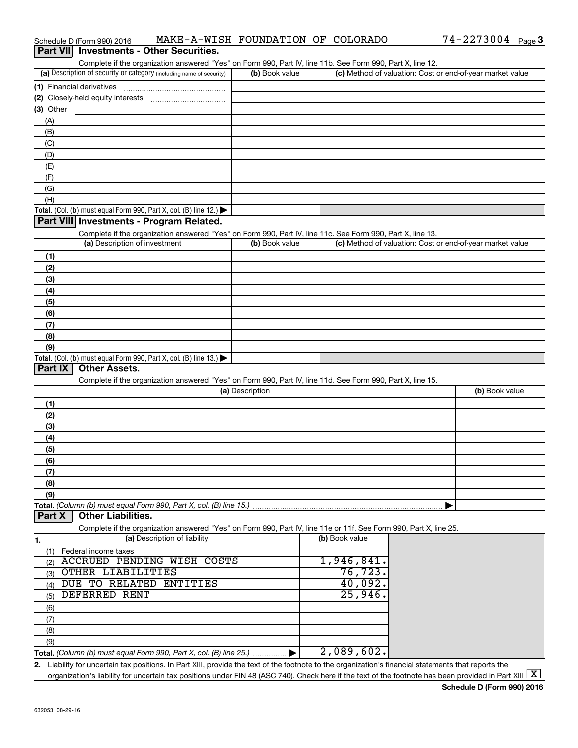Schedule D (Form 990) 2016 MAKE-A-WISH FOUNDATION OF COLORADO 74-2273004

## Part VII Investments - Other Securities.

Complete if the organization answered "Yes" on Form 990, Part IV, line 11b. See Form 990, Part X, line 12.

| (a) Description of security or category (including name of security) | (b) Book value | (c) Method of valuation: Cost or end-of-year market value |
|---|---|---|
| (1) Financial derivatives | | |
| (2) Closely-held equity interests | | |
| (3) Other | | |
| (A) | | |
| (B) | | |
| (C) | | |
| (D) | | |
| (E) | | |
| (F) | | |
| (G) | | |
| (H) | | |
| **Total.** (Col. (b) must equal Form 990, Part X, col. (B) line 12.) ▶ | | |

## Part VIII Investments - Program Related.

Complete if the organization answered "Yes" on Form 990, Part IV, line 11c. See Form 990, Part X, line 13.

| (a) Description of investment | (b) Book value | (c) Method of valuation: Cost or end-of-year market value |
|---|---|---|
| (1) | | |
| (2) | | |
| (3) | | |
| (4) | | |
| (5) | | |
| (6) | | |
| (7) | | |
| (8) | | |
| (9) | | |
| **Total.** (Col. (b) must equal Form 990, Part X, col. (B) line 13.) ▶ | | |

## Part IX Other Assets.

Complete if the organization answered "Yes" on Form 990, Part IV, line 11d. See Form 990, Part X, line 15.

| (a) Description | (b) Book value |
|---|---|
| (1) | |
| (2) | |
| (3) | |
| (4) | |
| (5) | |
| (6) | |
| (7) | |
| (8) | |
| (9) | |
| **Total.** *(Column (b) must equal Form 990, Part X, col. (B) line 15.)* ▶ | |

## Part X Other Liabilities.

Complete if the organization answered "Yes" on Form 990, Part IV, line 11e or 11f. See Form 990, Part X, line 25.

| 1. (a) Description of liability | (b) Book value |
|---|---|
| (1) Federal income taxes | |
| (2) ACCRUED PENDING WISH COSTS | 1,946,841. |
| (3) OTHER LIABILITIES | 76,723. |
| (4) DUE TO RELATED ENTITIES | 40,092. |
| (5) DEFERRED RENT | 25,946. |
| (6) | |
| (7) | |
| (8) | |
| (9) | |
| **Total.** *(Column (b) must equal Form 990, Part X, col. (B) line 25.)* ▶ | 2,089,602. |

2. Liability for uncertain tax positions. In Part XIII, provide the text of the footnote to the organization's financial statements that reports the organization's liability for uncertain tax positions under FIN 48 (ASC 740). Check here if the text of the footnote has been provided in Part XIII [X]

**Schedule D (Form 990) 2016**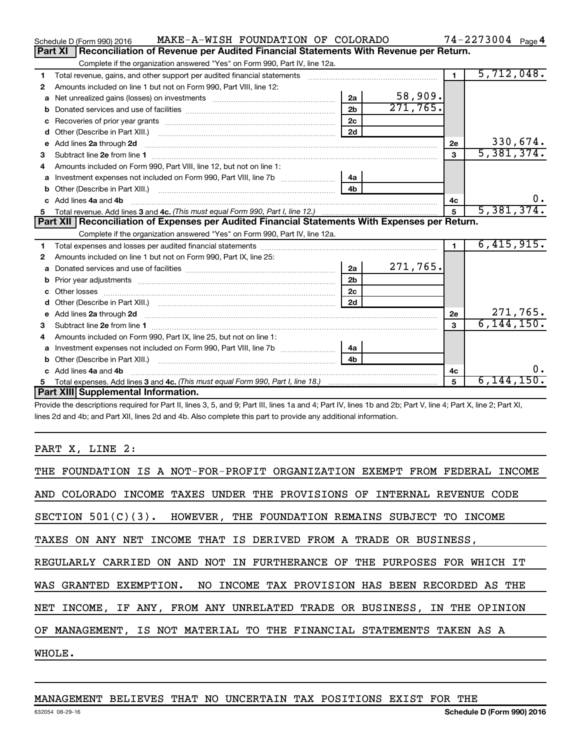Schedule D (Form 990) 2016 MAKE-A-WISH FOUNDATION OF COLORADO 74-2273004 Page 4

## Part XI Reconciliation of Revenue per Audited Financial Statements With Revenue per Return.

Complete if the organization answered "Yes" on Form 990, Part IV, line 12a.

| | | | | | |
|---|---|---|---|---|---|
| 1 | Total revenue, gains, and other support per audited financial statements | | | 1 | 5,712,048. |
| 2 | Amounts included on line 1 but not on Form 990, Part VIII, line 12: | | | | |
| a | Net unrealized gains (losses) on investments | 2a | 58,909. | | |
| b | Donated services and use of facilities | 2b | 271,765. | | |
| c | Recoveries of prior year grants | 2c | | | |
| d | Other (Describe in Part XIII.) | 2d | | | |
| e | Add lines 2a through 2d | | | 2e | 330,674. |
| 3 | Subtract line 2e from line 1 | | | 3 | 5,381,374. |
| 4 | Amounts included on Form 990, Part VIII, line 12, but not on line 1: | | | | |
| a | Investment expenses not included on Form 990, Part VIII, line 7b | 4a | | | |
| b | Other (Describe in Part XIII.) | 4b | | | |
| c | Add lines 4a and 4b | | | 4c | 0. |
| 5 | Total revenue. Add lines 3 and 4c. *(This must equal Form 990, Part I, line 12.)* | | | 5 | 5,381,374. |

## Part XII Reconciliation of Expenses per Audited Financial Statements With Expenses per Return.

Complete if the organization answered "Yes" on Form 990, Part IV, line 12a.

| | | | | | |
|---|---|---|---|---|---|
| 1 | Total expenses and losses per audited financial statements | | | 1 | 6,415,915. |
| 2 | Amounts included on line 1 but not on Form 990, Part IX, line 25: | | | | |
| a | Donated services and use of facilities | 2a | 271,765. | | |
| b | Prior year adjustments | 2b | | | |
| c | Other losses | 2c | | | |
| d | Other (Describe in Part XIII.) | 2d | | | |
| e | Add lines 2a through 2d | | | 2e | 271,765. |
| 3 | Subtract line 2e from line 1 | | | 3 | 6,144,150. |
| 4 | Amounts included on Form 990, Part IX, line 25, but not on line 1: | | | | |
| a | Investment expenses not included on Form 990, Part VIII, line 7b | 4a | | | |
| b | Other (Describe in Part XIII.) | 4b | | | |
| c | Add lines 4a and 4b | | | 4c | 0. |
| 5 | Total expenses. Add lines 3 and 4c. *(This must equal Form 990, Part I, line 18.)* | | | 5 | 6,144,150. |

## Part XIII Supplemental Information.

Provide the descriptions required for Part II, lines 3, 5, and 9; Part III, lines 1a and 4; Part IV, lines 1b and 2b; Part V, line 4; Part X, line 2; Part XI, lines 2d and 4b; and Part XII, lines 2d and 4b. Also complete this part to provide any additional information.

PART X, LINE 2:

THE FOUNDATION IS A NOT-FOR-PROFIT ORGANIZATION EXEMPT FROM FEDERAL INCOME AND COLORADO INCOME TAXES UNDER THE PROVISIONS OF INTERNAL REVENUE CODE SECTION 501(C)(3). HOWEVER, THE FOUNDATION REMAINS SUBJECT TO INCOME TAXES ON ANY NET INCOME THAT IS DERIVED FROM A TRADE OR BUSINESS, REGULARLY CARRIED ON AND NOT IN FURTHERANCE OF THE PURPOSES FOR WHICH IT WAS GRANTED EXEMPTION. NO INCOME TAX PROVISION HAS BEEN RECORDED AS THE NET INCOME, IF ANY, FROM ANY UNRELATED TRADE OR BUSINESS, IN THE OPINION OF MANAGEMENT, IS NOT MATERIAL TO THE FINANCIAL STATEMENTS TAKEN AS A WHOLE.

MANAGEMENT BELIEVES THAT NO UNCERTAIN TAX POSITIONS EXIST FOR THE

632054 08-29-16 Schedule D (Form 990) 2016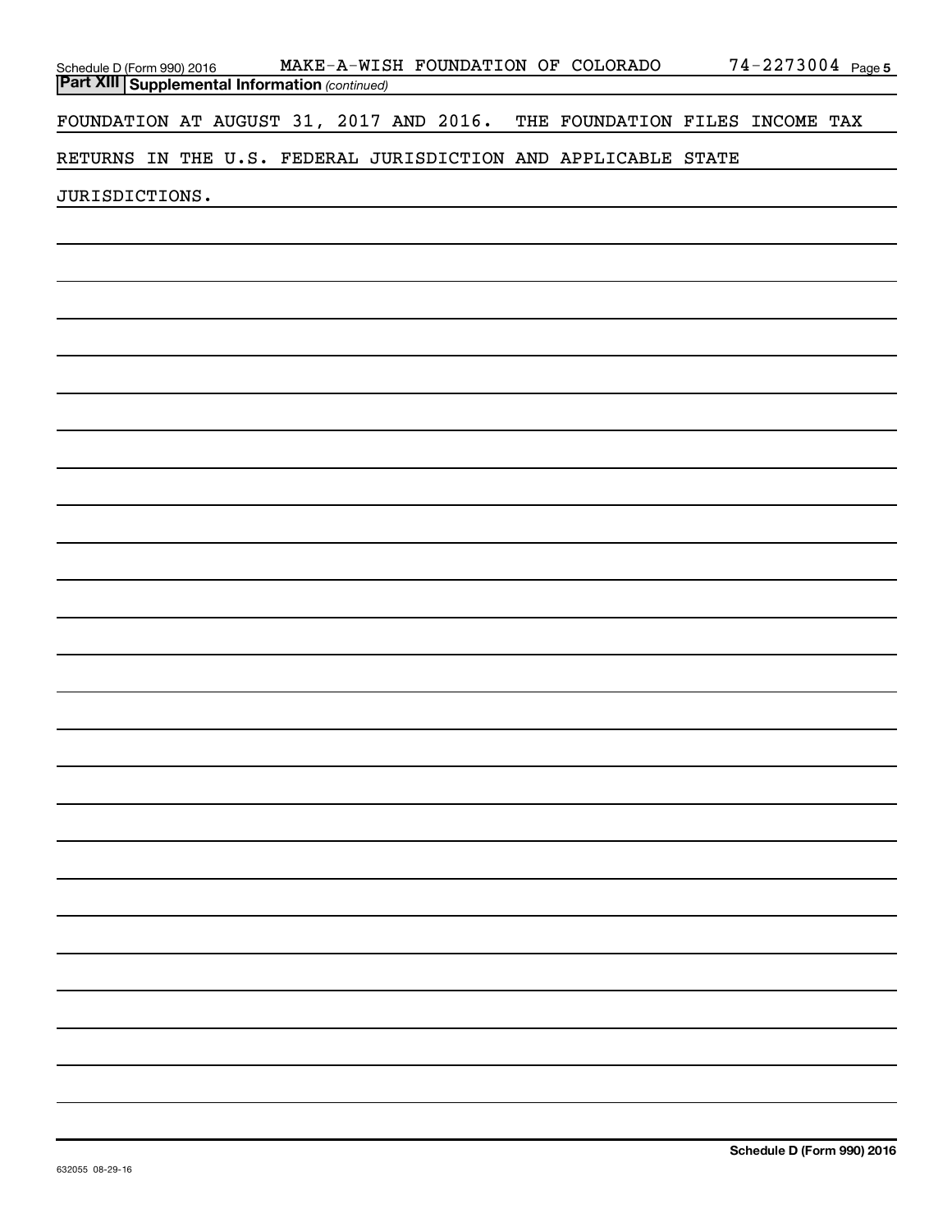**Part XIII Supplemental Information** *(continued)*

FOUNDATION AT AUGUST 31, 2017 AND 2016. THE FOUNDATION FILES INCOME TAX RETURNS IN THE U.S. FEDERAL JURISDICTION AND APPLICABLE STATE JURISDICTIONS.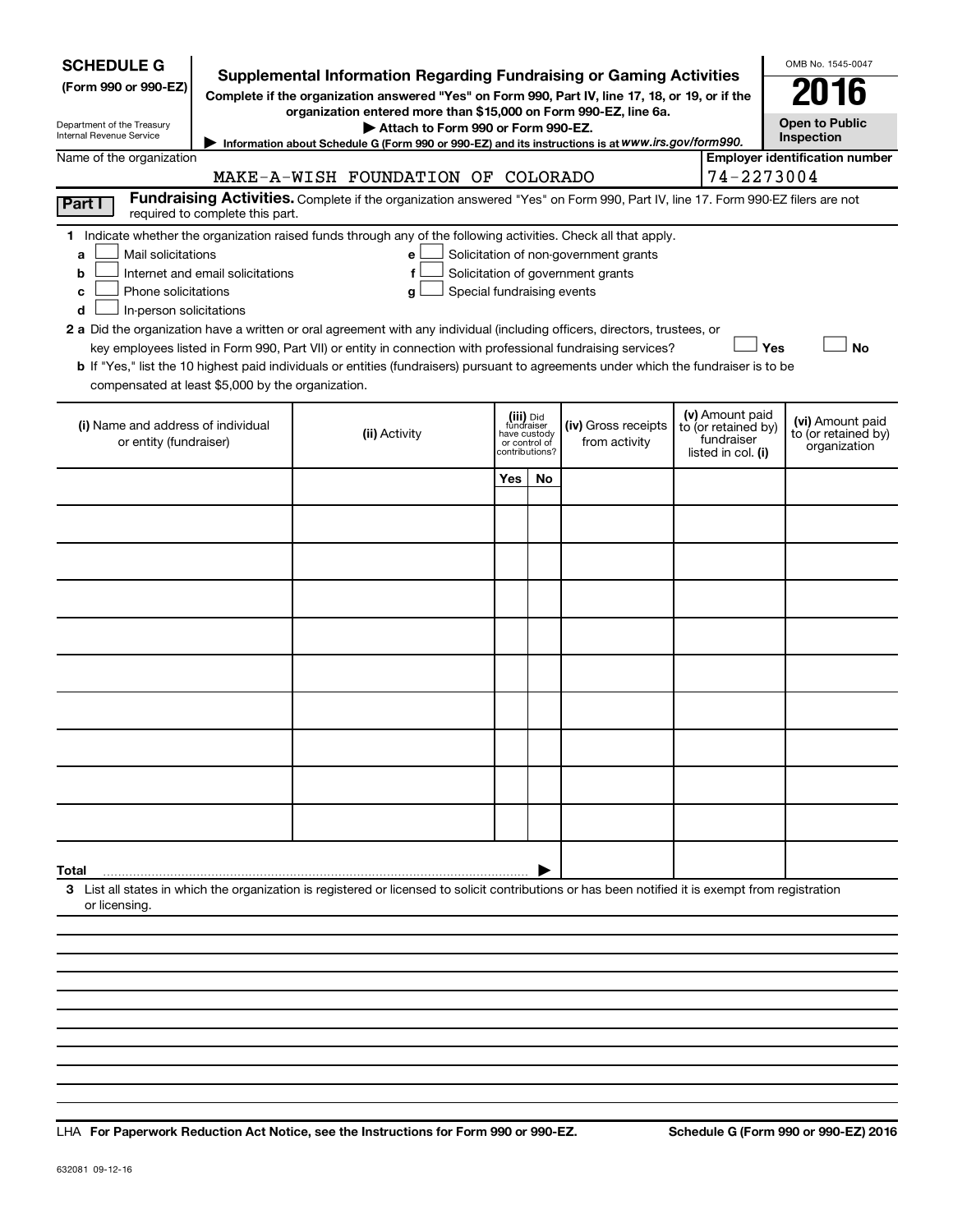**SCHEDULE G**
**(Form 990 or 990-EZ)**

Department of the Treasury
Internal Revenue Service

# Supplemental Information Regarding Fundraising or Gaming Activities

**Complete if the organization answered "Yes" on Form 990, Part IV, line 17, 18, or 19, or if the organization entered more than $15,000 on Form 990-EZ, line 6a.**

▶ **Attach to Form 990 or Form 990-EZ.**

▶ Information about Schedule G (Form 990 or 990-EZ) and its instructions is at *www.irs.gov/form990.*

OMB No. 1545-0047

**2016**

**Open to Public Inspection**

Name of the organization: MAKE-A-WISH FOUNDATION OF COLORADO

**Employer identification number**: 74-2273004

**Part I** **Fundraising Activities.** Complete if the organization answered "Yes" on Form 990, Part IV, line 17. Form 990-EZ filers are not required to complete this part.

**1** Indicate whether the organization raised funds through any of the following activities. Check all that apply.

- **a** ☐ Mail solicitations
- **b** ☐ Internet and email solicitations
- **c** ☐ Phone solicitations
- **d** ☐ In-person solicitations
- **e** ☐ Solicitation of non-government grants
- **f** ☐ Solicitation of government grants
- **g** ☐ Special fundraising events

**2 a** Did the organization have a written or oral agreement with any individual (including officers, directors, trustees, or key employees listed in Form 990, Part VII) or entity in connection with professional fundraising services? ☐ **Yes** ☐ **No**

**b** If "Yes," list the 10 highest paid individuals or entities (fundraisers) pursuant to agreements under which the fundraiser is to be compensated at least $5,000 by the organization.

| (i) Name and address of individual or entity (fundraiser) | (ii) Activity | (iii) Did fundraiser have custody or control of contributions? | | (iv) Gross receipts from activity | (v) Amount paid to (or retained by) fundraiser listed in col. (i) | (vi) Amount paid to (or retained by) organization |
|---|---|---|---|---|---|---|
| | | Yes | No | | | |
| | | | | | | |
| | | | | | | |
| | | | | | | |
| | | | | | | |
| | | | | | | |
| | | | | | | |
| | | | | | | |
| | | | | | | |
| | | | | | | |
| | | | | | | |
| **Total** ▶ | | | | | | |

**3** List all states in which the organization is registered or licensed to solicit contributions or has been notified it is exempt from registration or licensing.

LHA **For Paperwork Reduction Act Notice, see the Instructions for Form 990 or 990-EZ.** **Schedule G (Form 990 or 990-EZ) 2016**

632081 09-12-16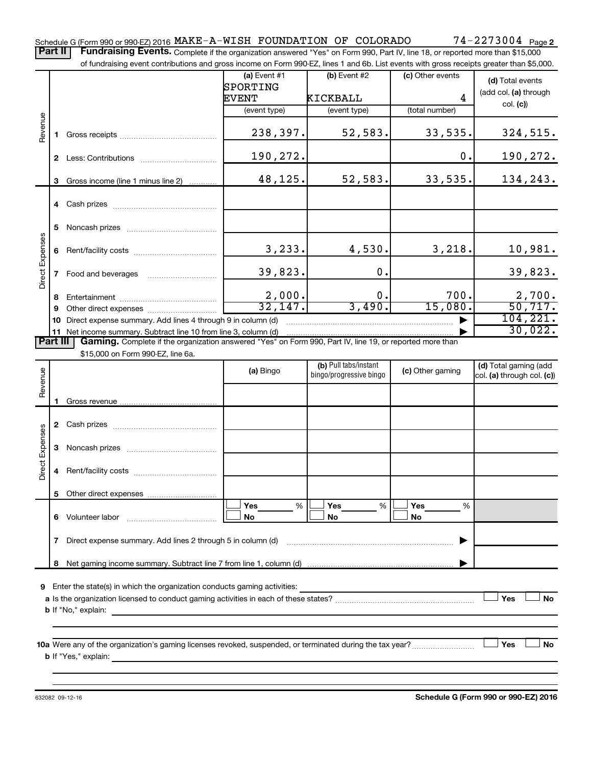Schedule G (Form 990 or 990-EZ) 2016 MAKE-A-WISH FOUNDATION OF COLORADO 74-2273004 Page 2

**Part II** **Fundraising Events.** Complete if the organization answered "Yes" on Form 990, Part IV, line 18, or reported more than $15,000 of fundraising event contributions and gross income on Form 990-EZ, lines 1 and 6b. List events with gross receipts greater than $5,000.

| | | (a) Event #1 SPORTING EVENT (event type) | (b) Event #2 KICKBALL (event type) | (c) Other events 4 (total number) | (d) Total events (add col. (a) through col. (c)) |
|---|---|---|---|---|---|
| Revenue | 1 Gross receipts | 238,397. | 52,583. | 33,535. | 324,515. |
| | 2 Less: Contributions | 190,272. | | 0. | 190,272. |
| | 3 Gross income (line 1 minus line 2) | 48,125. | 52,583. | 33,535. | 134,243. |
| Direct Expenses | 4 Cash prizes | | | | |
| | 5 Noncash prizes | | | | |
| | 6 Rent/facility costs | 3,233. | 4,530. | 3,218. | 10,981. |
| | 7 Food and beverages | 39,823. | 0. | | 39,823. |
| | 8 Entertainment | 2,000. | 0. | 700. | 2,700. |
| | 9 Other direct expenses | 32,147. | 3,490. | 15,080. | 50,717. |
| | 10 Direct expense summary. Add lines 4 through 9 in column (d) | | | ▶ | 104,221. |
| | 11 Net income summary. Subtract line 10 from line 3, column (d) | | | ▶ | 30,022. |

**Part III** **Gaming.** Complete if the organization answered "Yes" on Form 990, Part IV, line 19, or reported more than $15,000 on Form 990-EZ, line 6a.

| | | (a) Bingo | (b) Pull tabs/instant bingo/progressive bingo | (c) Other gaming | (d) Total gaming (add col. (a) through col. (c)) |
|---|---|---|---|---|---|
| Revenue | 1 Gross revenue | | | | |
| Direct Expenses | 2 Cash prizes | | | | |
| | 3 Noncash prizes | | | | |
| | 4 Rent/facility costs | | | | |
| | 5 Other direct expenses | | | | |
| | 6 Volunteer labor | ☐ Yes ___ % ☐ No | ☐ Yes ___ % ☐ No | ☐ Yes ___ % ☐ No | |
| | 7 Direct expense summary. Add lines 2 through 5 in column (d) | | | ▶ | |
| | 8 Net gaming income summary. Subtract line 7 from line 1, column (d) | | | ▶ | |

**9** Enter the state(s) in which the organization conducts gaming activities: ______

**a** Is the organization licensed to conduct gaming activities in each of these states? ☐ Yes ☐ No

**b** If "No," explain: ______

**10a** Were any of the organization's gaming licenses revoked, suspended, or terminated during the tax year? ☐ Yes ☐ No

**b** If "Yes," explain: ______

632082 09-12-16 **Schedule G (Form 990 or 990-EZ) 2016**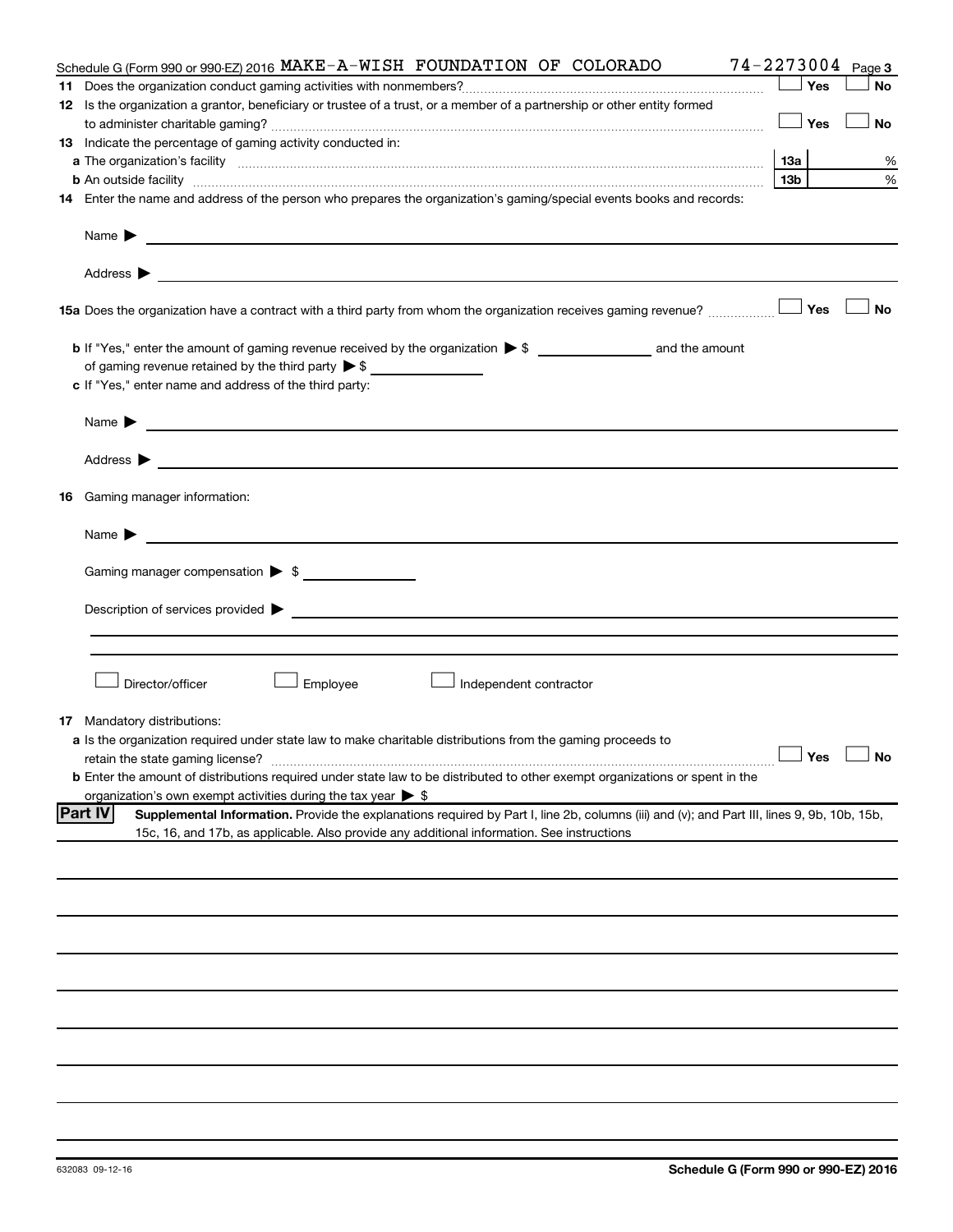Schedule G (Form 990 or 990-EZ) 2016 MAKE-A-WISH FOUNDATION OF COLORADO 74-2273004 Page 3

**11** Does the organization conduct gaming activities with nonmembers? ☐ Yes ☐ No

**12** Is the organization a grantor, beneficiary or trustee of a trust, or a member of a partnership or other entity formed to administer charitable gaming? ☐ Yes ☐ No

**13** Indicate the percentage of gaming activity conducted in:

**a** The organization's facility | 13a | %

**b** An outside facility | 13b | %

**14** Enter the name and address of the person who prepares the organization's gaming/special events books and records:

Name ▶

Address ▶

**15a** Does the organization have a contract with a third party from whom the organization receives gaming revenue? ☐ Yes ☐ No

**b** If "Yes," enter the amount of gaming revenue received by the organization ▶ $ ______ and the amount of gaming revenue retained by the third party ▶ $ ______

**c** If "Yes," enter name and address of the third party:

Name ▶

Address ▶

**16** Gaming manager information:

Name ▶

Gaming manager compensation ▶ $

Description of services provided ▶

☐ Director/officer ☐ Employee ☐ Independent contractor

**17** Mandatory distributions:

**a** Is the organization required under state law to make charitable distributions from the gaming proceeds to retain the state gaming license? ☐ Yes ☐ No

**b** Enter the amount of distributions required under state law to be distributed to other exempt organizations or spent in the organization's own exempt activities during the tax year ▶ $

**Part IV** **Supplemental Information.** Provide the explanations required by Part I, line 2b, columns (iii) and (v); and Part III, lines 9, 9b, 10b, 15b, 15c, 16, and 17b, as applicable. Also provide any additional information. See instructions

632083 09-12-16 **Schedule G (Form 990 or 990-EZ) 2016**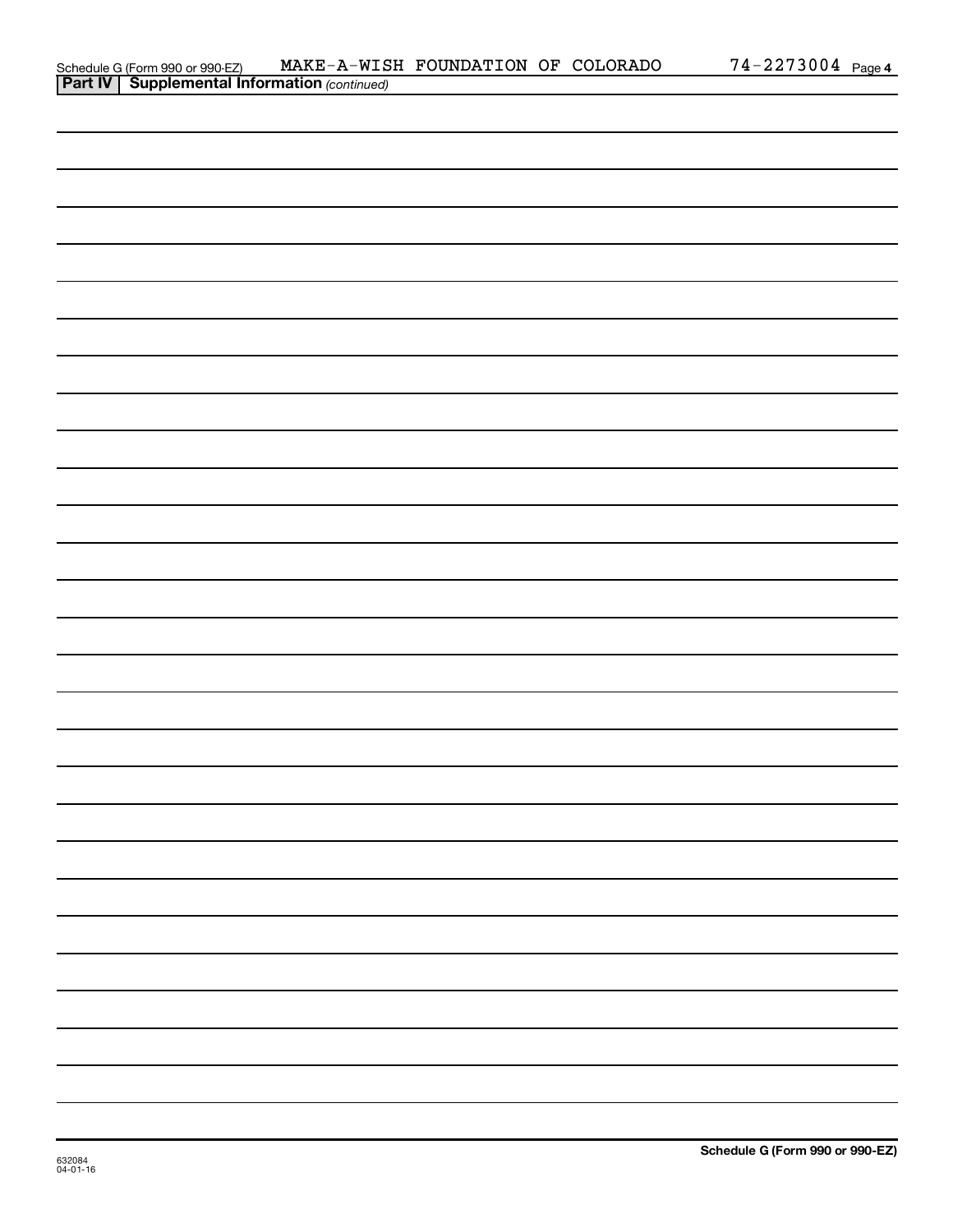Schedule G (Form 990 or 990-EZ) MAKE-A-WISH FOUNDATION OF COLORADO 74-2273004 Page **4**

**Part IV | Supplemental Information** *(continued)*

**Schedule G (Form 990 or 990-EZ)**

632084
04-01-16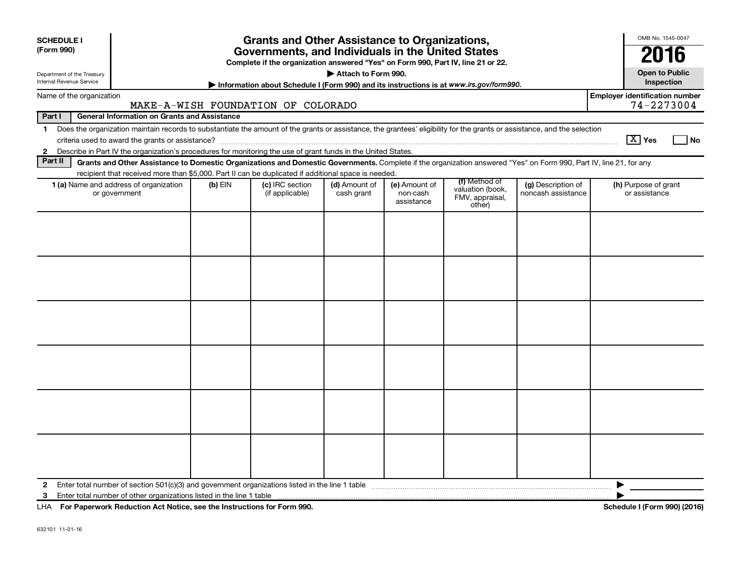**SCHEDULE I**
**(Form 990)**

Department of the Treasury
Internal Revenue Service

# Grants and Other Assistance to Organizations, Governments, and Individuals in the United States

**Complete if the organization answered "Yes" on Form 990, Part IV, line 21 or 22.**

**▶ Attach to Form 990.**

**▶ Information about Schedule I (Form 990) and its instructions is at *www.irs.gov/form990.***

OMB No. 1545-0047

**2016**

**Open to Public Inspection**

Name of the organization: MAKE-A-WISH FOUNDATION OF COLORADO

Employer identification number: 74-2273004

**Part I — General Information on Grants and Assistance**

1 Does the organization maintain records to substantiate the amount of the grants or assistance, the grantees' eligibility for the grants or assistance, and the selection criteria used to award the grants or assistance? [X] Yes [ ] No

2 Describe in Part IV the organization's procedures for monitoring the use of grant funds in the United States.

**Part II — Grants and Other Assistance to Domestic Organizations and Domestic Governments.** Complete if the organization answered "Yes" on Form 990, Part IV, line 21, for any recipient that received more than $5,000. Part II can be duplicated if additional space is needed.

| 1 (a) Name and address of organization or government | (b) EIN | (c) IRC section (if applicable) | (d) Amount of cash grant | (e) Amount of non-cash assistance | (f) Method of valuation (book, FMV, appraisal, other) | (g) Description of noncash assistance | (h) Purpose of grant or assistance |
|---|---|---|---|---|---|---|---|
| | | | | | | | |
| | | | | | | | |
| | | | | | | | |
| | | | | | | | |
| | | | | | | | |
| | | | | | | | |

2 Enter total number of section 501(c)(3) and government organizations listed in the line 1 table ▶

3 Enter total number of other organizations listed in the line 1 table ▶

LHA **For Paperwork Reduction Act Notice, see the Instructions for Form 990.** **Schedule I (Form 990) (2016)**

632101 11-01-16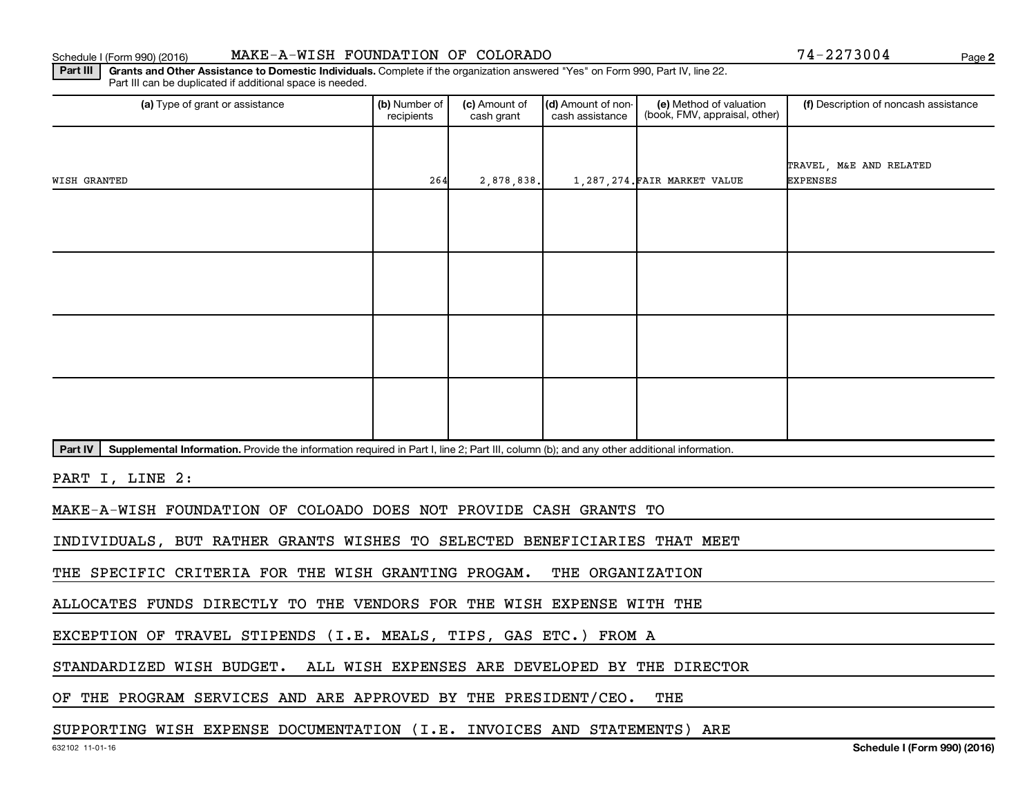Schedule I (Form 990) (2016) MAKE-A-WISH FOUNDATION OF COLORADO 74-2273004

**Part III** **Grants and Other Assistance to Domestic Individuals.** Complete if the organization answered "Yes" on Form 990, Part IV, line 22. Part III can be duplicated if additional space is needed.

| (a) Type of grant or assistance | (b) Number of recipients | (c) Amount of cash grant | (d) Amount of non-cash assistance | (e) Method of valuation (book, FMV, appraisal, other) | (f) Description of noncash assistance |
|---|---|---|---|---|---|
| WISH GRANTED | 264 | 2,878,838. | 1,287,274. | FAIR MARKET VALUE | TRAVEL, M&E AND RELATED EXPENSES |
| | | | | | |
| | | | | | |
| | | | | | |
| | | | | | |

**Part IV** **Supplemental Information.** Provide the information required in Part I, line 2; Part III, column (b); and any other additional information.

PART I, LINE 2:

MAKE-A-WISH FOUNDATION OF COLOADO DOES NOT PROVIDE CASH GRANTS TO INDIVIDUALS, BUT RATHER GRANTS WISHES TO SELECTED BENEFICIARIES THAT MEET THE SPECIFIC CRITERIA FOR THE WISH GRANTING PROGAM. THE ORGANIZATION ALLOCATES FUNDS DIRECTLY TO THE VENDORS FOR THE WISH EXPENSE WITH THE EXCEPTION OF TRAVEL STIPENDS (I.E. MEALS, TIPS, GAS ETC.) FROM A STANDARDIZED WISH BUDGET. ALL WISH EXPENSES ARE DEVELOPED BY THE DIRECTOR OF THE PROGRAM SERVICES AND ARE APPROVED BY THE PRESIDENT/CEO. THE SUPPORTING WISH EXPENSE DOCUMENTATION (I.E. INVOICES AND STATEMENTS) ARE

632102 11-01-16 **Schedule I (Form 990) (2016)**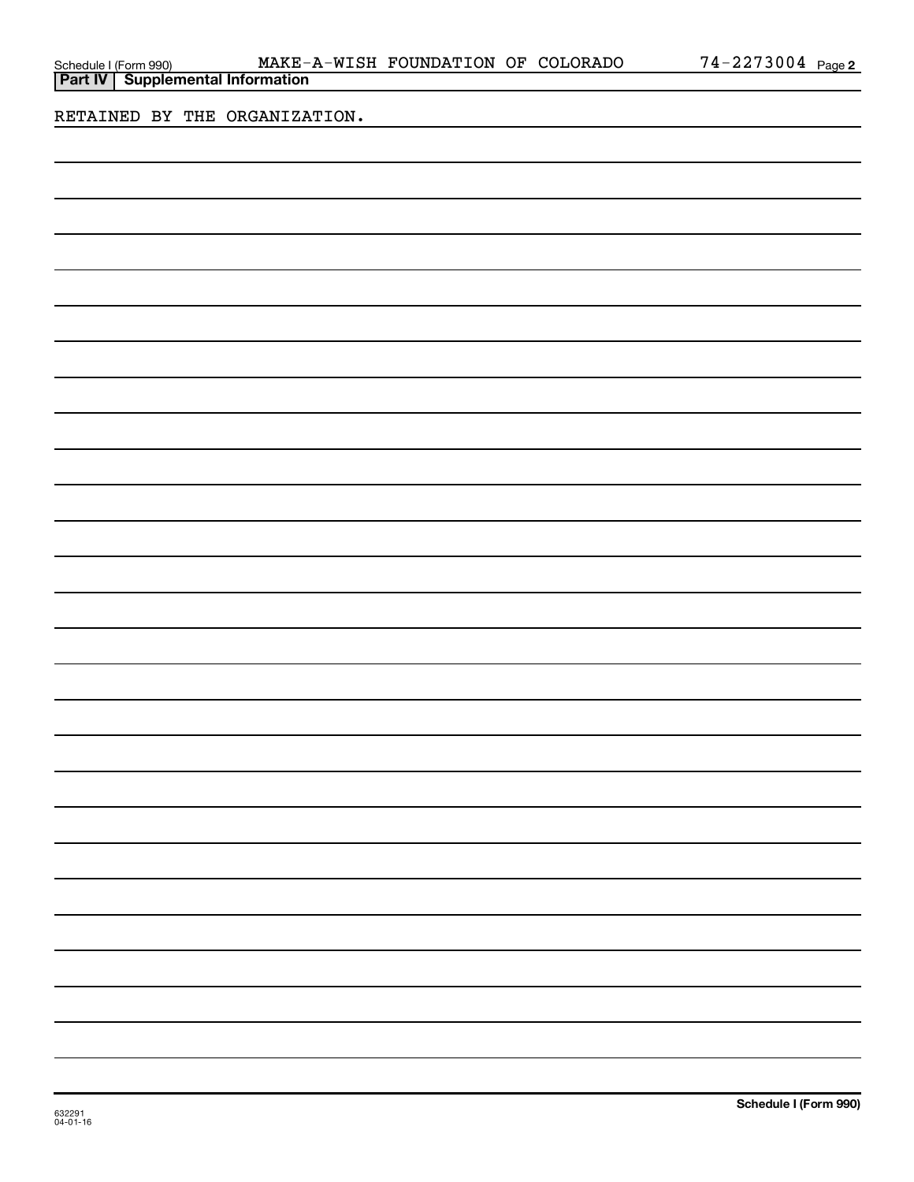Schedule I (Form 990) MAKE-A-WISH FOUNDATION OF COLORADO 74-2273004 Page 2

**Part IV | Supplemental Information**

RETAINED BY THE ORGANIZATION.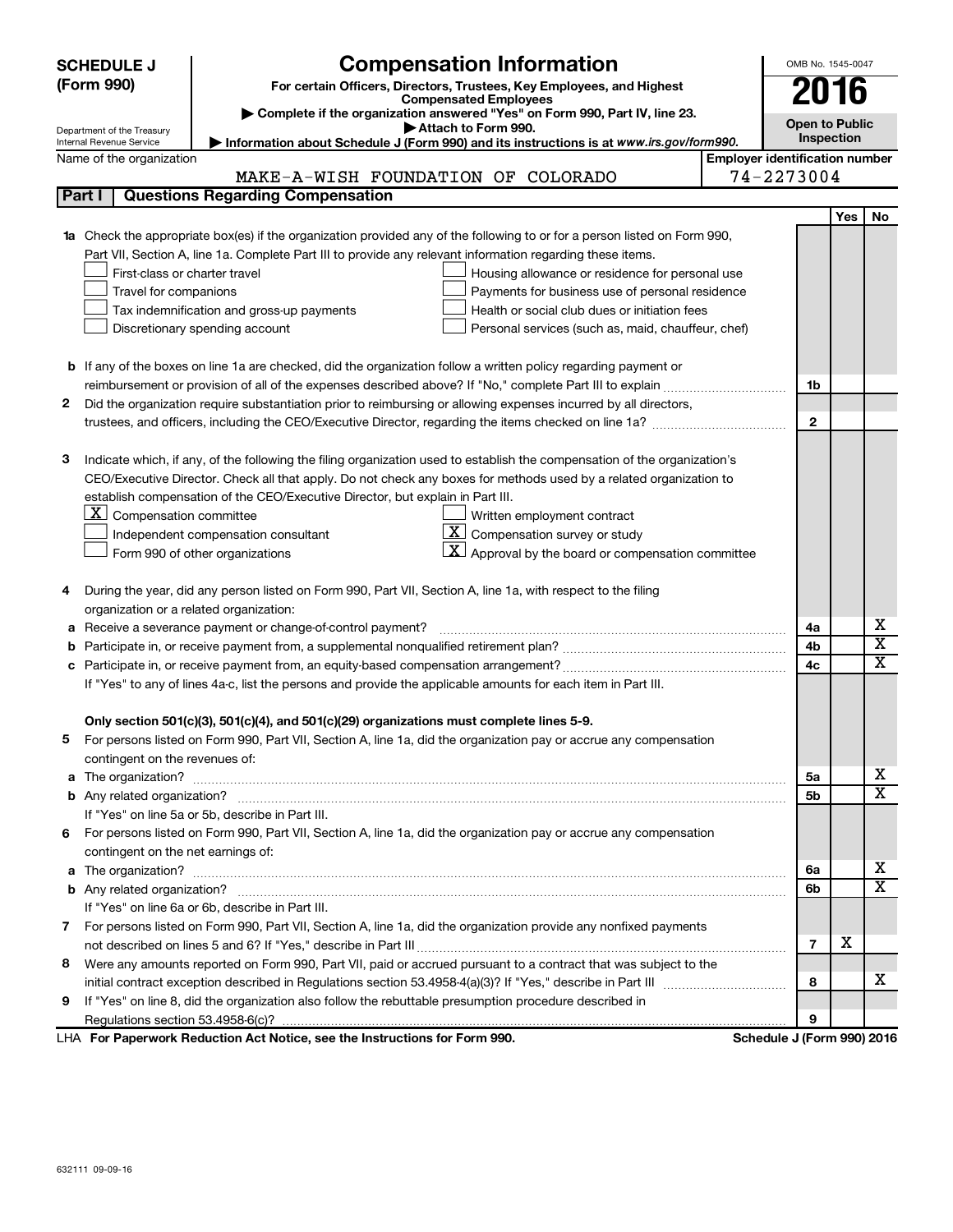**SCHEDULE J (Form 990)**

# Compensation Information

**For certain Officers, Directors, Trustees, Key Employees, and Highest Compensated Employees**

▶ Complete if the organization answered "Yes" on Form 990, Part IV, line 23.

▶ Attach to Form 990.

▶ Information about Schedule J (Form 990) and its instructions is at *www.irs.gov/form990.*

Department of the Treasury Internal Revenue Service

OMB No. 1545-0047

**2016**

**Open to Public Inspection**

Name of the organization: MAKE-A-WISH FOUNDATION OF COLORADO

Employer identification number: 74-2273004

## Part I | Questions Regarding Compensation

| | | | Yes | No |
|---|---|---|---|---|
| **1a** | Check the appropriate box(es) if the organization provided any of the following to or for a person listed on Form 990, Part VII, Section A, line 1a. Complete Part III to provide any relevant information regarding these items.<br>☐ First-class or charter travel ☐ Housing allowance or residence for personal use<br>☐ Travel for companions ☐ Payments for business use of personal residence<br>☐ Tax indemnification and gross-up payments ☐ Health or social club dues or initiation fees<br>☐ Discretionary spending account ☐ Personal services (such as, maid, chauffeur, chef) | | | |
| **b** | If any of the boxes on line 1a are checked, did the organization follow a written policy regarding payment or reimbursement or provision of all of the expenses described above? If "No," complete Part III to explain | 1b | | |
| **2** | Did the organization require substantiation prior to reimbursing or allowing expenses incurred by all directors, trustees, and officers, including the CEO/Executive Director, regarding the items checked on line 1a? | 2 | | |
| **3** | Indicate which, if any, of the following the filing organization used to establish the compensation of the organization's CEO/Executive Director. Check all that apply. Do not check any boxes for methods used by a related organization to establish compensation of the CEO/Executive Director, but explain in Part III.<br>☒ Compensation committee ☐ Written employment contract<br>☐ Independent compensation consultant ☒ Compensation survey or study<br>☐ Form 990 of other organizations ☒ Approval by the board or compensation committee | | | |
| **4** | During the year, did any person listed on Form 990, Part VII, Section A, line 1a, with respect to the filing organization or a related organization: | | | |
| **a** | Receive a severance payment or change-of-control payment? | 4a | | X |
| **b** | Participate in, or receive payment from, a supplemental nonqualified retirement plan? | 4b | | X |
| **c** | Participate in, or receive payment from, an equity-based compensation arrangement? | 4c | | X |
| | If "Yes" to any of lines 4a-c, list the persons and provide the applicable amounts for each item in Part III. | | | |
| | **Only section 501(c)(3), 501(c)(4), and 501(c)(29) organizations must complete lines 5-9.** | | | |
| **5** | For persons listed on Form 990, Part VII, Section A, line 1a, did the organization pay or accrue any compensation contingent on the revenues of: | | | |
| **a** | The organization? | 5a | | X |
| **b** | Any related organization? | 5b | | X |
| | If "Yes" on line 5a or 5b, describe in Part III. | | | |
| **6** | For persons listed on Form 990, Part VII, Section A, line 1a, did the organization pay or accrue any compensation contingent on the net earnings of: | | | |
| **a** | The organization? | 6a | | X |
| **b** | Any related organization? | 6b | | X |
| | If "Yes" on line 6a or 6b, describe in Part III. | | | |
| **7** | For persons listed on Form 990, Part VII, Section A, line 1a, did the organization provide any nonfixed payments not described on lines 5 and 6? If "Yes," describe in Part III | 7 | X | |
| **8** | Were any amounts reported on Form 990, Part VII, paid or accrued pursuant to a contract that was subject to the initial contract exception described in Regulations section 53.4958-4(a)(3)? If "Yes," describe in Part III | 8 | | X |
| **9** | If "Yes" on line 8, did the organization also follow the rebuttable presumption procedure described in Regulations section 53.4958-6(c)? | 9 | | |

LHA **For Paperwork Reduction Act Notice, see the Instructions for Form 990.** **Schedule J (Form 990) 2016**

632111 09-09-16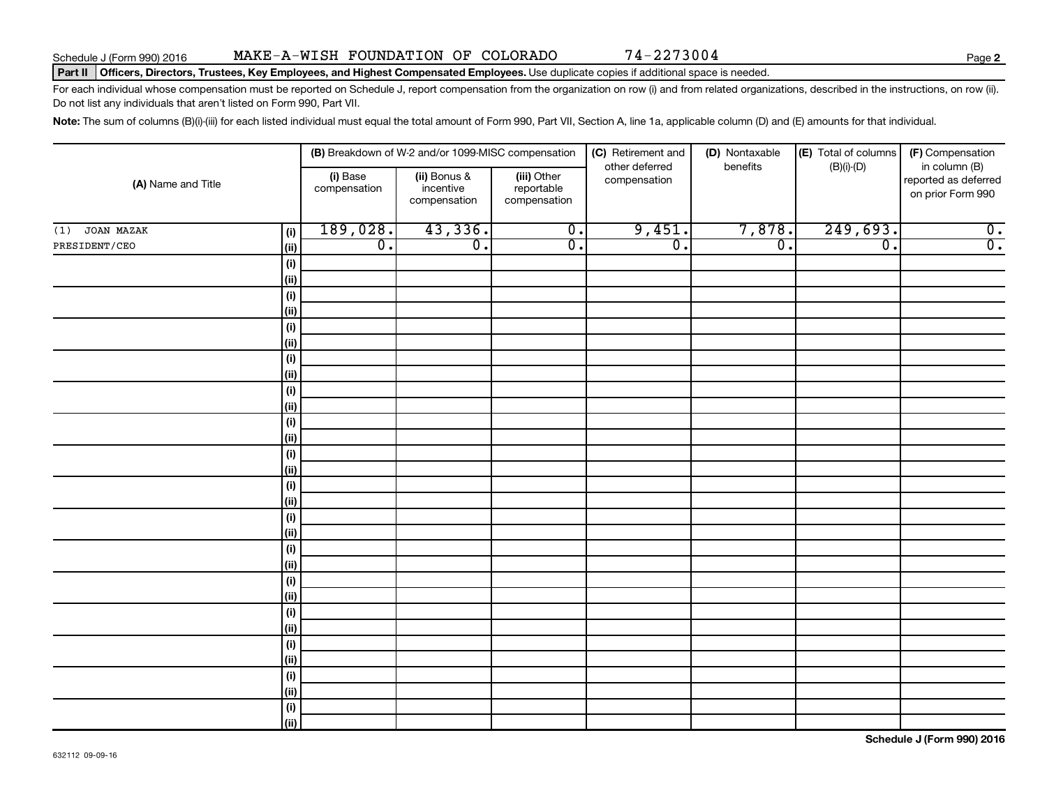Schedule J (Form 990) 2016 MAKE-A-WISH FOUNDATION OF COLORADO 74-2273004 Page **2**

**Part II** **Officers, Directors, Trustees, Key Employees, and Highest Compensated Employees.** Use duplicate copies if additional space is needed.

For each individual whose compensation must be reported on Schedule J, report compensation from the organization on row (i) and from related organizations, described in the instructions, on row (ii). Do not list any individuals that aren't listed on Form 990, Part VII.

**Note:** The sum of columns (B)(i)-(iii) for each listed individual must equal the total amount of Form 990, Part VII, Section A, line 1a, applicable column (D) and (E) amounts for that individual.

| (A) Name and Title | | (B) Breakdown of W-2 and/or 1099-MISC compensation | | | (C) Retirement and other deferred compensation | (D) Nontaxable benefits | (E) Total of columns (B)(i)-(D) | (F) Compensation in column (B) reported as deferred on prior Form 990 |
|---|---|---|---|---|---|---|---|---|
| | | (i) Base compensation | (ii) Bonus & incentive compensation | (iii) Other reportable compensation | | | | |
| (1) JOAN MAZAK | (i) | 189,028. | 43,336. | 0. | 9,451. | 7,878. | 249,693. | 0. |
| PRESIDENT/CEO | (ii) | 0. | 0. | 0. | 0. | 0. | 0. | 0. |
| | (i) | | | | | | | |
| | (ii) | | | | | | | |
| | (i) | | | | | | | |
| | (ii) | | | | | | | |
| | (i) | | | | | | | |
| | (ii) | | | | | | | |
| | (i) | | | | | | | |
| | (ii) | | | | | | | |
| | (i) | | | | | | | |
| | (ii) | | | | | | | |
| | (i) | | | | | | | |
| | (ii) | | | | | | | |
| | (i) | | | | | | | |
| | (ii) | | | | | | | |
| | (i) | | | | | | | |
| | (ii) | | | | | | | |
| | (i) | | | | | | | |
| | (ii) | | | | | | | |
| | (i) | | | | | | | |
| | (ii) | | | | | | | |
| | (i) | | | | | | | |
| | (ii) | | | | | | | |
| | (i) | | | | | | | |
| | (ii) | | | | | | | |
| | (i) | | | | | | | |
| | (ii) | | | | | | | |
| | (i) | | | | | | | |
| | (ii) | | | | | | | |
| | (i) | | | | | | | |
| | (ii) | | | | | | | |

**Schedule J (Form 990) 2016**

632112 09-09-16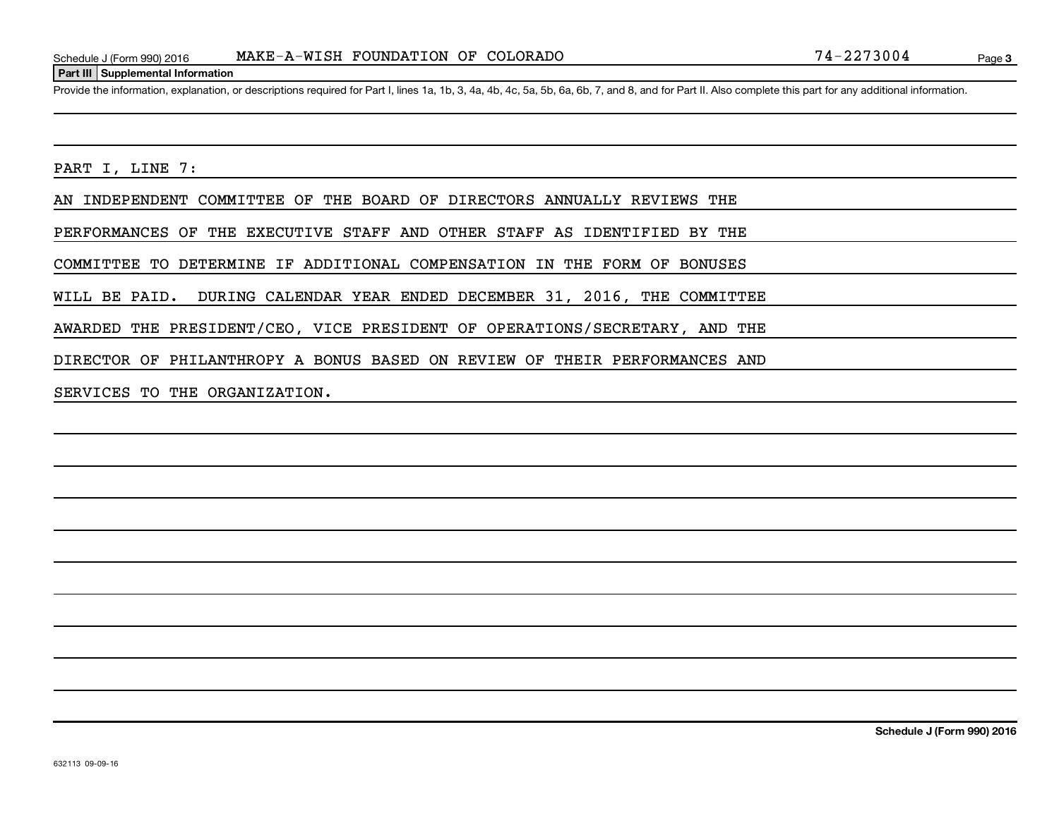Schedule J (Form 990) 2016 MAKE-A-WISH FOUNDATION OF COLORADO 74-2273004

## Part III Supplemental Information

Provide the information, explanation, or descriptions required for Part I, lines 1a, 1b, 3, 4a, 4b, 4c, 5a, 5b, 6a, 6b, 7, and 8, and for Part II. Also complete this part for any additional information.

PART I, LINE 7:

AN INDEPENDENT COMMITTEE OF THE BOARD OF DIRECTORS ANNUALLY REVIEWS THE PERFORMANCES OF THE EXECUTIVE STAFF AND OTHER STAFF AS IDENTIFIED BY THE COMMITTEE TO DETERMINE IF ADDITIONAL COMPENSATION IN THE FORM OF BONUSES WILL BE PAID. DURING CALENDAR YEAR ENDED DECEMBER 31, 2016, THE COMMITTEE AWARDED THE PRESIDENT/CEO, VICE PRESIDENT OF OPERATIONS/SECRETARY, AND THE DIRECTOR OF PHILANTHROPY A BONUS BASED ON REVIEW OF THEIR PERFORMANCES AND SERVICES TO THE ORGANIZATION.

Schedule J (Form 990) 2016

632113 09-09-16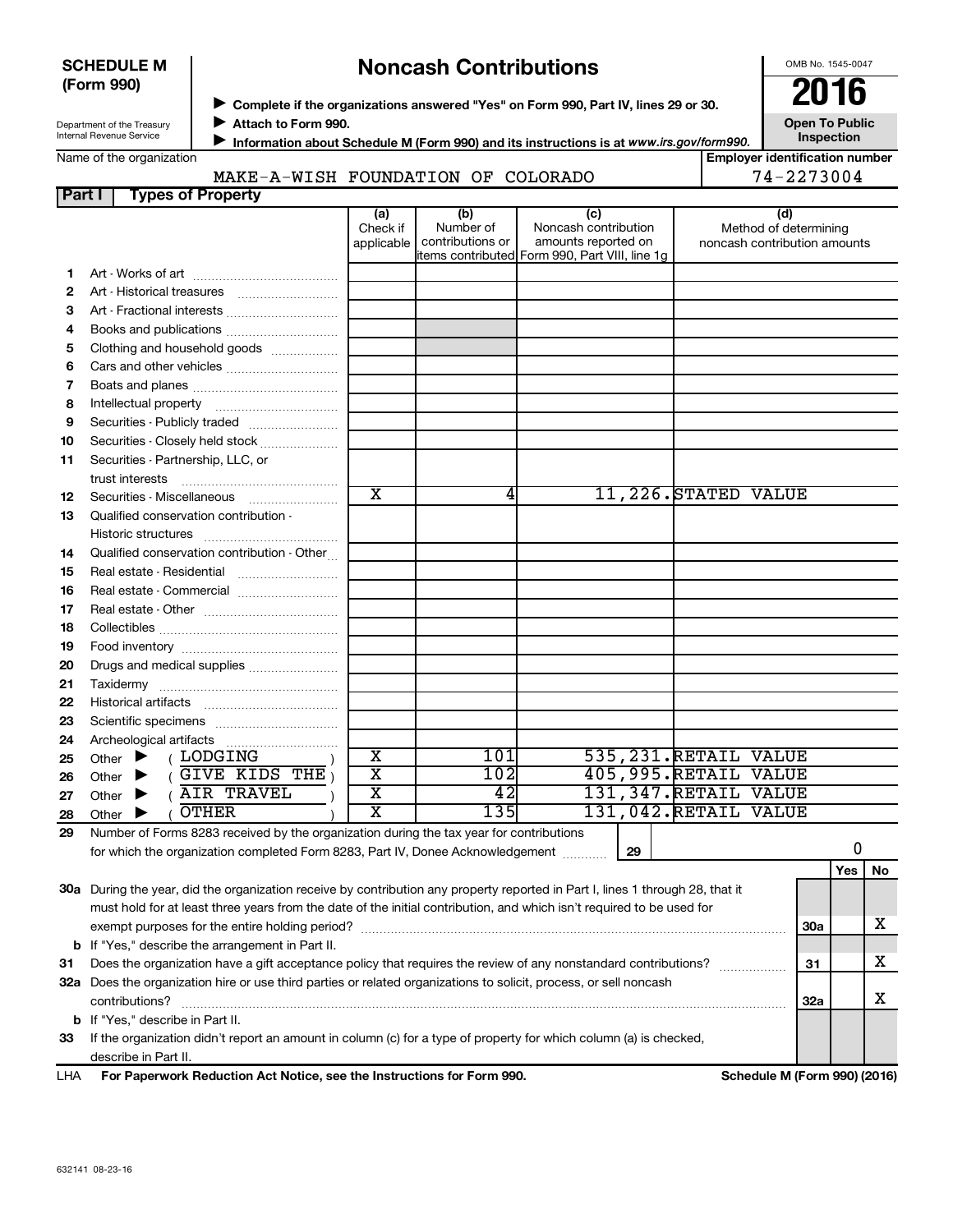**SCHEDULE M (Form 990)**

Department of the Treasury
Internal Revenue Service

# Noncash Contributions

▶ Complete if the organizations answered "Yes" on Form 990, Part IV, lines 29 or 30.
▶ Attach to Form 990.
▶ Information about Schedule M (Form 990) and its instructions is at *www.irs.gov/form990.*

OMB No. 1545-0047

**2016**

**Open To Public Inspection**

Name of the organization: MAKE-A-WISH FOUNDATION OF COLORADO

Employer identification number: 74-2273004

## Part I Types of Property

| | | (a) Check if applicable | (b) Number of contributions or items contributed | (c) Noncash contribution amounts reported on Form 990, Part VIII, line 1g | (d) Method of determining noncash contribution amounts |
|---|---|---|---|---|---|
| 1 | Art - Works of art | | | | |
| 2 | Art - Historical treasures | | | | |
| 3 | Art - Fractional interests | | | | |
| 4 | Books and publications | | | | |
| 5 | Clothing and household goods | | | | |
| 6 | Cars and other vehicles | | | | |
| 7 | Boats and planes | | | | |
| 8 | Intellectual property | | | | |
| 9 | Securities - Publicly traded | | | | |
| 10 | Securities - Closely held stock | | | | |
| 11 | Securities - Partnership, LLC, or trust interests | | | | |
| 12 | Securities - Miscellaneous | X | 4 | 11,226. | STATED VALUE |
| 13 | Qualified conservation contribution - Historic structures | | | | |
| 14 | Qualified conservation contribution - Other | | | | |
| 15 | Real estate - Residential | | | | |
| 16 | Real estate - Commercial | | | | |
| 17 | Real estate - Other | | | | |
| 18 | Collectibles | | | | |
| 19 | Food inventory | | | | |
| 20 | Drugs and medical supplies | | | | |
| 21 | Taxidermy | | | | |
| 22 | Historical artifacts | | | | |
| 23 | Scientific specimens | | | | |
| 24 | Archeological artifacts | | | | |
| 25 | Other ▶ ( LODGING ) | X | 101 | 535,231. | RETAIL VALUE |
| 26 | Other ▶ ( GIVE KIDS THE ) | X | 102 | 405,995. | RETAIL VALUE |
| 27 | Other ▶ ( AIR TRAVEL ) | X | 42 | 131,347. | RETAIL VALUE |
| 28 | Other ▶ ( OTHER ) | X | 135 | 131,042. | RETAIL VALUE |

**29** Number of Forms 8283 received by the organization during the tax year for contributions for which the organization completed Form 8283, Part IV, Donee Acknowledgement ..... **29** | 0

| | | | Yes | No |
|---|---|---|---|---|
| **30a** | During the year, did the organization receive by contribution any property reported in Part I, lines 1 through 28, that it must hold for at least three years from the date of the initial contribution, and which isn't required to be used for exempt purposes for the entire holding period? | 30a | | X |
| **b** | If "Yes," describe the arrangement in Part II. | | | |
| **31** | Does the organization have a gift acceptance policy that requires the review of any nonstandard contributions? | 31 | | X |
| **32a** | Does the organization hire or use third parties or related organizations to solicit, process, or sell noncash contributions? | 32a | | X |
| **b** | If "Yes," describe in Part II. | | | |
| **33** | If the organization didn't report an amount in column (c) for a type of property for which column (a) is checked, describe in Part II. | | | |

LHA **For Paperwork Reduction Act Notice, see the Instructions for Form 990.** **Schedule M (Form 990) (2016)**

632141 08-23-16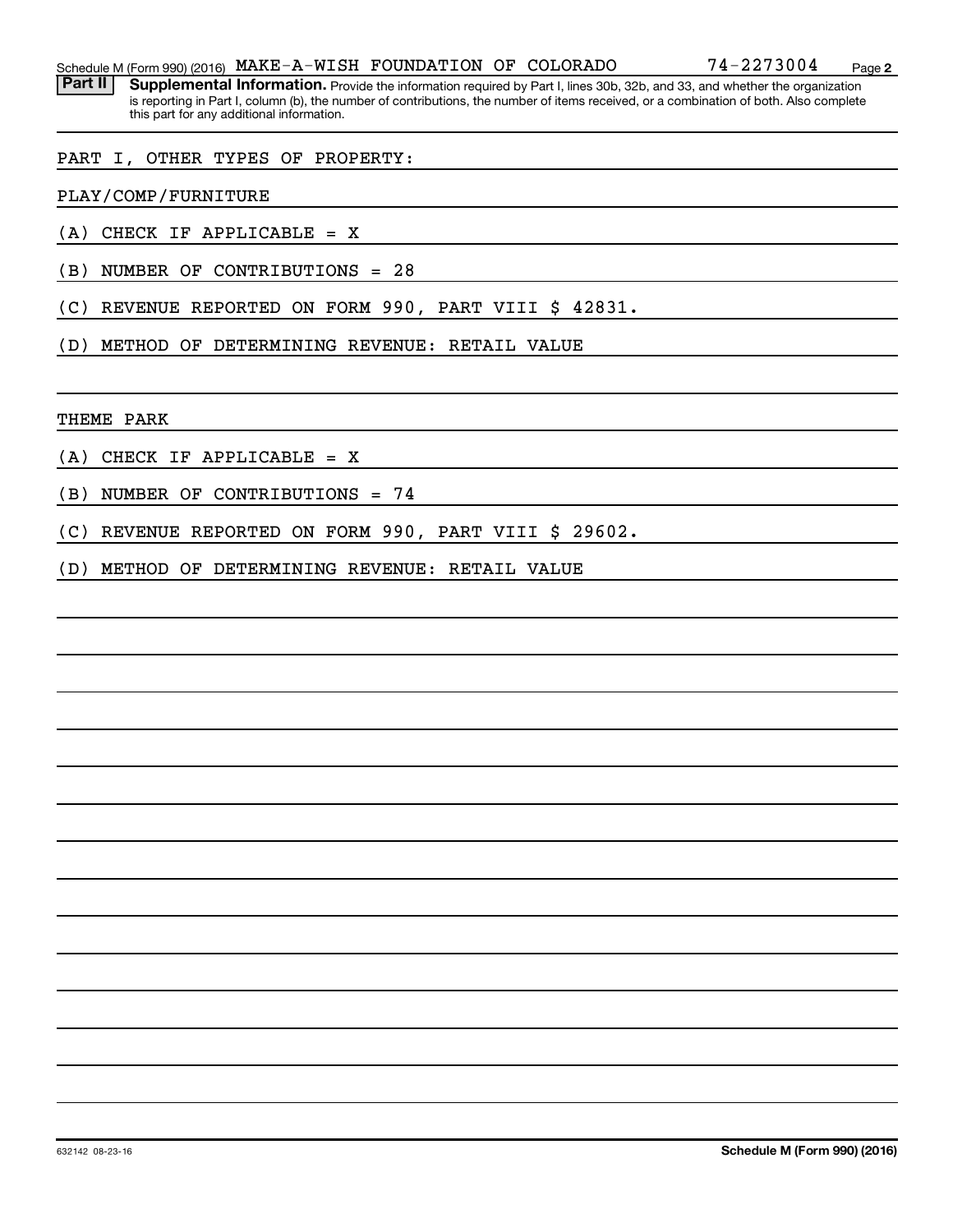Schedule M (Form 990) (2016) MAKE-A-WISH FOUNDATION OF COLORADO 74-2273004 Page **2**

**Part II** **Supplemental Information.** Provide the information required by Part I, lines 30b, 32b, and 33, and whether the organization is reporting in Part I, column (b), the number of contributions, the number of items received, or a combination of both. Also complete this part for any additional information.

PART I, OTHER TYPES OF PROPERTY:

PLAY/COMP/FURNITURE

(A) CHECK IF APPLICABLE = X

(B) NUMBER OF CONTRIBUTIONS = 28

(C) REVENUE REPORTED ON FORM 990, PART VIII $ 42831.

(D) METHOD OF DETERMINING REVENUE: RETAIL VALUE

THEME PARK

(A) CHECK IF APPLICABLE = X

(B) NUMBER OF CONTRIBUTIONS = 74

(C) REVENUE REPORTED ON FORM 990, PART VIII $ 29602.

(D) METHOD OF DETERMINING REVENUE: RETAIL VALUE

632142 08-23-16 **Schedule M (Form 990) (2016)**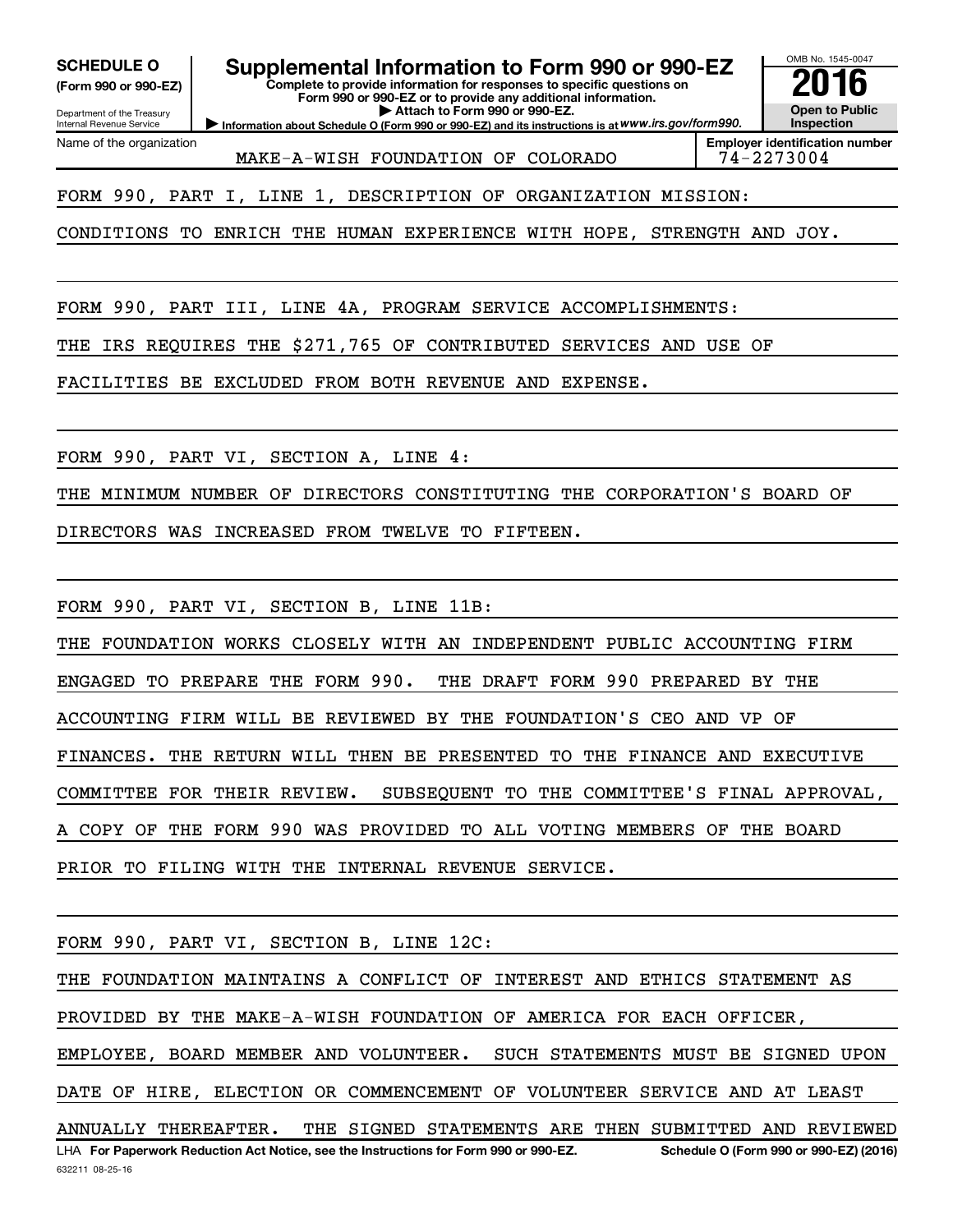**SCHEDULE O**
**(Form 990 or 990-EZ)**

Department of the Treasury
Internal Revenue Service

# Supplemental Information to Form 990 or 990-EZ

**Complete to provide information for responses to specific questions on Form 990 or 990-EZ or to provide any additional information.**
**▶ Attach to Form 990 or 990-EZ.**
**▶ Information about Schedule O (Form 990 or 990-EZ) and its instructions is at** *www.irs.gov/form990.*

OMB No. 1545-0047
**2016**
**Open to Public Inspection**

| Name of the organization | Employer identification number |
|---|---|
| MAKE-A-WISH FOUNDATION OF COLORADO | 74-2273004 |

FORM 990, PART I, LINE 1, DESCRIPTION OF ORGANIZATION MISSION:

CONDITIONS TO ENRICH THE HUMAN EXPERIENCE WITH HOPE, STRENGTH AND JOY.

FORM 990, PART III, LINE 4A, PROGRAM SERVICE ACCOMPLISHMENTS:

THE IRS REQUIRES THE $271,765 OF CONTRIBUTED SERVICES AND USE OF FACILITIES BE EXCLUDED FROM BOTH REVENUE AND EXPENSE.

FORM 990, PART VI, SECTION A, LINE 4:

THE MINIMUM NUMBER OF DIRECTORS CONSTITUTING THE CORPORATION'S BOARD OF DIRECTORS WAS INCREASED FROM TWELVE TO FIFTEEN.

FORM 990, PART VI, SECTION B, LINE 11B:

THE FOUNDATION WORKS CLOSELY WITH AN INDEPENDENT PUBLIC ACCOUNTING FIRM ENGAGED TO PREPARE THE FORM 990. THE DRAFT FORM 990 PREPARED BY THE ACCOUNTING FIRM WILL BE REVIEWED BY THE FOUNDATION'S CEO AND VP OF FINANCES. THE RETURN WILL THEN BE PRESENTED TO THE FINANCE AND EXECUTIVE COMMITTEE FOR THEIR REVIEW. SUBSEQUENT TO THE COMMITTEE'S FINAL APPROVAL, A COPY OF THE FORM 990 WAS PROVIDED TO ALL VOTING MEMBERS OF THE BOARD PRIOR TO FILING WITH THE INTERNAL REVENUE SERVICE.

FORM 990, PART VI, SECTION B, LINE 12C:

THE FOUNDATION MAINTAINS A CONFLICT OF INTEREST AND ETHICS STATEMENT AS PROVIDED BY THE MAKE-A-WISH FOUNDATION OF AMERICA FOR EACH OFFICER, EMPLOYEE, BOARD MEMBER AND VOLUNTEER. SUCH STATEMENTS MUST BE SIGNED UPON DATE OF HIRE, ELECTION OR COMMENCEMENT OF VOLUNTEER SERVICE AND AT LEAST ANNUALLY THEREAFTER. THE SIGNED STATEMENTS ARE THEN SUBMITTED AND REVIEWED

LHA **For Paperwork Reduction Act Notice, see the Instructions for Form 990 or 990-EZ.** **Schedule O (Form 990 or 990-EZ) (2016)**

632211 08-25-16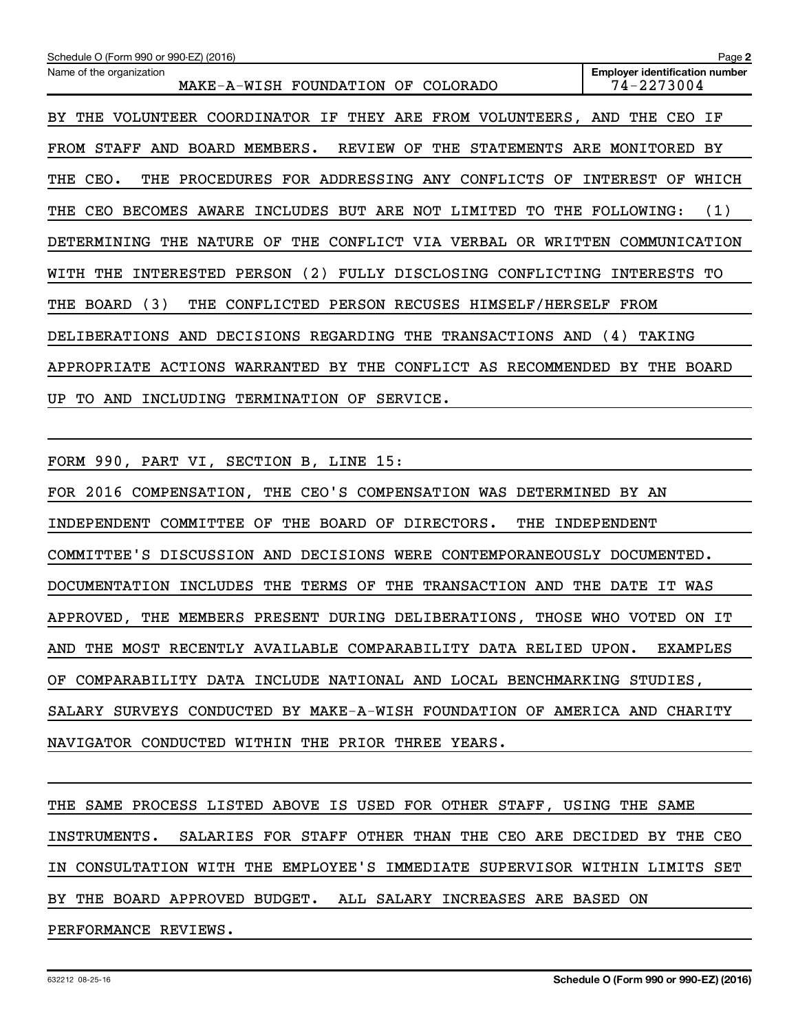Name of the organization: MAKE-A-WISH FOUNDATION OF COLORADO

Employer identification number: 74-2273004

BY THE VOLUNTEER COORDINATOR IF THEY ARE FROM VOLUNTEERS, AND THE CEO IF FROM STAFF AND BOARD MEMBERS. REVIEW OF THE STATEMENTS ARE MONITORED BY THE CEO. THE PROCEDURES FOR ADDRESSING ANY CONFLICTS OF INTEREST OF WHICH THE CEO BECOMES AWARE INCLUDES BUT ARE NOT LIMITED TO THE FOLLOWING: (1) DETERMINING THE NATURE OF THE CONFLICT VIA VERBAL OR WRITTEN COMMUNICATION WITH THE INTERESTED PERSON (2) FULLY DISCLOSING CONFLICTING INTERESTS TO THE BOARD (3) THE CONFLICTED PERSON RECUSES HIMSELF/HERSELF FROM DELIBERATIONS AND DECISIONS REGARDING THE TRANSACTIONS AND (4) TAKING APPROPRIATE ACTIONS WARRANTED BY THE CONFLICT AS RECOMMENDED BY THE BOARD UP TO AND INCLUDING TERMINATION OF SERVICE.

FORM 990, PART VI, SECTION B, LINE 15:

FOR 2016 COMPENSATION, THE CEO'S COMPENSATION WAS DETERMINED BY AN INDEPENDENT COMMITTEE OF THE BOARD OF DIRECTORS. THE INDEPENDENT COMMITTEE'S DISCUSSION AND DECISIONS WERE CONTEMPORANEOUSLY DOCUMENTED. DOCUMENTATION INCLUDES THE TERMS OF THE TRANSACTION AND THE DATE IT WAS APPROVED, THE MEMBERS PRESENT DURING DELIBERATIONS, THOSE WHO VOTED ON IT AND THE MOST RECENTLY AVAILABLE COMPARABILITY DATA RELIED UPON. EXAMPLES OF COMPARABILITY DATA INCLUDE NATIONAL AND LOCAL BENCHMARKING STUDIES, SALARY SURVEYS CONDUCTED BY MAKE-A-WISH FOUNDATION OF AMERICA AND CHARITY NAVIGATOR CONDUCTED WITHIN THE PRIOR THREE YEARS.

THE SAME PROCESS LISTED ABOVE IS USED FOR OTHER STAFF, USING THE SAME INSTRUMENTS. SALARIES FOR STAFF OTHER THAN THE CEO ARE DECIDED BY THE CEO IN CONSULTATION WITH THE EMPLOYEE'S IMMEDIATE SUPERVISOR WITHIN LIMITS SET BY THE BOARD APPROVED BUDGET. ALL SALARY INCREASES ARE BASED ON PERFORMANCE REVIEWS.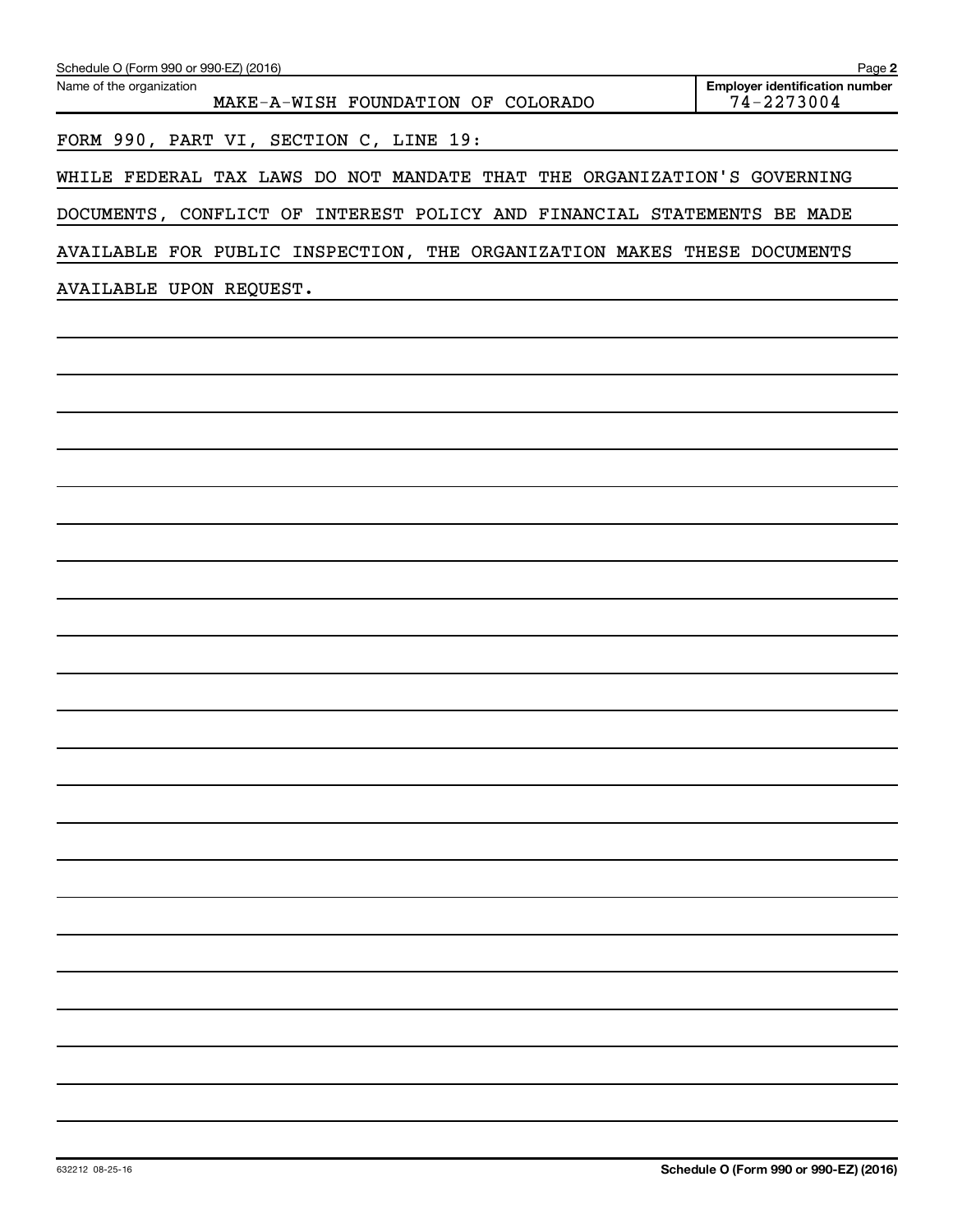Name of the organization: MAKE-A-WISH FOUNDATION OF COLORADO

Employer identification number: 74-2273004

FORM 990, PART VI, SECTION C, LINE 19:

WHILE FEDERAL TAX LAWS DO NOT MANDATE THAT THE ORGANIZATION'S GOVERNING DOCUMENTS, CONFLICT OF INTEREST POLICY AND FINANCIAL STATEMENTS BE MADE AVAILABLE FOR PUBLIC INSPECTION, THE ORGANIZATION MAKES THESE DOCUMENTS AVAILABLE UPON REQUEST.